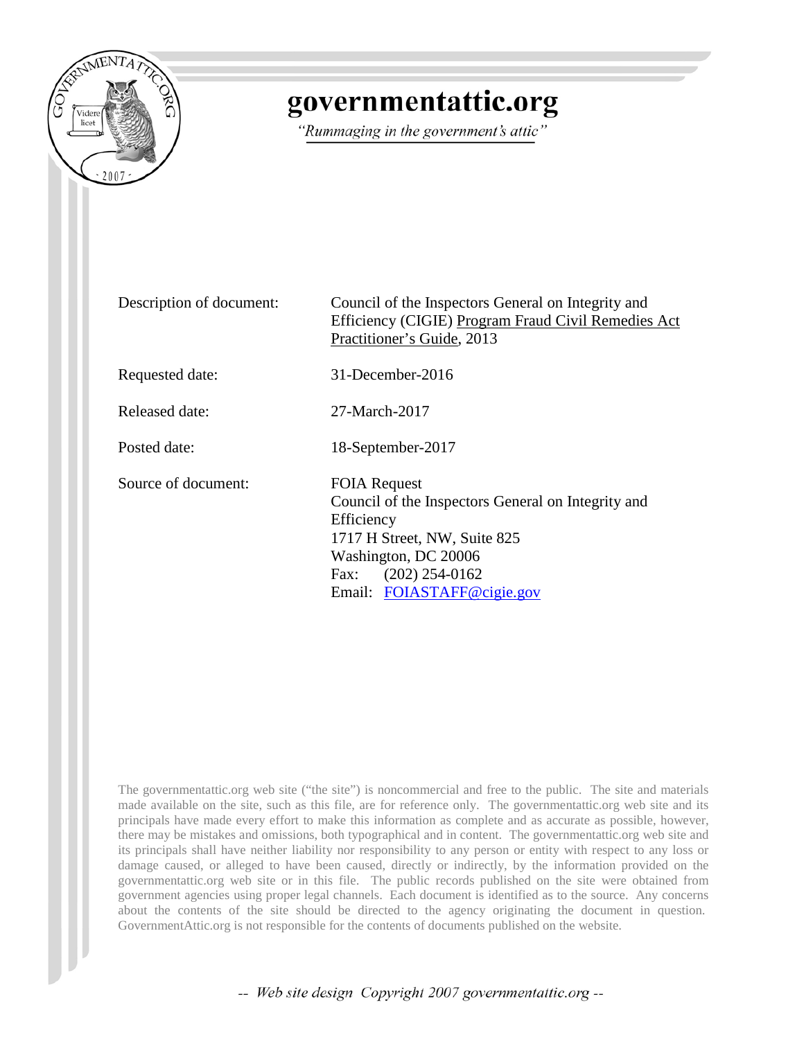# governmentattic.org

*"Rummaging in the government's attic"*

| | |
|---|---|
| Description of document: | Council of the Inspectors General on Integrity and Efficiency (CIGIE) Program Fraud Civil Remedies Act Practitioner's Guide, 2013 |
| Requested date: | 31-December-2016 |
| Released date: | 27-March-2017 |
| Posted date: | 18-September-2017 |
| Source of document: | FOIA Request<br>Council of the Inspectors General on Integrity and Efficiency<br>1717 H Street, NW, Suite 825<br>Washington, DC 20006<br>Fax: (202) 254-0162<br>Email: FOIASTAFF@cigie.gov |

The governmentattic.org web site ("the site") is noncommercial and free to the public. The site and materials made available on the site, such as this file, are for reference only. The governmentattic.org web site and its principals have made every effort to make this information as complete and as accurate as possible, however, there may be mistakes and omissions, both typographical and in content. The governmentattic.org web site and its principals shall have neither liability nor responsibility to any person or entity with respect to any loss or damage caused, or alleged to have been caused, directly or indirectly, by the information provided on the governmentattic.org web site or in this file. The public records published on the site were obtained from government agencies using proper legal channels. Each document is identified as to the source. Any concerns about the contents of the site should be directed to the agency originating the document in question. GovernmentAttic.org is not responsible for the contents of documents published on the website.

*-- Web site design Copyright 2007 governmentattic.org --*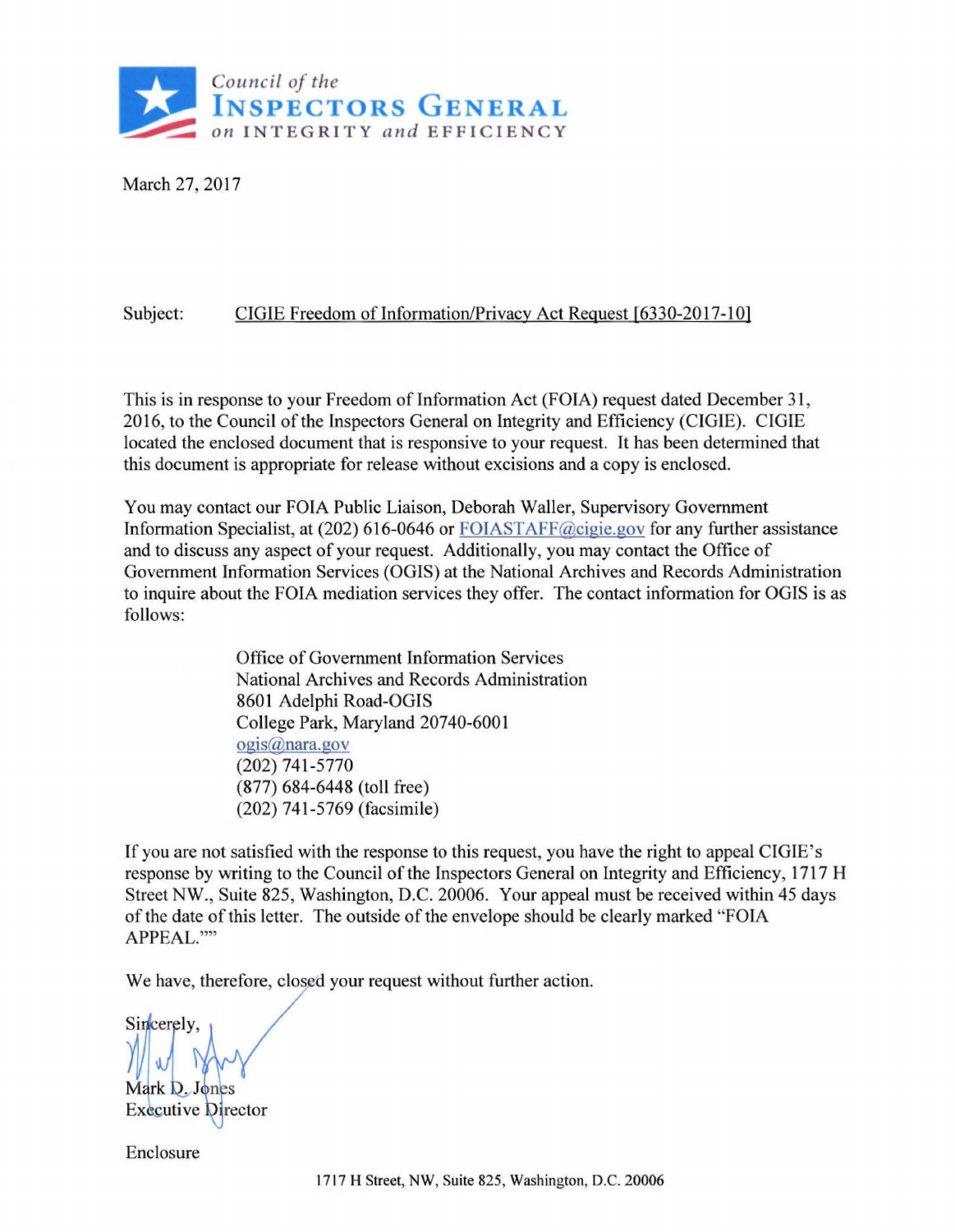Council of the
**INSPECTORS GENERAL**
on INTEGRITY and EFFICIENCY

March 27, 2017

Subject: CIGIE Freedom of Information/Privacy Act Request [6330-2017-10]

This is in response to your Freedom of Information Act (FOIA) request dated December 31, 2016, to the Council of the Inspectors General on Integrity and Efficiency (CIGIE). CIGIE located the enclosed document that is responsive to your request. It has been determined that this document is appropriate for release without excisions and a copy is enclosed.

You may contact our FOIA Public Liaison, Deborah Waller, Supervisory Government Information Specialist, at (202) 616-0646 or FOIASTAFF@cigie.gov for any further assistance and to discuss any aspect of your request. Additionally, you may contact the Office of Government Information Services (OGIS) at the National Archives and Records Administration to inquire about the FOIA mediation services they offer. The contact information for OGIS is as follows:

Office of Government Information Services
National Archives and Records Administration
8601 Adelphi Road-OGIS
College Park, Maryland 20740-6001
ogis@nara.gov
(202) 741-5770
(877) 684-6448 (toll free)
(202) 741-5769 (facsimile)

If you are not satisfied with the response to this request, you have the right to appeal CIGIE's response by writing to the Council of the Inspectors General on Integrity and Efficiency, 1717 H Street NW., Suite 825, Washington, D.C. 20006. Your appeal must be received within 45 days of the date of this letter. The outside of the envelope should be clearly marked "FOIA APPEAL.""

We have, therefore, closed your request without further action.

Sincerely,

Mark D. Jones
Executive Director

Enclosure

1717 H Street, NW, Suite 825, Washington, D.C. 20006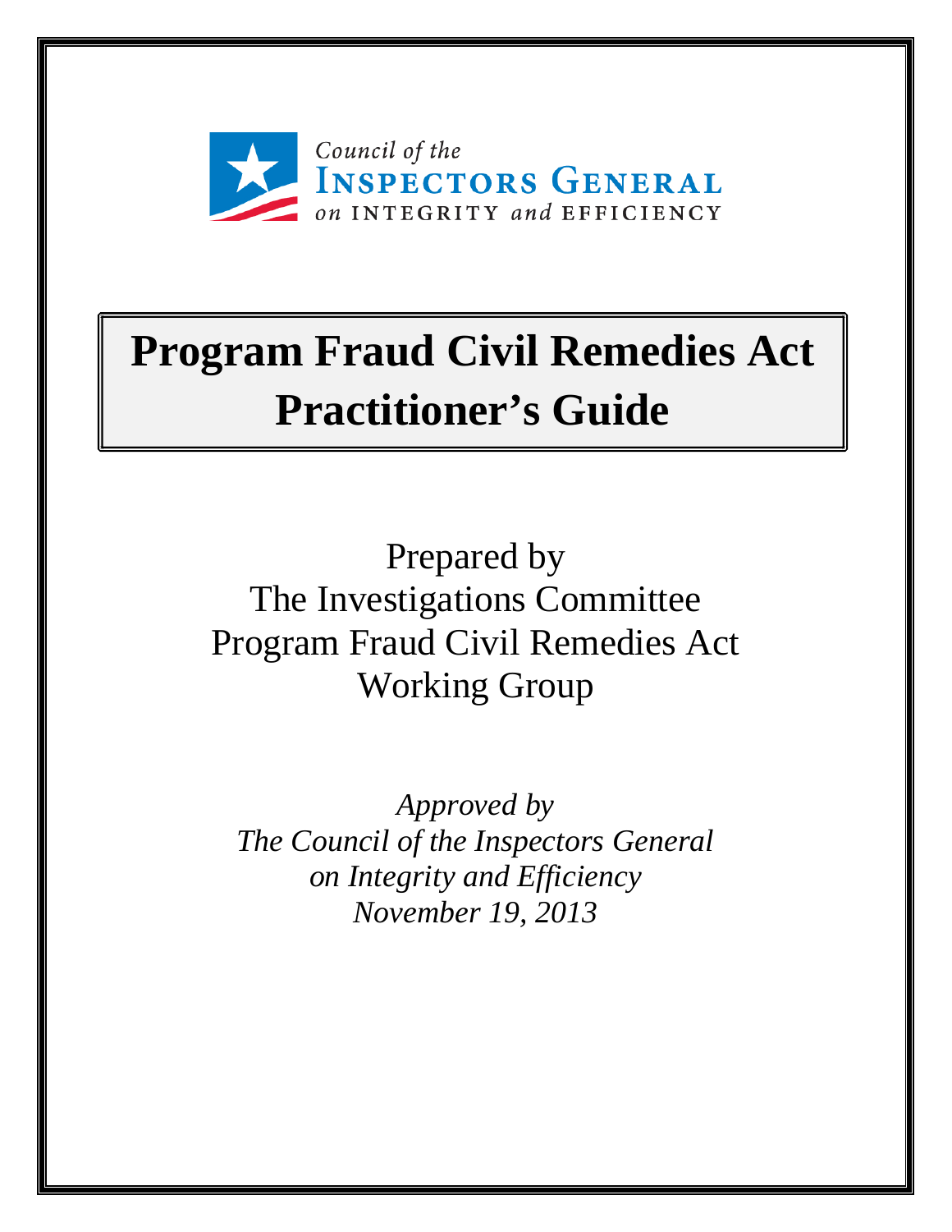Council of the
INSPECTORS GENERAL
on INTEGRITY and EFFICIENCY

# Program Fraud Civil Remedies Act Practitioner's Guide

Prepared by
The Investigations Committee
Program Fraud Civil Remedies Act
Working Group

*Approved by*
*The Council of the Inspectors General*
*on Integrity and Efficiency*
*November 19, 2013*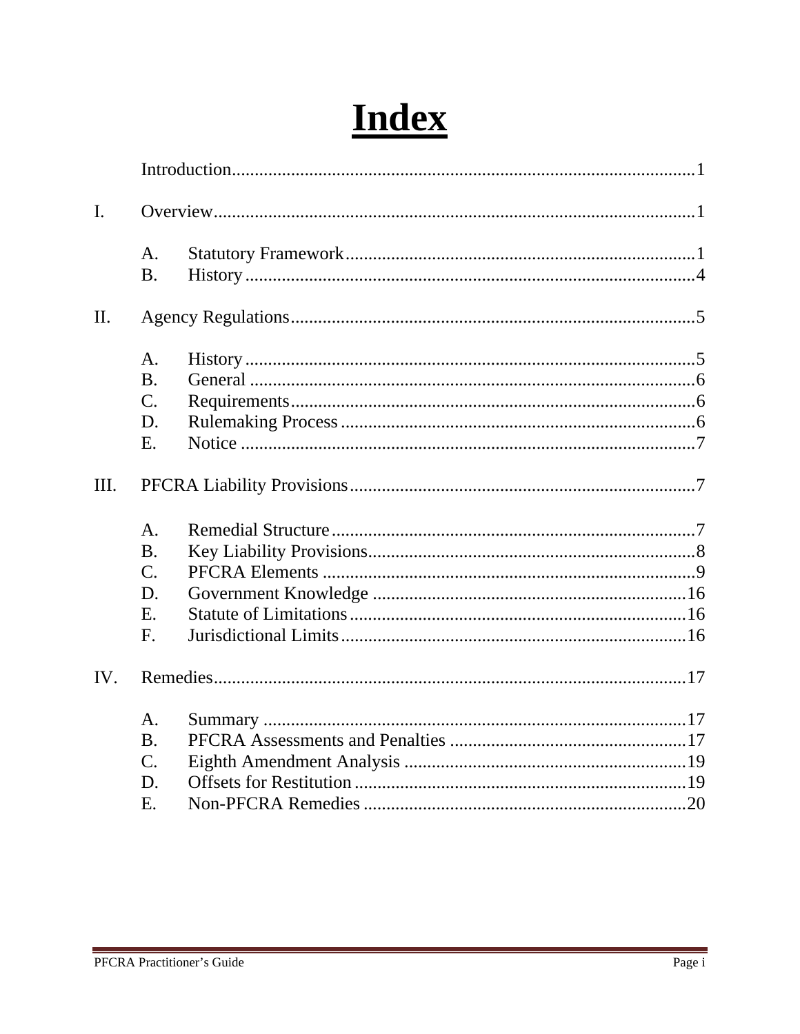# Index

Introduction....................................................................................................1

I. Overview.......................................................................................................1

- A. Statutory Framework...........................................................................1
- B. History.................................................................................................4

II. Agency Regulations.....................................................................................5

- A. History.................................................................................................5
- B. General ................................................................................................6
- C. Requirements........................................................................................6
- D. Rulemaking Process .............................................................................6
- E. Notice ..................................................................................................7

III. PFCRA Liability Provisions.........................................................................7

- A. Remedial Structure...............................................................................7
- B. Key Liability Provisions.......................................................................8
- C. PFCRA Elements .................................................................................9
- D. Government Knowledge ....................................................................16
- E. Statute of Limitations.........................................................................16
- F. Jurisdictional Limits...........................................................................16

IV. Remedies...................................................................................................17

- A. Summary ............................................................................................17
- B. PFCRA Assessments and Penalties ...................................................17
- C. Eighth Amendment Analysis .............................................................19
- D. Offsets for Restitution........................................................................19
- E. Non-PFCRA Remedies ......................................................................20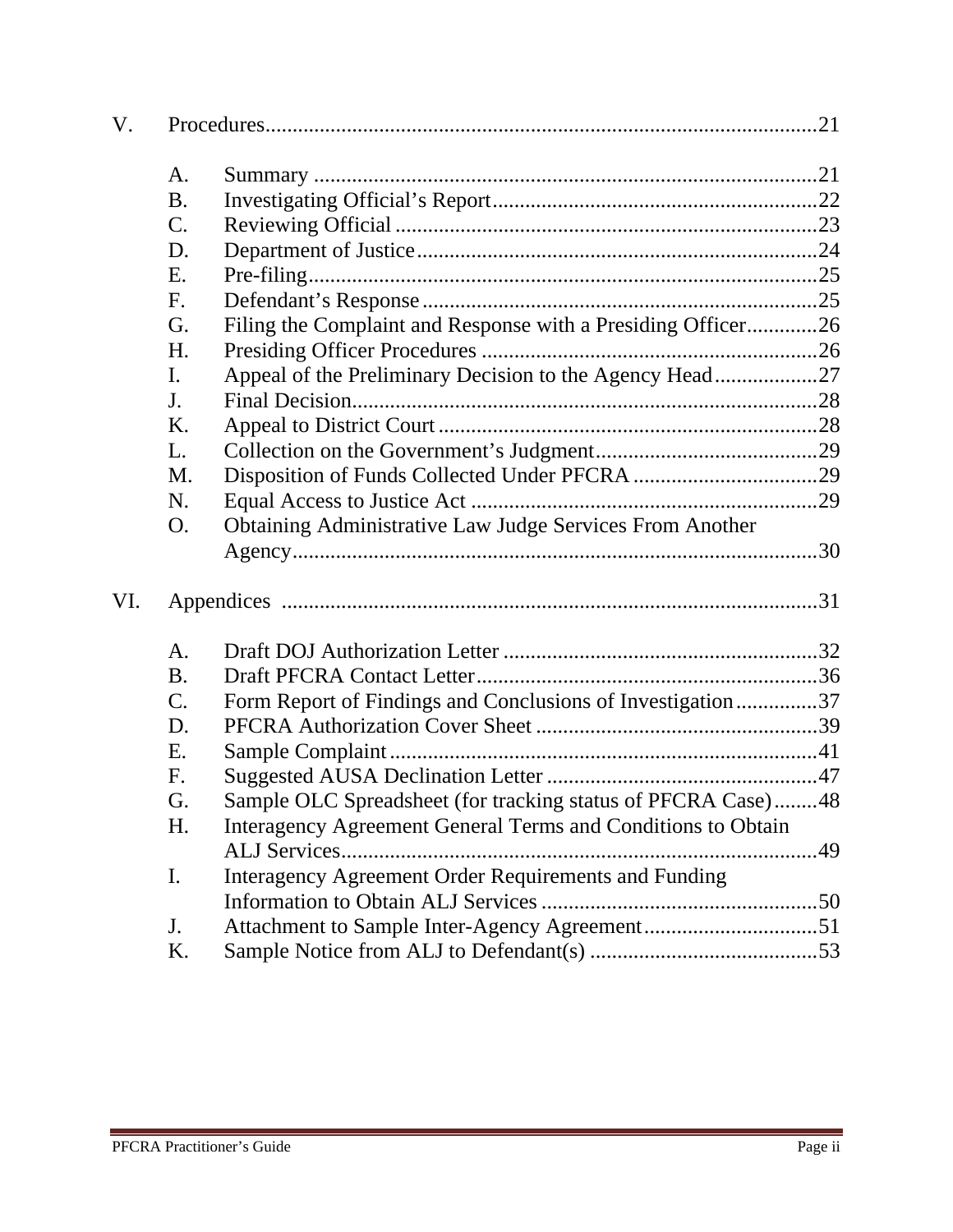V. Procedures....................................................................................................21

- A. Summary ..........................................................................................21
- B. Investigating Official's Report..........................................................22
- C. Reviewing Official ............................................................................23
- D. Department of Justice.......................................................................24
- E. Pre-filing...........................................................................................25
- F. Defendant's Response.......................................................................25
- G. Filing the Complaint and Response with a Presiding Officer.............26
- H. Presiding Officer Procedures .............................................................26
- I. Appeal of the Preliminary Decision to the Agency Head...................27
- J. Final Decision....................................................................................28
- K. Appeal to District Court ....................................................................28
- L. Collection on the Government's Judgment.........................................29
- M. Disposition of Funds Collected Under PFCRA ..................................29
- N. Equal Access to Justice Act ...............................................................29
- O. Obtaining Administrative Law Judge Services From Another Agency................................................................................................30

VI. Appendices ..................................................................................................31

- A. Draft DOJ Authorization Letter ..........................................................32
- B. Draft PFCRA Contact Letter..............................................................36
- C. Form Report of Findings and Conclusions of Investigation...............37
- D. PFCRA Authorization Cover Sheet ....................................................39
- E. Sample Complaint..............................................................................41
- F. Suggested AUSA Declination Letter ..................................................47
- G. Sample OLC Spreadsheet (for tracking status of PFCRA Case)........48
- H. Interagency Agreement General Terms and Conditions to Obtain ALJ Services.......................................................................................49
- I. Interagency Agreement Order Requirements and Funding Information to Obtain ALJ Services ..................................................50
- J. Attachment to Sample Inter-Agency Agreement................................51
- K. Sample Notice from ALJ to Defendant(s) ..........................................53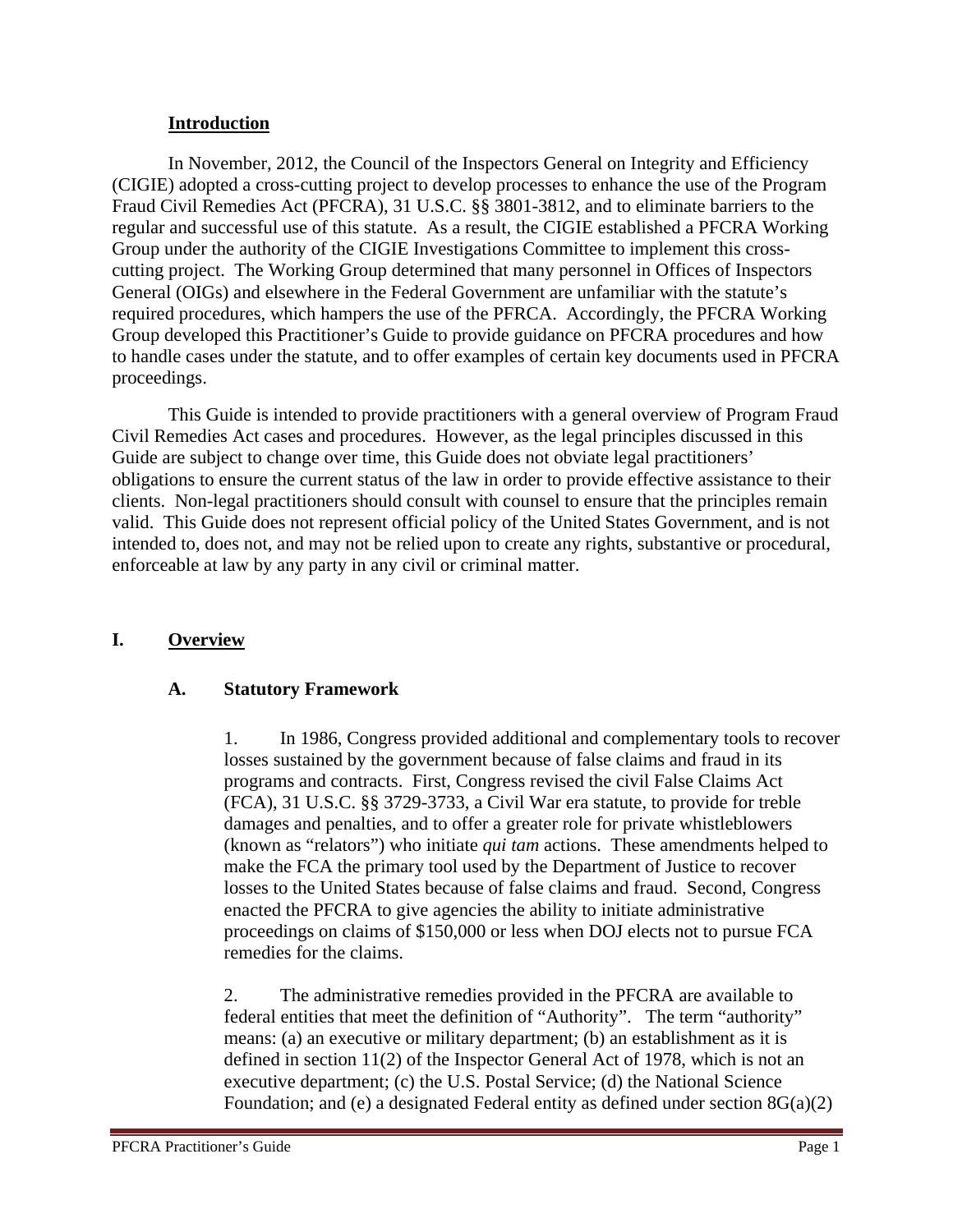## Introduction

In November, 2012, the Council of the Inspectors General on Integrity and Efficiency (CIGIE) adopted a cross-cutting project to develop processes to enhance the use of the Program Fraud Civil Remedies Act (PFCRA), 31 U.S.C. §§ 3801-3812, and to eliminate barriers to the regular and successful use of this statute. As a result, the CIGIE established a PFCRA Working Group under the authority of the CIGIE Investigations Committee to implement this cross-cutting project. The Working Group determined that many personnel in Offices of Inspectors General (OIGs) and elsewhere in the Federal Government are unfamiliar with the statute's required procedures, which hampers the use of the PFRCA. Accordingly, the PFCRA Working Group developed this Practitioner's Guide to provide guidance on PFCRA procedures and how to handle cases under the statute, and to offer examples of certain key documents used in PFCRA proceedings.

This Guide is intended to provide practitioners with a general overview of Program Fraud Civil Remedies Act cases and procedures. However, as the legal principles discussed in this Guide are subject to change over time, this Guide does not obviate legal practitioners' obligations to ensure the current status of the law in order to provide effective assistance to their clients. Non-legal practitioners should consult with counsel to ensure that the principles remain valid. This Guide does not represent official policy of the United States Government, and is not intended to, does not, and may not be relied upon to create any rights, substantive or procedural, enforceable at law by any party in any civil or criminal matter.

## I. Overview

### A. Statutory Framework

1. In 1986, Congress provided additional and complementary tools to recover losses sustained by the government because of false claims and fraud in its programs and contracts. First, Congress revised the civil False Claims Act (FCA), 31 U.S.C. §§ 3729-3733, a Civil War era statute, to provide for treble damages and penalties, and to offer a greater role for private whistleblowers (known as "relators") who initiate *qui tam* actions. These amendments helped to make the FCA the primary tool used by the Department of Justice to recover losses to the United States because of false claims and fraud. Second, Congress enacted the PFCRA to give agencies the ability to initiate administrative proceedings on claims of $150,000 or less when DOJ elects not to pursue FCA remedies for the claims.

2. The administrative remedies provided in the PFCRA are available to federal entities that meet the definition of "Authority". The term "authority" means: (a) an executive or military department; (b) an establishment as it is defined in section 11(2) of the Inspector General Act of 1978, which is not an executive department; (c) the U.S. Postal Service; (d) the National Science Foundation; and (e) a designated Federal entity as defined under section 8G(a)(2)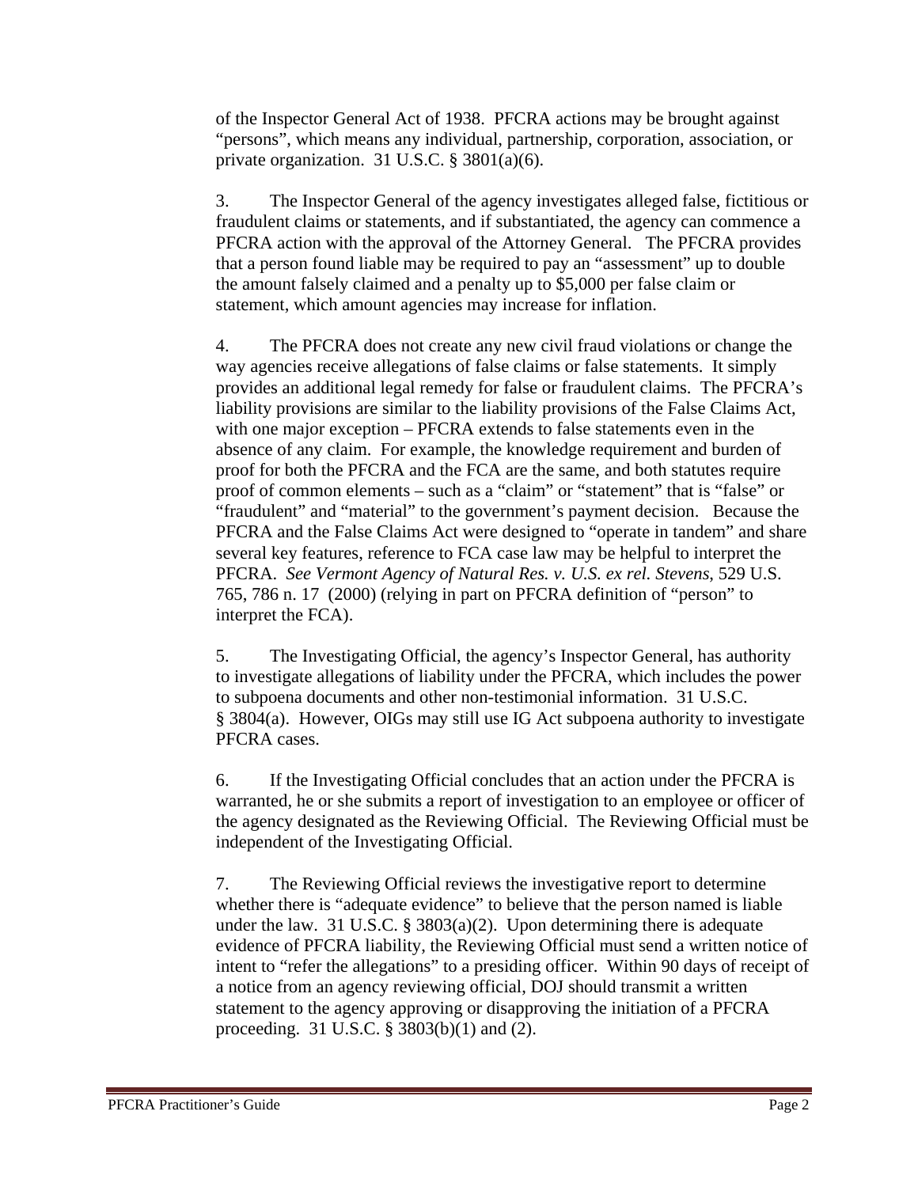of the Inspector General Act of 1938. PFCRA actions may be brought against "persons", which means any individual, partnership, corporation, association, or private organization. 31 U.S.C. § 3801(a)(6).

3. The Inspector General of the agency investigates alleged false, fictitious or fraudulent claims or statements, and if substantiated, the agency can commence a PFCRA action with the approval of the Attorney General. The PFCRA provides that a person found liable may be required to pay an "assessment" up to double the amount falsely claimed and a penalty up to $5,000 per false claim or statement, which amount agencies may increase for inflation.

4. The PFCRA does not create any new civil fraud violations or change the way agencies receive allegations of false claims or false statements. It simply provides an additional legal remedy for false or fraudulent claims. The PFCRA's liability provisions are similar to the liability provisions of the False Claims Act, with one major exception – PFCRA extends to false statements even in the absence of any claim. For example, the knowledge requirement and burden of proof for both the PFCRA and the FCA are the same, and both statutes require proof of common elements – such as a "claim" or "statement" that is "false" or "fraudulent" and "material" to the government's payment decision. Because the PFCRA and the False Claims Act were designed to "operate in tandem" and share several key features, reference to FCA case law may be helpful to interpret the PFCRA. *See Vermont Agency of Natural Res. v. U.S. ex rel. Stevens*, 529 U.S. 765, 786 n. 17 (2000) (relying in part on PFCRA definition of "person" to interpret the FCA).

5. The Investigating Official, the agency's Inspector General, has authority to investigate allegations of liability under the PFCRA, which includes the power to subpoena documents and other non-testimonial information. 31 U.S.C. § 3804(a). However, OIGs may still use IG Act subpoena authority to investigate PFCRA cases.

6. If the Investigating Official concludes that an action under the PFCRA is warranted, he or she submits a report of investigation to an employee or officer of the agency designated as the Reviewing Official. The Reviewing Official must be independent of the Investigating Official.

7. The Reviewing Official reviews the investigative report to determine whether there is "adequate evidence" to believe that the person named is liable under the law. 31 U.S.C. § 3803(a)(2). Upon determining there is adequate evidence of PFCRA liability, the Reviewing Official must send a written notice of intent to "refer the allegations" to a presiding officer. Within 90 days of receipt of a notice from an agency reviewing official, DOJ should transmit a written statement to the agency approving or disapproving the initiation of a PFCRA proceeding. 31 U.S.C. § 3803(b)(1) and (2).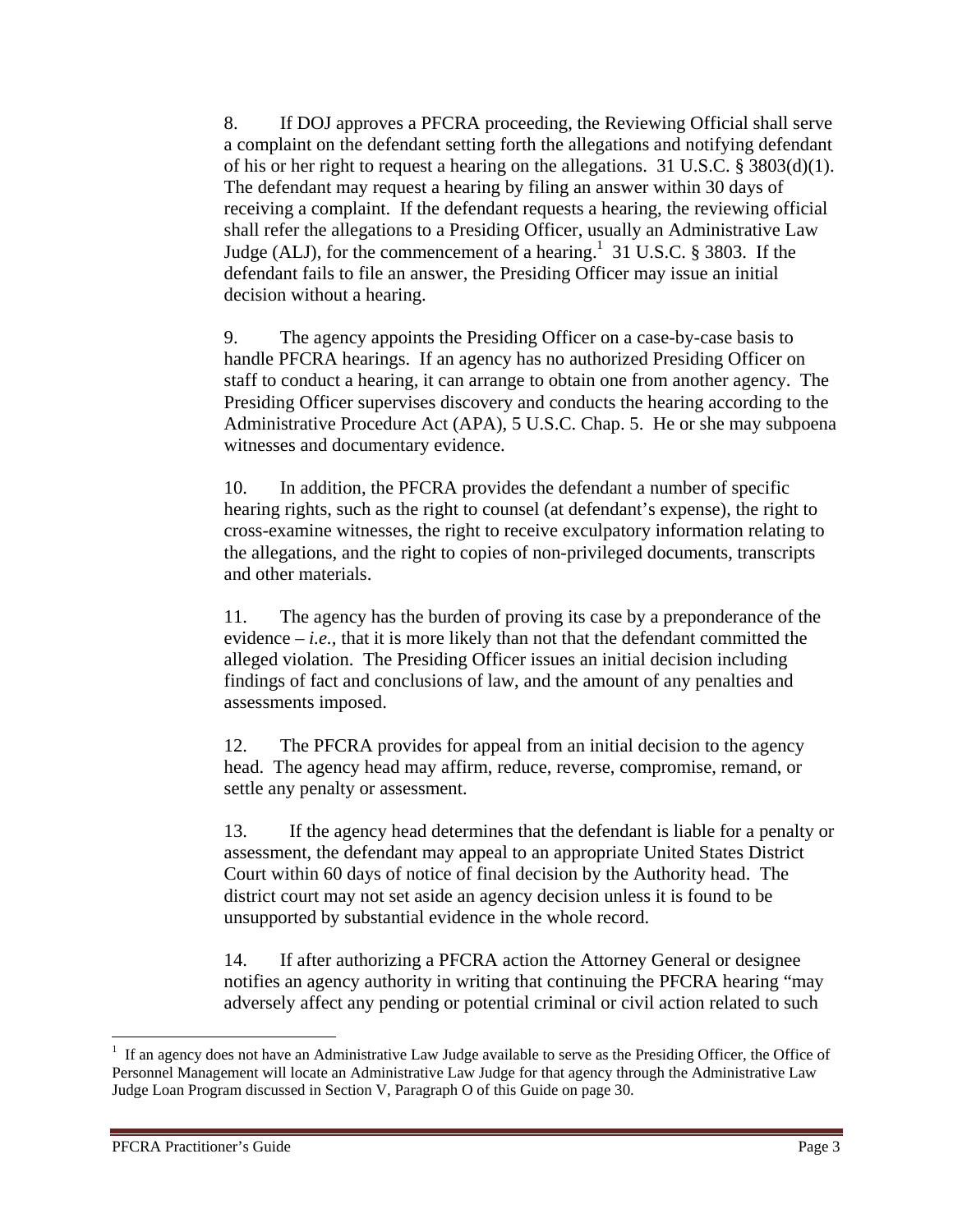8. If DOJ approves a PFCRA proceeding, the Reviewing Official shall serve a complaint on the defendant setting forth the allegations and notifying defendant of his or her right to request a hearing on the allegations. 31 U.S.C. § 3803(d)(1). The defendant may request a hearing by filing an answer within 30 days of receiving a complaint. If the defendant requests a hearing, the reviewing official shall refer the allegations to a Presiding Officer, usually an Administrative Law Judge (ALJ), for the commencement of a hearing.[1] 31 U.S.C. § 3803. If the defendant fails to file an answer, the Presiding Officer may issue an initial decision without a hearing.

9. The agency appoints the Presiding Officer on a case-by-case basis to handle PFCRA hearings. If an agency has no authorized Presiding Officer on staff to conduct a hearing, it can arrange to obtain one from another agency. The Presiding Officer supervises discovery and conducts the hearing according to the Administrative Procedure Act (APA), 5 U.S.C. Chap. 5. He or she may subpoena witnesses and documentary evidence.

10. In addition, the PFCRA provides the defendant a number of specific hearing rights, such as the right to counsel (at defendant's expense), the right to cross-examine witnesses, the right to receive exculpatory information relating to the allegations, and the right to copies of non-privileged documents, transcripts and other materials.

11. The agency has the burden of proving its case by a preponderance of the evidence – *i.e.*, that it is more likely than not that the defendant committed the alleged violation. The Presiding Officer issues an initial decision including findings of fact and conclusions of law, and the amount of any penalties and assessments imposed.

12. The PFCRA provides for appeal from an initial decision to the agency head. The agency head may affirm, reduce, reverse, compromise, remand, or settle any penalty or assessment.

13. If the agency head determines that the defendant is liable for a penalty or assessment, the defendant may appeal to an appropriate United States District Court within 60 days of notice of final decision by the Authority head. The district court may not set aside an agency decision unless it is found to be unsupported by substantial evidence in the whole record.

14. If after authorizing a PFCRA action the Attorney General or designee notifies an agency authority in writing that continuing the PFCRA hearing "may adversely affect any pending or potential criminal or civil action related to such

[1] If an agency does not have an Administrative Law Judge available to serve as the Presiding Officer, the Office of Personnel Management will locate an Administrative Law Judge for that agency through the Administrative Law Judge Loan Program discussed in Section V, Paragraph O of this Guide on page 30.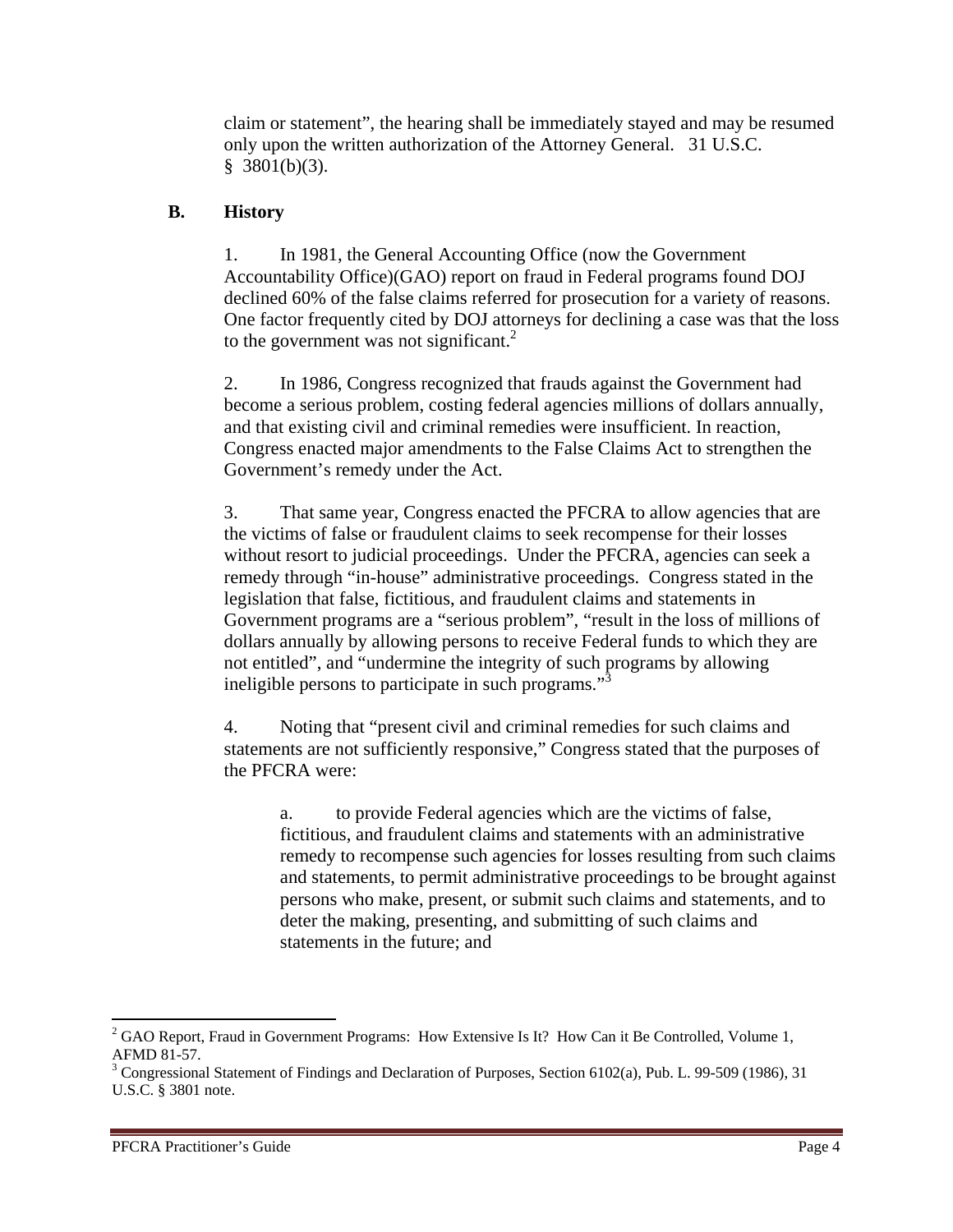claim or statement", the hearing shall be immediately stayed and may be resumed only upon the written authorization of the Attorney General. 31 U.S.C. § 3801(b)(3).

## B. History

1. In 1981, the General Accounting Office (now the Government Accountability Office)(GAO) report on fraud in Federal programs found DOJ declined 60% of the false claims referred for prosecution for a variety of reasons. One factor frequently cited by DOJ attorneys for declining a case was that the loss to the government was not significant.[2]

2. In 1986, Congress recognized that frauds against the Government had become a serious problem, costing federal agencies millions of dollars annually, and that existing civil and criminal remedies were insufficient. In reaction, Congress enacted major amendments to the False Claims Act to strengthen the Government's remedy under the Act.

3. That same year, Congress enacted the PFCRA to allow agencies that are the victims of false or fraudulent claims to seek recompense for their losses without resort to judicial proceedings. Under the PFCRA, agencies can seek a remedy through "in-house" administrative proceedings. Congress stated in the legislation that false, fictitious, and fraudulent claims and statements in Government programs are a "serious problem", "result in the loss of millions of dollars annually by allowing persons to receive Federal funds to which they are not entitled", and "undermine the integrity of such programs by allowing ineligible persons to participate in such programs."[3]

4. Noting that "present civil and criminal remedies for such claims and statements are not sufficiently responsive," Congress stated that the purposes of the PFCRA were:

   a. to provide Federal agencies which are the victims of false, fictitious, and fraudulent claims and statements with an administrative remedy to recompense such agencies for losses resulting from such claims and statements, to permit administrative proceedings to be brought against persons who make, present, or submit such claims and statements, and to deter the making, presenting, and submitting of such claims and statements in the future; and

---

[2] GAO Report, Fraud in Government Programs: How Extensive Is It? How Can it Be Controlled, Volume 1, AFMD 81-57.

[3] Congressional Statement of Findings and Declaration of Purposes, Section 6102(a), Pub. L. 99-509 (1986), 31 U.S.C. § 3801 note.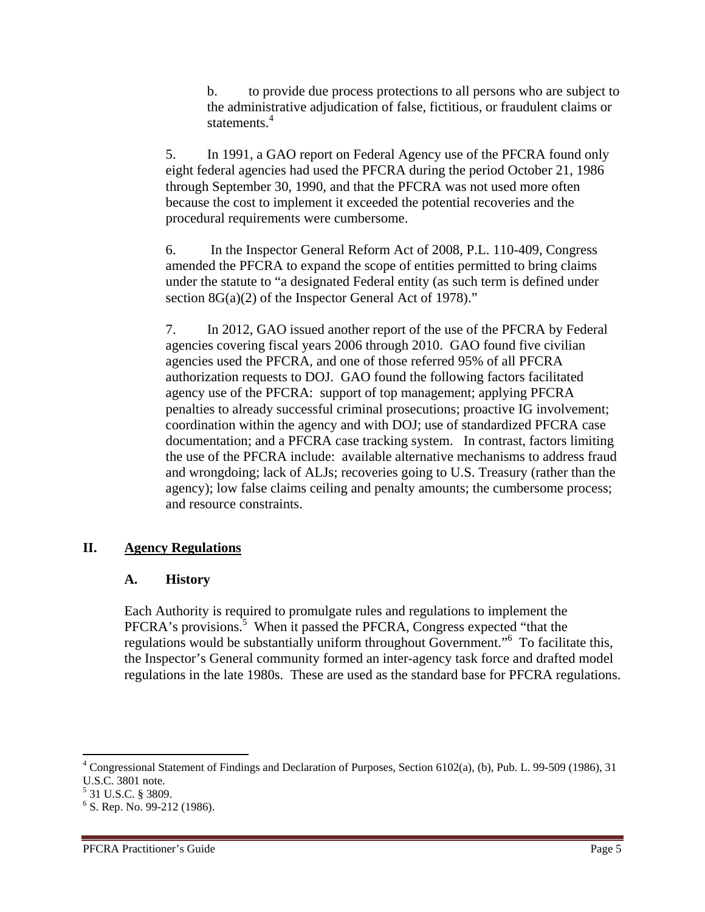b. to provide due process protections to all persons who are subject to the administrative adjudication of false, fictitious, or fraudulent claims or statements.[4]

5. In 1991, a GAO report on Federal Agency use of the PFCRA found only eight federal agencies had used the PFCRA during the period October 21, 1986 through September 30, 1990, and that the PFCRA was not used more often because the cost to implement it exceeded the potential recoveries and the procedural requirements were cumbersome.

6. In the Inspector General Reform Act of 2008, P.L. 110-409, Congress amended the PFCRA to expand the scope of entities permitted to bring claims under the statute to "a designated Federal entity (as such term is defined under section 8G(a)(2) of the Inspector General Act of 1978)."

7. In 2012, GAO issued another report of the use of the PFCRA by Federal agencies covering fiscal years 2006 through 2010. GAO found five civilian agencies used the PFCRA, and one of those referred 95% of all PFCRA authorization requests to DOJ. GAO found the following factors facilitated agency use of the PFCRA: support of top management; applying PFCRA penalties to already successful criminal prosecutions; proactive IG involvement; coordination within the agency and with DOJ; use of standardized PFCRA case documentation; and a PFCRA case tracking system. In contrast, factors limiting the use of the PFCRA include: available alternative mechanisms to address fraud and wrongdoing; lack of ALJs; recoveries going to U.S. Treasury (rather than the agency); low false claims ceiling and penalty amounts; the cumbersome process; and resource constraints.

## II. Agency Regulations

### A. History

Each Authority is required to promulgate rules and regulations to implement the PFCRA's provisions.[5] When it passed the PFCRA, Congress expected "that the regulations would be substantially uniform throughout Government."[6] To facilitate this, the Inspector's General community formed an inter-agency task force and drafted model regulations in the late 1980s. These are used as the standard base for PFCRA regulations.

---

[4] Congressional Statement of Findings and Declaration of Purposes, Section 6102(a), (b), Pub. L. 99-509 (1986), 31 U.S.C. 3801 note.

[5] 31 U.S.C. § 3809.

[6] S. Rep. No. 99-212 (1986).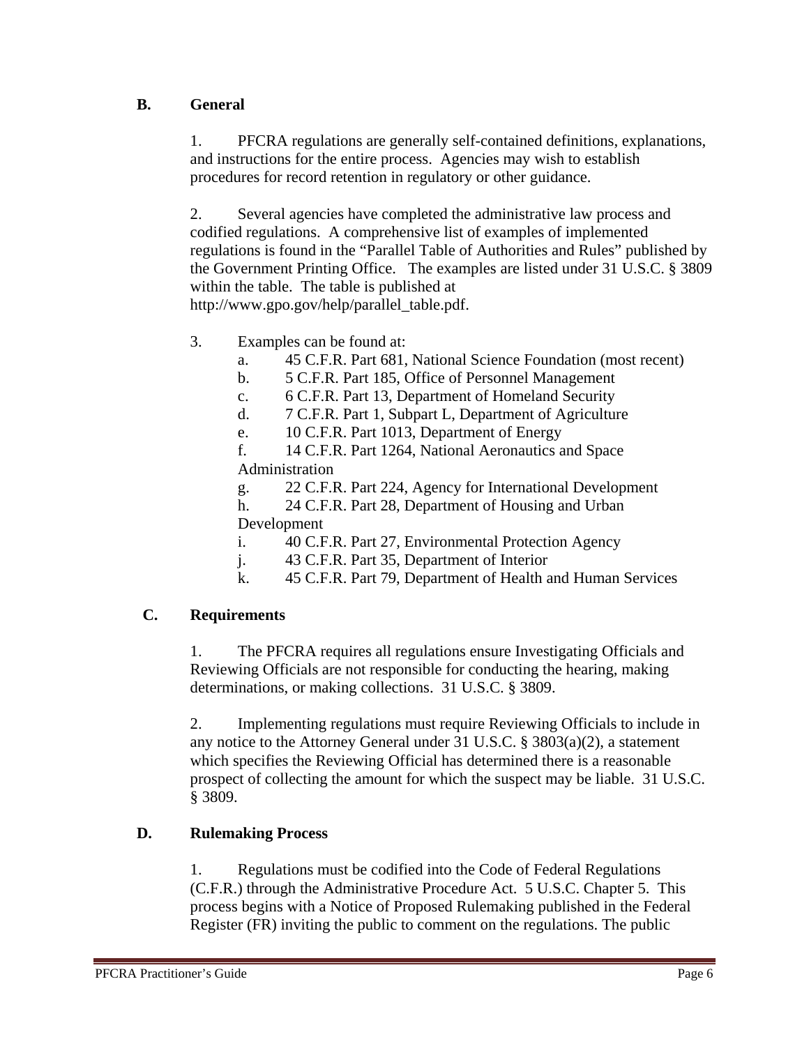## B. General

1. PFCRA regulations are generally self-contained definitions, explanations, and instructions for the entire process. Agencies may wish to establish procedures for record retention in regulatory or other guidance.

2. Several agencies have completed the administrative law process and codified regulations. A comprehensive list of examples of implemented regulations is found in the "Parallel Table of Authorities and Rules" published by the Government Printing Office. The examples are listed under 31 U.S.C. § 3809 within the table. The table is published at http://www.gpo.gov/help/parallel_table.pdf.

3. Examples can be found at:
   a. 45 C.F.R. Part 681, National Science Foundation (most recent)
   b. 5 C.F.R. Part 185, Office of Personnel Management
   c. 6 C.F.R. Part 13, Department of Homeland Security
   d. 7 C.F.R. Part 1, Subpart L, Department of Agriculture
   e. 10 C.F.R. Part 1013, Department of Energy
   f. 14 C.F.R. Part 1264, National Aeronautics and Space Administration
   g. 22 C.F.R. Part 224, Agency for International Development
   h. 24 C.F.R. Part 28, Department of Housing and Urban Development
   i. 40 C.F.R. Part 27, Environmental Protection Agency
   j. 43 C.F.R. Part 35, Department of Interior
   k. 45 C.F.R. Part 79, Department of Health and Human Services

## C. Requirements

1. The PFCRA requires all regulations ensure Investigating Officials and Reviewing Officials are not responsible for conducting the hearing, making determinations, or making collections. 31 U.S.C. § 3809.

2. Implementing regulations must require Reviewing Officials to include in any notice to the Attorney General under 31 U.S.C. § 3803(a)(2), a statement which specifies the Reviewing Official has determined there is a reasonable prospect of collecting the amount for which the suspect may be liable. 31 U.S.C. § 3809.

## D. Rulemaking Process

1. Regulations must be codified into the Code of Federal Regulations (C.F.R.) through the Administrative Procedure Act. 5 U.S.C. Chapter 5. This process begins with a Notice of Proposed Rulemaking published in the Federal Register (FR) inviting the public to comment on the regulations. The public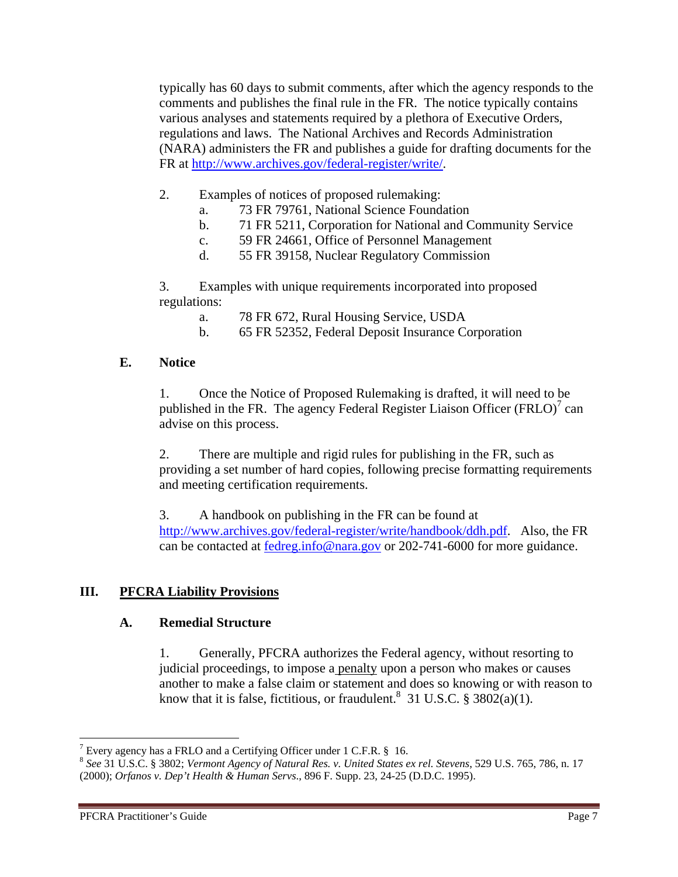typically has 60 days to submit comments, after which the agency responds to the comments and publishes the final rule in the FR. The notice typically contains various analyses and statements required by a plethora of Executive Orders, regulations and laws. The National Archives and Records Administration (NARA) administers the FR and publishes a guide for drafting documents for the FR at http://www.archives.gov/federal-register/write/.

2. Examples of notices of proposed rulemaking:
   a. 73 FR 79761, National Science Foundation
   b. 71 FR 5211, Corporation for National and Community Service
   c. 59 FR 24661, Office of Personnel Management
   d. 55 FR 39158, Nuclear Regulatory Commission

3. Examples with unique requirements incorporated into proposed regulations:
   a. 78 FR 672, Rural Housing Service, USDA
   b. 65 FR 52352, Federal Deposit Insurance Corporation

### E. Notice

1. Once the Notice of Proposed Rulemaking is drafted, it will need to be published in the FR. The agency Federal Register Liaison Officer (FRLO)[7] can advise on this process.

2. There are multiple and rigid rules for publishing in the FR, such as providing a set number of hard copies, following precise formatting requirements and meeting certification requirements.

3. A handbook on publishing in the FR can be found at http://www.archives.gov/federal-register/write/handbook/ddh.pdf. Also, the FR can be contacted at fedreg.info@nara.gov or 202-741-6000 for more guidance.

## III. PFCRA Liability Provisions

### A. Remedial Structure

1. Generally, PFCRA authorizes the Federal agency, without resorting to judicial proceedings, to impose a penalty upon a person who makes or causes another to make a false claim or statement and does so knowing or with reason to know that it is false, fictitious, or fraudulent.[8] 31 U.S.C. § 3802(a)(1).

---

[7] Every agency has a FRLO and a Certifying Officer under 1 C.F.R. § 16.

[8] *See* 31 U.S.C. § 3802; *Vermont Agency of Natural Res. v. United States ex rel. Stevens*, 529 U.S. 765, 786, n. 17 (2000); *Orfanos v. Dep't Health & Human Servs.*, 896 F. Supp. 23, 24-25 (D.D.C. 1995).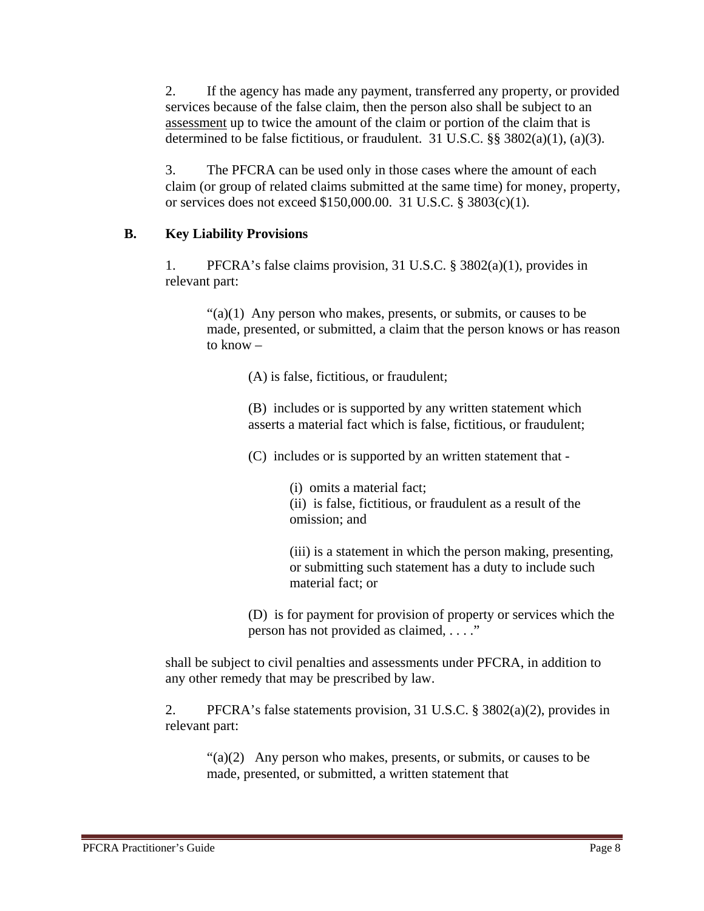2. If the agency has made any payment, transferred any property, or provided services because of the false claim, then the person also shall be subject to an assessment up to twice the amount of the claim or portion of the claim that is determined to be false fictitious, or fraudulent. 31 U.S.C. §§ 3802(a)(1), (a)(3).

3. The PFCRA can be used only in those cases where the amount of each claim (or group of related claims submitted at the same time) for money, property, or services does not exceed $150,000.00. 31 U.S.C. § 3803(c)(1).

## B. Key Liability Provisions

1. PFCRA's false claims provision, 31 U.S.C. § 3802(a)(1), provides in relevant part:

> "(a)(1) Any person who makes, presents, or submits, or causes to be made, presented, or submitted, a claim that the person knows or has reason to know –
>
> > (A) is false, fictitious, or fraudulent;
> >
> > (B) includes or is supported by any written statement which asserts a material fact which is false, fictitious, or fraudulent;
> >
> > (C) includes or is supported by an written statement that -
> >
> > > (i) omits a material fact;
> > > (ii) is false, fictitious, or fraudulent as a result of the omission; and
> > >
> > > (iii) is a statement in which the person making, presenting, or submitting such statement has a duty to include such material fact; or
> >
> > (D) is for payment for provision of property or services which the person has not provided as claimed, . . . ."

shall be subject to civil penalties and assessments under PFCRA, in addition to any other remedy that may be prescribed by law.

2. PFCRA's false statements provision, 31 U.S.C. § 3802(a)(2), provides in relevant part:

> "(a)(2) Any person who makes, presents, or submits, or causes to be made, presented, or submitted, a written statement that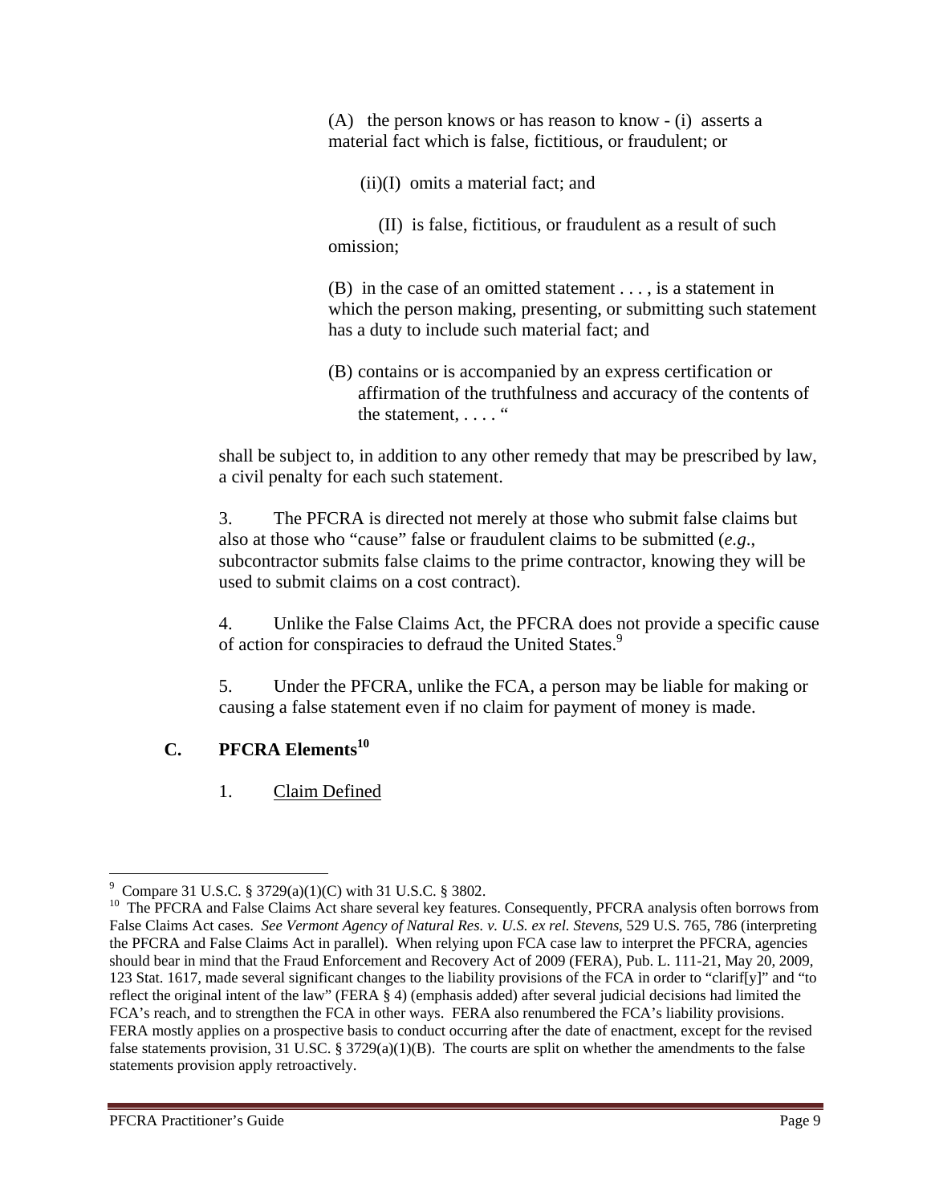(A) the person knows or has reason to know - (i) asserts a material fact which is false, fictitious, or fraudulent; or

(ii)(I) omits a material fact; and

(II) is false, fictitious, or fraudulent as a result of such omission;

(B) in the case of an omitted statement . . . , is a statement in which the person making, presenting, or submitting such statement has a duty to include such material fact; and

(B) contains or is accompanied by an express certification or affirmation of the truthfulness and accuracy of the contents of the statement, . . . . "

shall be subject to, in addition to any other remedy that may be prescribed by law, a civil penalty for each such statement.

3. The PFCRA is directed not merely at those who submit false claims but also at those who "cause" false or fraudulent claims to be submitted (*e.g*., subcontractor submits false claims to the prime contractor, knowing they will be used to submit claims on a cost contract).

4. Unlike the False Claims Act, the PFCRA does not provide a specific cause of action for conspiracies to defraud the United States.[9]

5. Under the PFCRA, unlike the FCA, a person may be liable for making or causing a false statement even if no claim for payment of money is made.

## C. PFCRA Elements[10]

1. Claim Defined

---

[9] Compare 31 U.S.C. § 3729(a)(1)(C) with 31 U.S.C. § 3802.

[10] The PFCRA and False Claims Act share several key features. Consequently, PFCRA analysis often borrows from False Claims Act cases. *See Vermont Agency of Natural Res. v. U.S. ex rel. Stevens*, 529 U.S. 765, 786 (interpreting the PFCRA and False Claims Act in parallel). When relying upon FCA case law to interpret the PFCRA, agencies should bear in mind that the Fraud Enforcement and Recovery Act of 2009 (FERA), Pub. L. 111-21, May 20, 2009, 123 Stat. 1617, made several significant changes to the liability provisions of the FCA in order to "clarif[y]" and "to reflect the original intent of the law" (FERA § 4) (emphasis added) after several judicial decisions had limited the FCA's reach, and to strengthen the FCA in other ways. FERA also renumbered the FCA's liability provisions. FERA mostly applies on a prospective basis to conduct occurring after the date of enactment, except for the revised false statements provision, 31 U.SC. § 3729(a)(1)(B). The courts are split on whether the amendments to the false statements provision apply retroactively.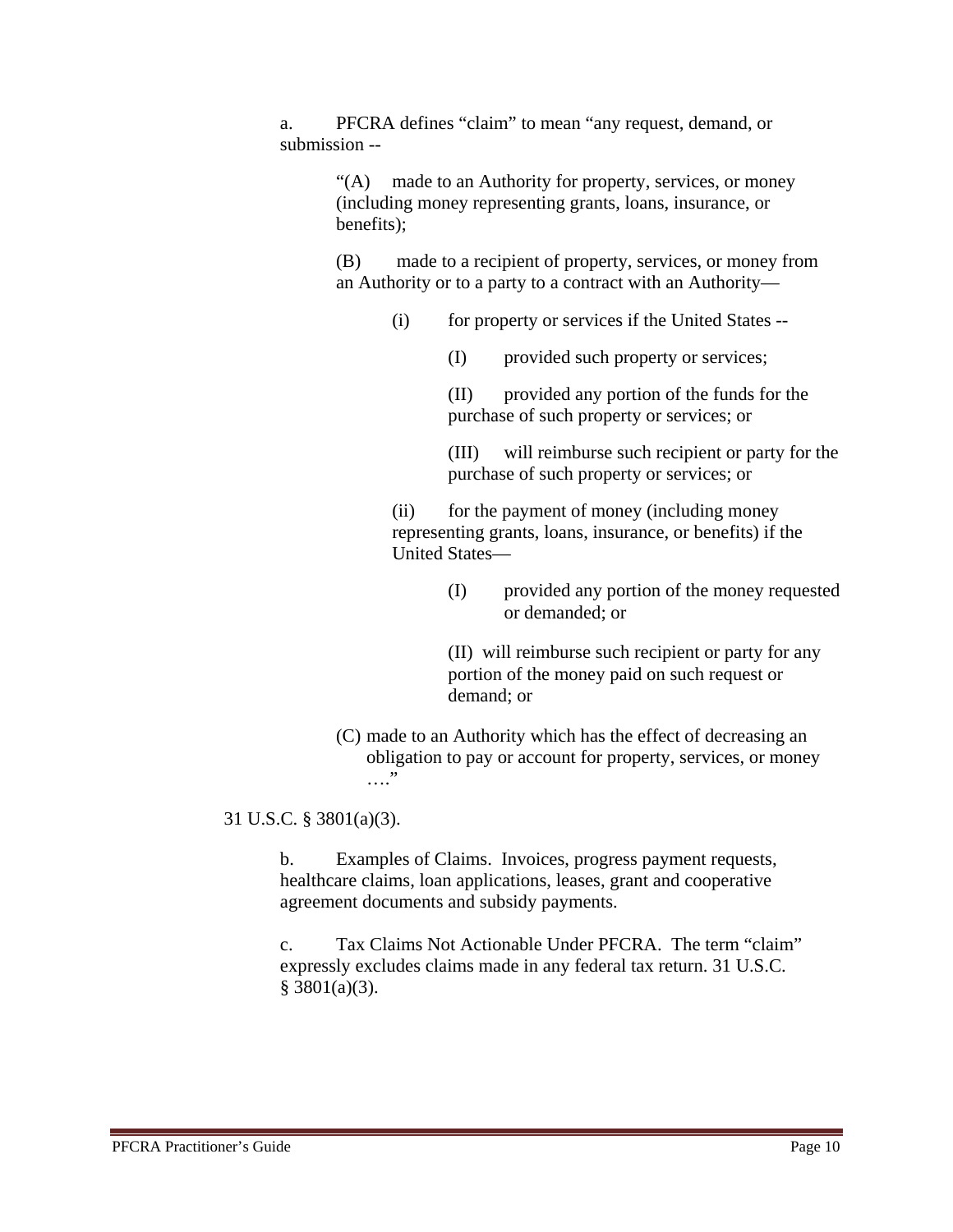a. PFCRA defines “claim” to mean “any request, demand, or submission --

> “(A) made to an Authority for property, services, or money (including money representing grants, loans, insurance, or benefits);
>
> (B) made to a recipient of property, services, or money from an Authority or to a party to a contract with an Authority—
>
> > (i) for property or services if the United States --
> >
> > > (I) provided such property or services;
> > >
> > > (II) provided any portion of the funds for the purchase of such property or services; or
> > >
> > > (III) will reimburse such recipient or party for the purchase of such property or services; or
> >
> > (ii) for the payment of money (including money representing grants, loans, insurance, or benefits) if the United States—
> >
> > > (I) provided any portion of the money requested or demanded; or
> > >
> > > (II) will reimburse such recipient or party for any portion of the money paid on such request or demand; or
>
> (C) made to an Authority which has the effect of decreasing an obligation to pay or account for property, services, or money ….”

31 U.S.C. § 3801(a)(3).

b. Examples of Claims. Invoices, progress payment requests, healthcare claims, loan applications, leases, grant and cooperative agreement documents and subsidy payments.

c. Tax Claims Not Actionable Under PFCRA. The term “claim” expressly excludes claims made in any federal tax return. 31 U.S.C. § 3801(a)(3).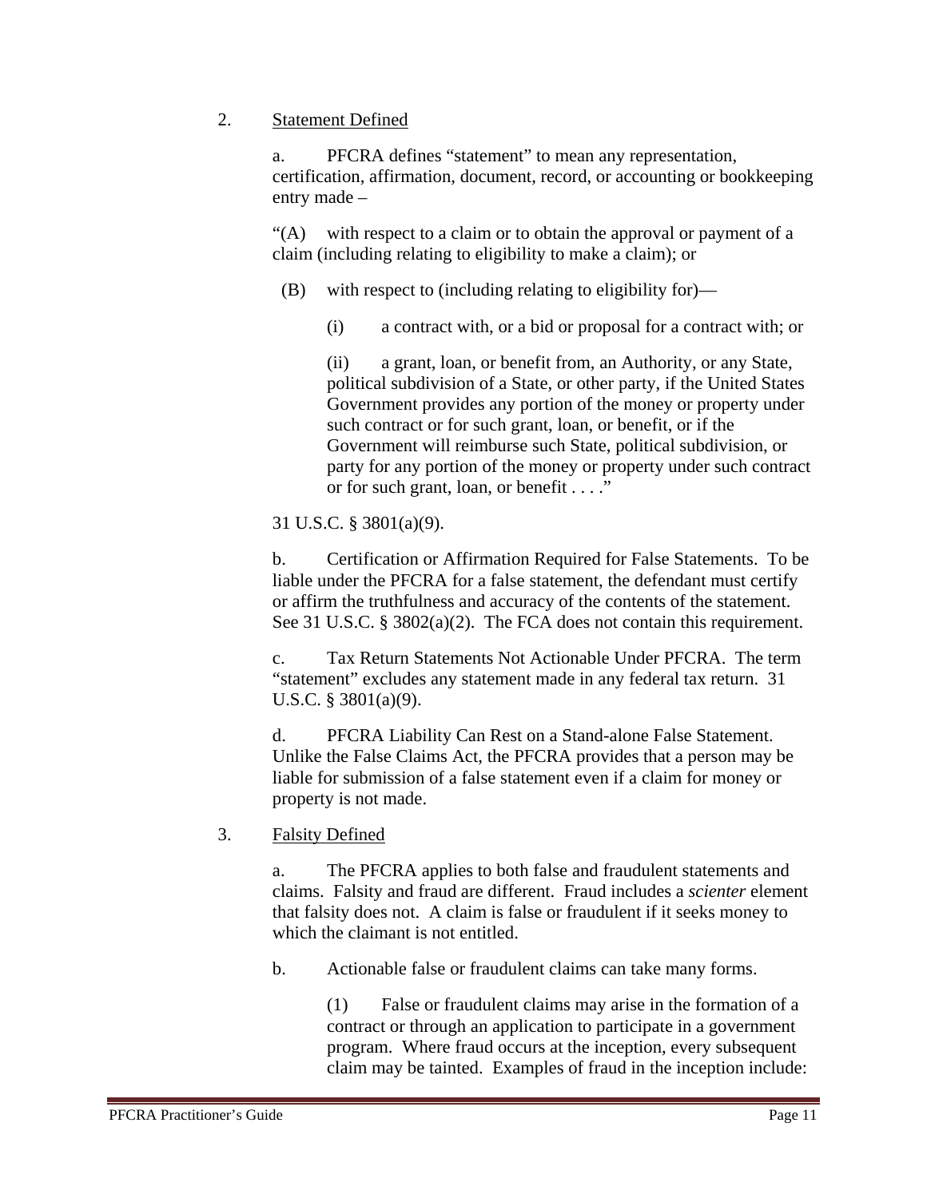2. Statement Defined

a. PFCRA defines "statement" to mean any representation, certification, affirmation, document, record, or accounting or bookkeeping entry made –

"(A) with respect to a claim or to obtain the approval or payment of a claim (including relating to eligibility to make a claim); or

(B) with respect to (including relating to eligibility for)—

(i) a contract with, or a bid or proposal for a contract with; or

(ii) a grant, loan, or benefit from, an Authority, or any State, political subdivision of a State, or other party, if the United States Government provides any portion of the money or property under such contract or for such grant, loan, or benefit, or if the Government will reimburse such State, political subdivision, or party for any portion of the money or property under such contract or for such grant, loan, or benefit . . . ."

31 U.S.C. § 3801(a)(9).

b. Certification or Affirmation Required for False Statements. To be liable under the PFCRA for a false statement, the defendant must certify or affirm the truthfulness and accuracy of the contents of the statement. See 31 U.S.C. § 3802(a)(2). The FCA does not contain this requirement.

c. Tax Return Statements Not Actionable Under PFCRA. The term "statement" excludes any statement made in any federal tax return. 31 U.S.C. § 3801(a)(9).

d. PFCRA Liability Can Rest on a Stand-alone False Statement. Unlike the False Claims Act, the PFCRA provides that a person may be liable for submission of a false statement even if a claim for money or property is not made.

3. Falsity Defined

a. The PFCRA applies to both false and fraudulent statements and claims. Falsity and fraud are different. Fraud includes a *scienter* element that falsity does not. A claim is false or fraudulent if it seeks money to which the claimant is not entitled.

b. Actionable false or fraudulent claims can take many forms.

(1) False or fraudulent claims may arise in the formation of a contract or through an application to participate in a government program. Where fraud occurs at the inception, every subsequent claim may be tainted. Examples of fraud in the inception include: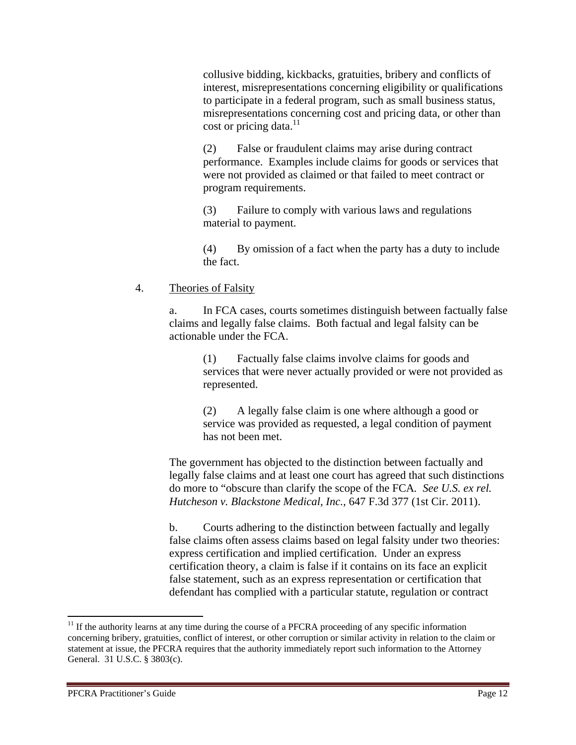collusive bidding, kickbacks, gratuities, bribery and conflicts of interest, misrepresentations concerning eligibility or qualifications to participate in a federal program, such as small business status, misrepresentations concerning cost and pricing data, or other than cost or pricing data.[11]

(2) False or fraudulent claims may arise during contract performance. Examples include claims for goods or services that were not provided as claimed or that failed to meet contract or program requirements.

(3) Failure to comply with various laws and regulations material to payment.

(4) By omission of a fact when the party has a duty to include the fact.

4. Theories of Falsity

a. In FCA cases, courts sometimes distinguish between factually false claims and legally false claims. Both factual and legal falsity can be actionable under the FCA.

(1) Factually false claims involve claims for goods and services that were never actually provided or were not provided as represented.

(2) A legally false claim is one where although a good or service was provided as requested, a legal condition of payment has not been met.

The government has objected to the distinction between factually and legally false claims and at least one court has agreed that such distinctions do more to "obscure than clarify the scope of the FCA. *See U.S. ex rel. Hutcheson v. Blackstone Medical, Inc.,* 647 F.3d 377 (1st Cir. 2011).

b. Courts adhering to the distinction between factually and legally false claims often assess claims based on legal falsity under two theories: express certification and implied certification. Under an express certification theory, a claim is false if it contains on its face an explicit false statement, such as an express representation or certification that defendant has complied with a particular statute, regulation or contract

[11] If the authority learns at any time during the course of a PFCRA proceeding of any specific information concerning bribery, gratuities, conflict of interest, or other corruption or similar activity in relation to the claim or statement at issue, the PFCRA requires that the authority immediately report such information to the Attorney General. 31 U.S.C. § 3803(c).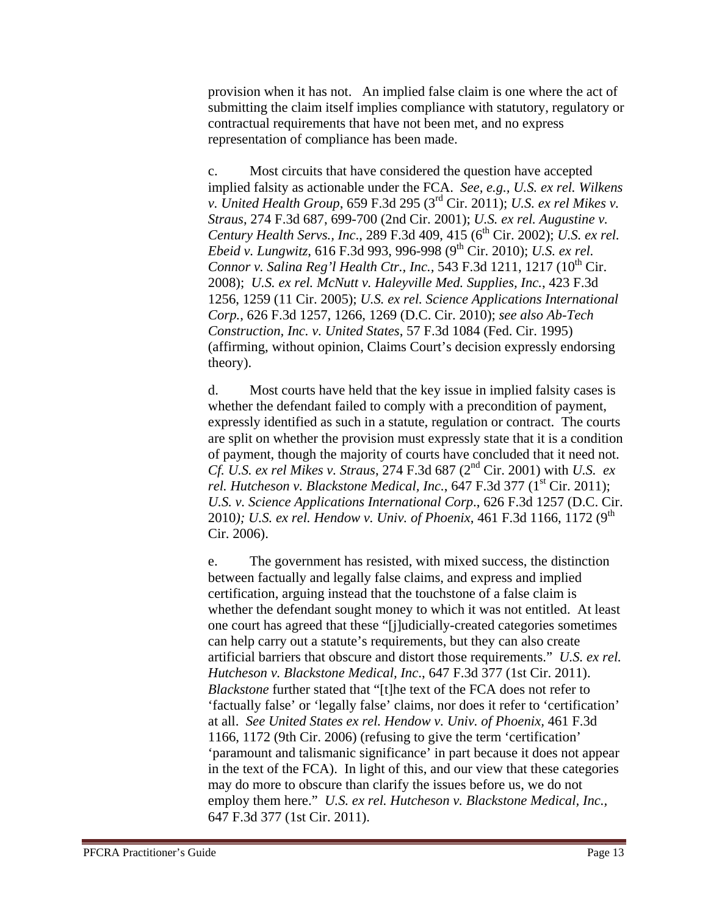provision when it has not. An implied false claim is one where the act of submitting the claim itself implies compliance with statutory, regulatory or contractual requirements that have not been met, and no express representation of compliance has been made.

c. Most circuits that have considered the question have accepted implied falsity as actionable under the FCA. *See, e.g., U.S. ex rel. Wilkens v. United Health Group*, 659 F.3d 295 (3rd Cir. 2011); *U.S. ex rel Mikes v. Straus*, 274 F.3d 687, 699-700 (2nd Cir. 2001); *U.S. ex rel. Augustine v. Century Health Servs., Inc*., 289 F.3d 409, 415 (6th Cir. 2002); *U.S. ex rel. Ebeid v. Lungwitz*, 616 F.3d 993, 996-998 (9th Cir. 2010); *U.S. ex rel. Connor v. Salina Reg'l Health Ctr., Inc.*, 543 F.3d 1211, 1217 (10th Cir. 2008); *U.S. ex rel. McNutt v. Haleyville Med. Supplies, Inc.*, 423 F.3d 1256, 1259 (11 Cir. 2005); *U.S. ex rel. Science Applications International Corp.*, 626 F.3d 1257, 1266, 1269 (D.C. Cir. 2010); *see also Ab-Tech Construction, Inc. v. United States*, 57 F.3d 1084 (Fed. Cir. 1995) (affirming, without opinion, Claims Court's decision expressly endorsing theory).

d. Most courts have held that the key issue in implied falsity cases is whether the defendant failed to comply with a precondition of payment, expressly identified as such in a statute, regulation or contract. The courts are split on whether the provision must expressly state that it is a condition of payment, though the majority of courts have concluded that it need not. *Cf. U.S. ex rel Mikes v. Straus*, 274 F.3d 687 (2nd Cir. 2001) with *U.S. ex rel. Hutcheson v. Blackstone Medical, Inc.*, 647 F.3d 377 (1st Cir. 2011); *U.S. v. Science Applications International Corp*., 626 F.3d 1257 (D.C. Cir. 2010); *U.S. ex rel. Hendow v. Univ. of Phoenix*, 461 F.3d 1166, 1172 (9th Cir. 2006).

e. The government has resisted, with mixed success, the distinction between factually and legally false claims, and express and implied certification, arguing instead that the touchstone of a false claim is whether the defendant sought money to which it was not entitled. At least one court has agreed that these "[j]udicially-created categories sometimes can help carry out a statute's requirements, but they can also create artificial barriers that obscure and distort those requirements." *U.S. ex rel. Hutcheson v. Blackstone Medical, Inc*., 647 F.3d 377 (1st Cir. 2011). *Blackstone* further stated that "[t]he text of the FCA does not refer to 'factually false' or 'legally false' claims, nor does it refer to 'certification' at all. *See United States ex rel. Hendow v. Univ. of Phoenix,* 461 F.3d 1166, 1172 (9th Cir. 2006) (refusing to give the term 'certification' 'paramount and talismanic significance' in part because it does not appear in the text of the FCA). In light of this, and our view that these categories may do more to obscure than clarify the issues before us, we do not employ them here." *U.S. ex rel. Hutcheson v. Blackstone Medical, Inc.*, 647 F.3d 377 (1st Cir. 2011).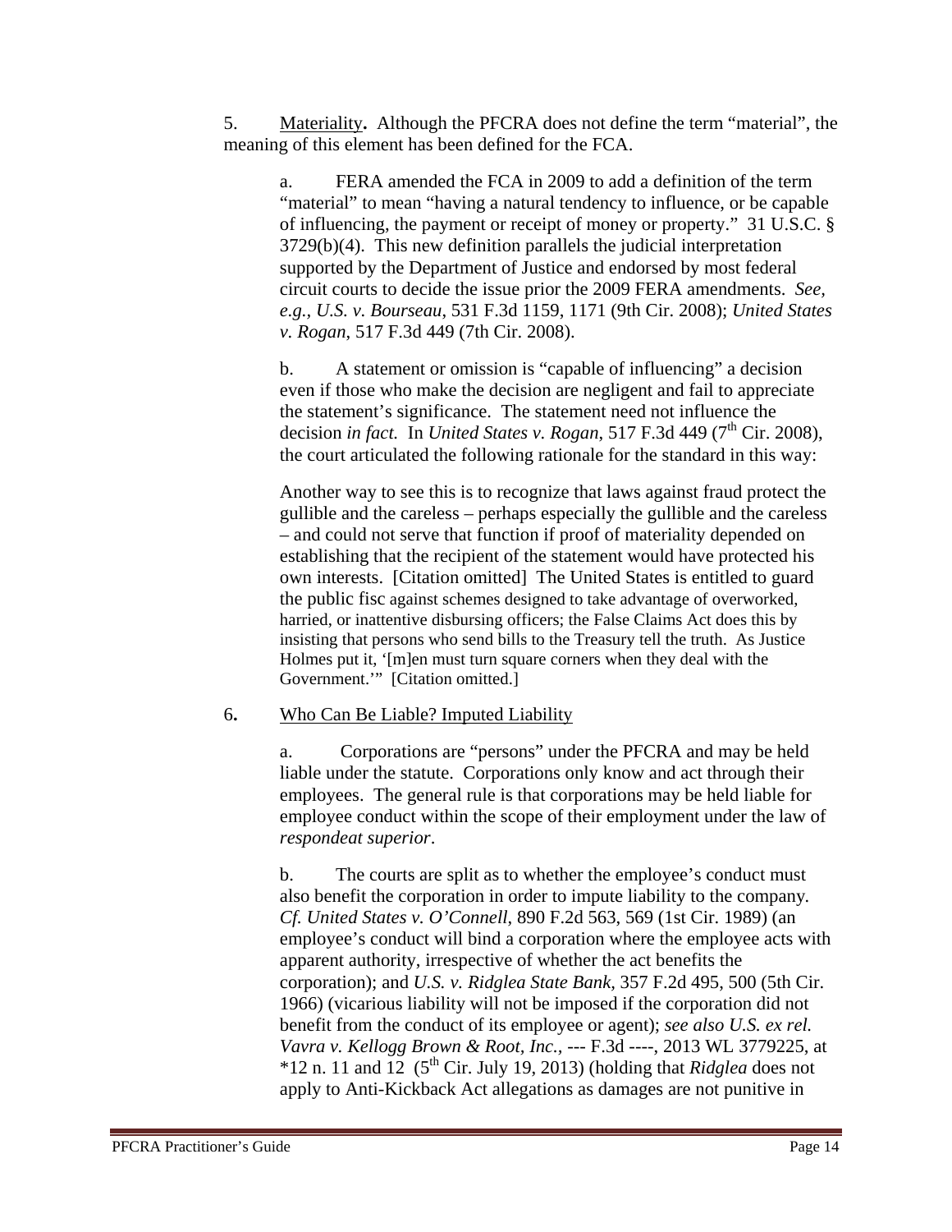5. Materiality**.** Although the PFCRA does not define the term "material", the meaning of this element has been defined for the FCA.

> a. FERA amended the FCA in 2009 to add a definition of the term "material" to mean "having a natural tendency to influence, or be capable of influencing, the payment or receipt of money or property." 31 U.S.C. § 3729(b)(4). This new definition parallels the judicial interpretation supported by the Department of Justice and endorsed by most federal circuit courts to decide the issue prior the 2009 FERA amendments. *See, e.g., U.S. v. Bourseau*, 531 F.3d 1159, 1171 (9th Cir. 2008); *United States v. Rogan*, 517 F.3d 449 (7th Cir. 2008).
>
> b. A statement or omission is "capable of influencing" a decision even if those who make the decision are negligent and fail to appreciate the statement's significance. The statement need not influence the decision *in fact.* In *United States v. Rogan*, 517 F.3d 449 (7th Cir. 2008), the court articulated the following rationale for the standard in this way:
>
> Another way to see this is to recognize that laws against fraud protect the gullible and the careless – perhaps especially the gullible and the careless – and could not serve that function if proof of materiality depended on establishing that the recipient of the statement would have protected his own interests. [Citation omitted] The United States is entitled to guard the public fisc against schemes designed to take advantage of overworked, harried, or inattentive disbursing officers; the False Claims Act does this by insisting that persons who send bills to the Treasury tell the truth. As Justice Holmes put it, '[m]en must turn square corners when they deal with the Government.'" [Citation omitted.]

6**.** Who Can Be Liable? Imputed Liability

> a. Corporations are "persons" under the PFCRA and may be held liable under the statute. Corporations only know and act through their employees. The general rule is that corporations may be held liable for employee conduct within the scope of their employment under the law of *respondeat superior*.
>
> b. The courts are split as to whether the employee's conduct must also benefit the corporation in order to impute liability to the company. *Cf. United States v. O'Connell*, 890 F.2d 563, 569 (1st Cir. 1989) (an employee's conduct will bind a corporation where the employee acts with apparent authority, irrespective of whether the act benefits the corporation); and *U.S. v. Ridglea State Bank*, 357 F.2d 495, 500 (5th Cir. 1966) (vicarious liability will not be imposed if the corporation did not benefit from the conduct of its employee or agent); *see also U.S. ex rel. Vavra v. Kellogg Brown & Root, Inc.*, --- F.3d ----, 2013 WL 3779225, at *12 n. 11 and 12 (5th Cir. July 19, 2013) (holding that *Ridglea* does not apply to Anti-Kickback Act allegations as damages are not punitive in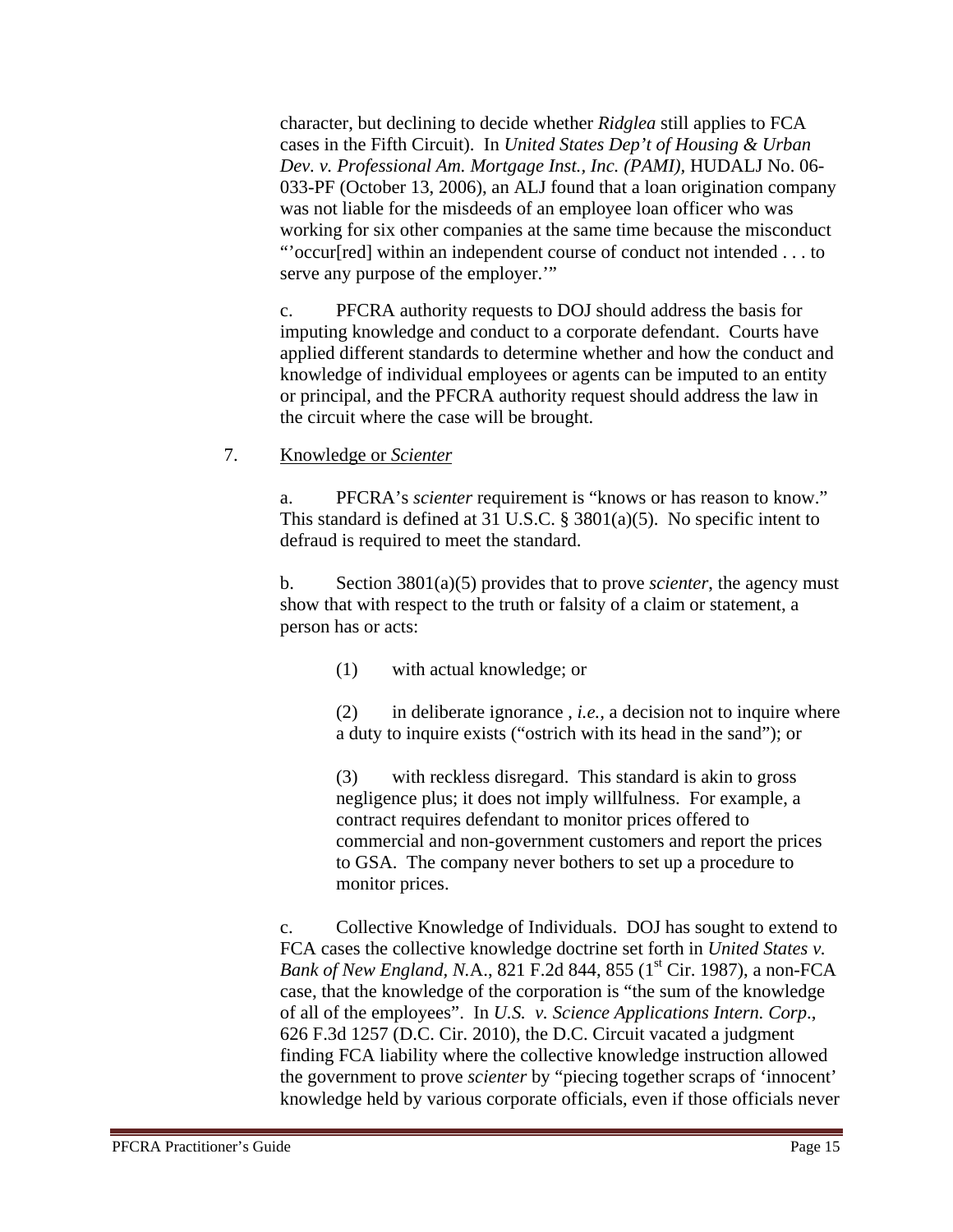character, but declining to decide whether *Ridglea* still applies to FCA cases in the Fifth Circuit). In *United States Dep't of Housing & Urban Dev. v. Professional Am. Mortgage Inst., Inc. (PAMI),* HUDALJ No. 06-033-PF (October 13, 2006), an ALJ found that a loan origination company was not liable for the misdeeds of an employee loan officer who was working for six other companies at the same time because the misconduct "'occur[red] within an independent course of conduct not intended . . . to serve any purpose of the employer.'"

c. PFCRA authority requests to DOJ should address the basis for imputing knowledge and conduct to a corporate defendant. Courts have applied different standards to determine whether and how the conduct and knowledge of individual employees or agents can be imputed to an entity or principal, and the PFCRA authority request should address the law in the circuit where the case will be brought.

7. Knowledge or *Scienter*

a. PFCRA's *scienter* requirement is "knows or has reason to know." This standard is defined at 31 U.S.C. § 3801(a)(5). No specific intent to defraud is required to meet the standard.

b. Section 3801(a)(5) provides that to prove *scienter*, the agency must show that with respect to the truth or falsity of a claim or statement, a person has or acts:

(1) with actual knowledge; or

(2) in deliberate ignorance , *i.e.,* a decision not to inquire where a duty to inquire exists ("ostrich with its head in the sand"); or

(3) with reckless disregard. This standard is akin to gross negligence plus; it does not imply willfulness. For example, a contract requires defendant to monitor prices offered to commercial and non-government customers and report the prices to GSA. The company never bothers to set up a procedure to monitor prices.

c. Collective Knowledge of Individuals. DOJ has sought to extend to FCA cases the collective knowledge doctrine set forth in *United States v. Bank of New England, N.*A., 821 F.2d 844, 855 (1st Cir. 1987), a non-FCA case, that the knowledge of the corporation is "the sum of the knowledge of all of the employees". In *U.S. v. Science Applications Intern. Corp*., 626 F.3d 1257 (D.C. Cir. 2010), the D.C. Circuit vacated a judgment finding FCA liability where the collective knowledge instruction allowed the government to prove *scienter* by "piecing together scraps of 'innocent' knowledge held by various corporate officials, even if those officials never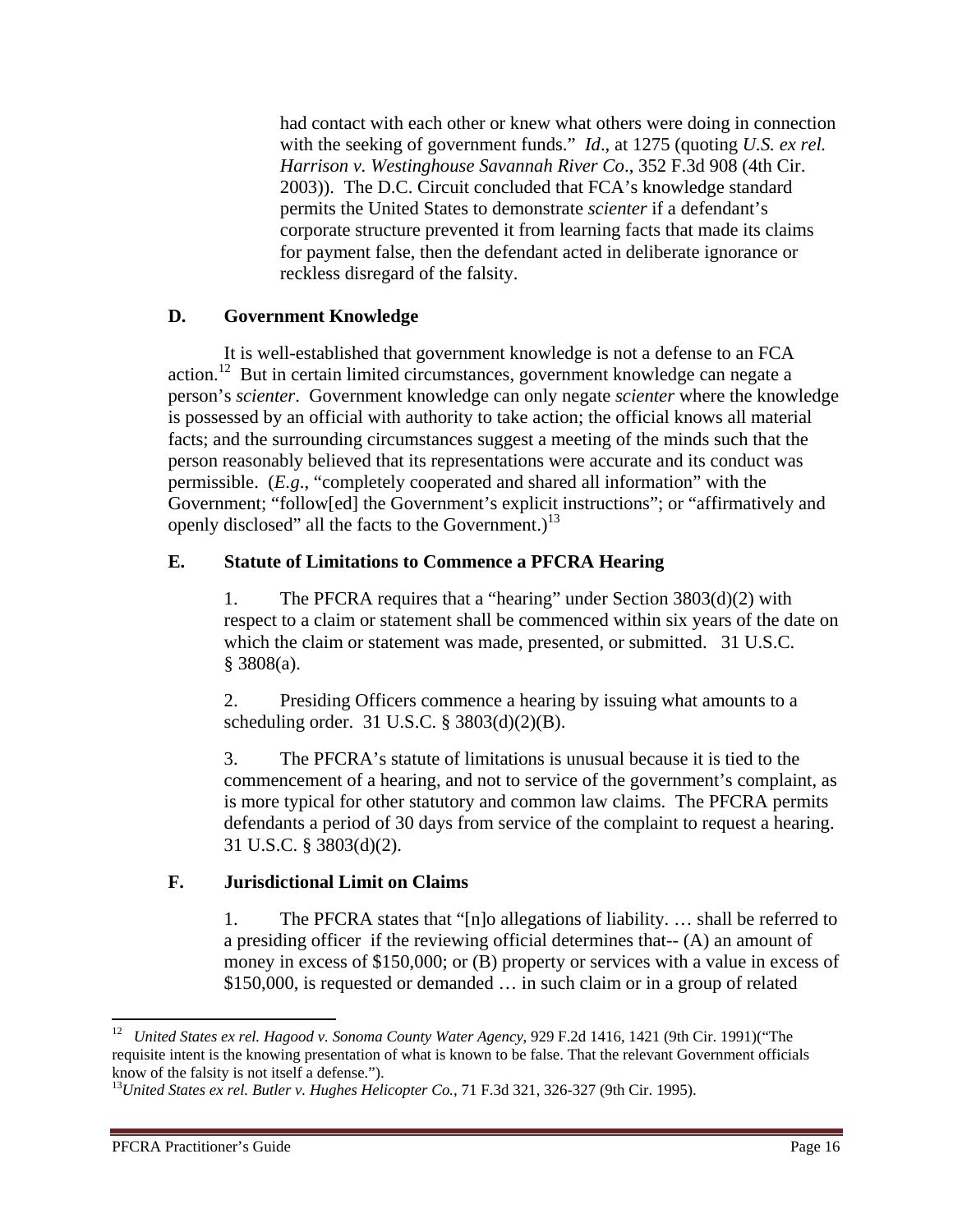had contact with each other or knew what others were doing in connection with the seeking of government funds." *Id*., at 1275 (quoting *U.S. ex rel. Harrison v. Westinghouse Savannah River Co*., 352 F.3d 908 (4th Cir. 2003)). The D.C. Circuit concluded that FCA's knowledge standard permits the United States to demonstrate *scienter* if a defendant's corporate structure prevented it from learning facts that made its claims for payment false, then the defendant acted in deliberate ignorance or reckless disregard of the falsity.

### D. Government Knowledge

It is well-established that government knowledge is not a defense to an FCA action.[12] But in certain limited circumstances, government knowledge can negate a person's *scienter*. Government knowledge can only negate *scienter* where the knowledge is possessed by an official with authority to take action; the official knows all material facts; and the surrounding circumstances suggest a meeting of the minds such that the person reasonably believed that its representations were accurate and its conduct was permissible. (*E.g*., "completely cooperated and shared all information" with the Government; "follow[ed] the Government's explicit instructions"; or "affirmatively and openly disclosed" all the facts to the Government.)[13]

### E. Statute of Limitations to Commence a PFCRA Hearing

1. The PFCRA requires that a "hearing" under Section 3803(d)(2) with respect to a claim or statement shall be commenced within six years of the date on which the claim or statement was made, presented, or submitted. 31 U.S.C. § 3808(a).

2. Presiding Officers commence a hearing by issuing what amounts to a scheduling order. 31 U.S.C. § 3803(d)(2)(B).

3. The PFCRA's statute of limitations is unusual because it is tied to the commencement of a hearing, and not to service of the government's complaint, as is more typical for other statutory and common law claims. The PFCRA permits defendants a period of 30 days from service of the complaint to request a hearing. 31 U.S.C. § 3803(d)(2).

### F. Jurisdictional Limit on Claims

1. The PFCRA states that "[n]o allegations of liability. … shall be referred to a presiding officer if the reviewing official determines that-- (A) an amount of money in excess of $150,000; or (B) property or services with a value in excess of $150,000, is requested or demanded … in such claim or in a group of related

---

[12] *United States ex rel. Hagood v. Sonoma County Water Agency*, 929 F.2d 1416, 1421 (9th Cir. 1991)("The requisite intent is the knowing presentation of what is known to be false. That the relevant Government officials know of the falsity is not itself a defense.").

[13] *United States ex rel. Butler v. Hughes Helicopter Co.,* 71 F.3d 321, 326-327 (9th Cir. 1995).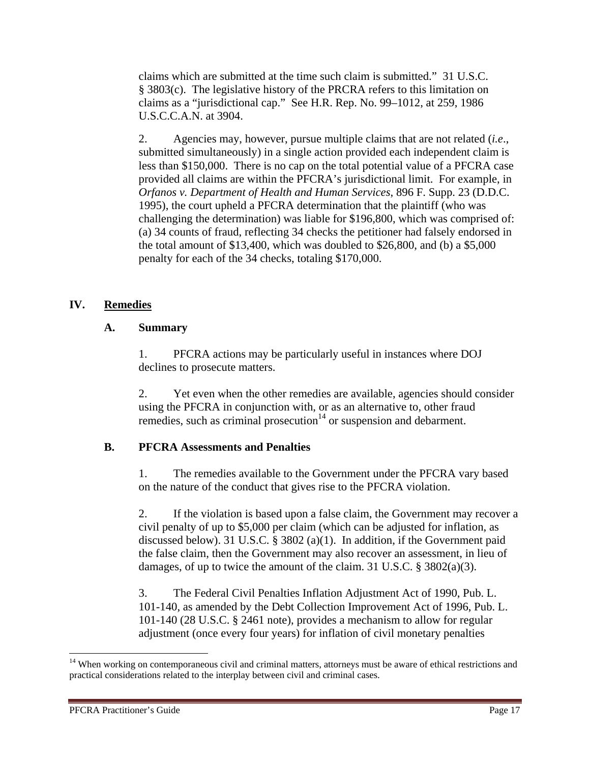claims which are submitted at the time such claim is submitted." 31 U.S.C. § 3803(c). The legislative history of the PRCRA refers to this limitation on claims as a "jurisdictional cap." See H.R. Rep. No. 99–1012, at 259, 1986 U.S.C.C.A.N. at 3904.

2. Agencies may, however, pursue multiple claims that are not related (*i.e*., submitted simultaneously) in a single action provided each independent claim is less than $150,000. There is no cap on the total potential value of a PFCRA case provided all claims are within the PFCRA's jurisdictional limit. For example, in *Orfanos v. Department of Health and Human Services*, 896 F. Supp. 23 (D.D.C. 1995), the court upheld a PFCRA determination that the plaintiff (who was challenging the determination) was liable for $196,800, which was comprised of: (a) 34 counts of fraud, reflecting 34 checks the petitioner had falsely endorsed in the total amount of $13,400, which was doubled to $26,800, and (b) a $5,000 penalty for each of the 34 checks, totaling $170,000.

## IV. Remedies

### A. Summary

1. PFCRA actions may be particularly useful in instances where DOJ declines to prosecute matters.

2. Yet even when the other remedies are available, agencies should consider using the PFCRA in conjunction with, or as an alternative to, other fraud remedies, such as criminal prosecution[14] or suspension and debarment.

### B. PFCRA Assessments and Penalties

1. The remedies available to the Government under the PFCRA vary based on the nature of the conduct that gives rise to the PFCRA violation.

2. If the violation is based upon a false claim, the Government may recover a civil penalty of up to $5,000 per claim (which can be adjusted for inflation, as discussed below). 31 U.S.C. § 3802 (a)(1). In addition, if the Government paid the false claim, then the Government may also recover an assessment, in lieu of damages, of up to twice the amount of the claim. 31 U.S.C. § 3802(a)(3).

3. The Federal Civil Penalties Inflation Adjustment Act of 1990, Pub. L. 101-140, as amended by the Debt Collection Improvement Act of 1996, Pub. L. 101-140 (28 U.S.C. § 2461 note), provides a mechanism to allow for regular adjustment (once every four years) for inflation of civil monetary penalties

[14] When working on contemporaneous civil and criminal matters, attorneys must be aware of ethical restrictions and practical considerations related to the interplay between civil and criminal cases.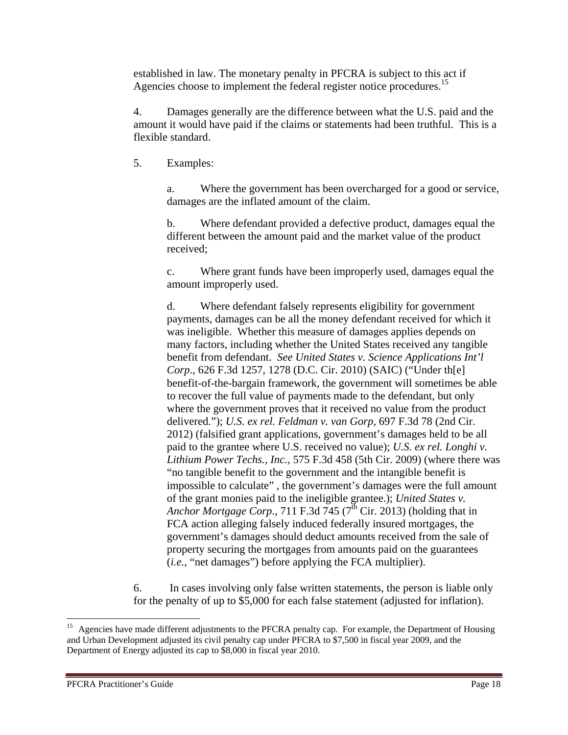established in law. The monetary penalty in PFCRA is subject to this act if Agencies choose to implement the federal register notice procedures.[15]

4. Damages generally are the difference between what the U.S. paid and the amount it would have paid if the claims or statements had been truthful. This is a flexible standard.

5. Examples:

a. Where the government has been overcharged for a good or service, damages are the inflated amount of the claim.

b. Where defendant provided a defective product, damages equal the different between the amount paid and the market value of the product received;

c. Where grant funds have been improperly used, damages equal the amount improperly used.

d. Where defendant falsely represents eligibility for government payments, damages can be all the money defendant received for which it was ineligible. Whether this measure of damages applies depends on many factors, including whether the United States received any tangible benefit from defendant. *See United States v. Science Applications Int'l Corp*., 626 F.3d 1257, 1278 (D.C. Cir. 2010) (SAIC) ("Under th[e] benefit-of-the-bargain framework, the government will sometimes be able to recover the full value of payments made to the defendant, but only where the government proves that it received no value from the product delivered."); *U.S. ex rel. Feldman v. van Gorp*, 697 F.3d 78 (2nd Cir. 2012) (falsified grant applications, government's damages held to be all paid to the grantee where U.S. received no value); *U.S. ex rel. Longhi v. Lithium Power Techs., Inc.*, 575 F.3d 458 (5th Cir. 2009) (where there was "no tangible benefit to the government and the intangible benefit is impossible to calculate" , the government's damages were the full amount of the grant monies paid to the ineligible grantee.); *United States v. Anchor Mortgage Corp*., 711 F.3d 745 (7th Cir. 2013) (holding that in FCA action alleging falsely induced federally insured mortgages, the government's damages should deduct amounts received from the sale of property securing the mortgages from amounts paid on the guarantees (*i.e.*, "net damages") before applying the FCA multiplier).

6. In cases involving only false written statements, the person is liable only for the penalty of up to $5,000 for each false statement (adjusted for inflation).

[15] Agencies have made different adjustments to the PFCRA penalty cap. For example, the Department of Housing and Urban Development adjusted its civil penalty cap under PFCRA to $7,500 in fiscal year 2009, and the Department of Energy adjusted its cap to $8,000 in fiscal year 2010.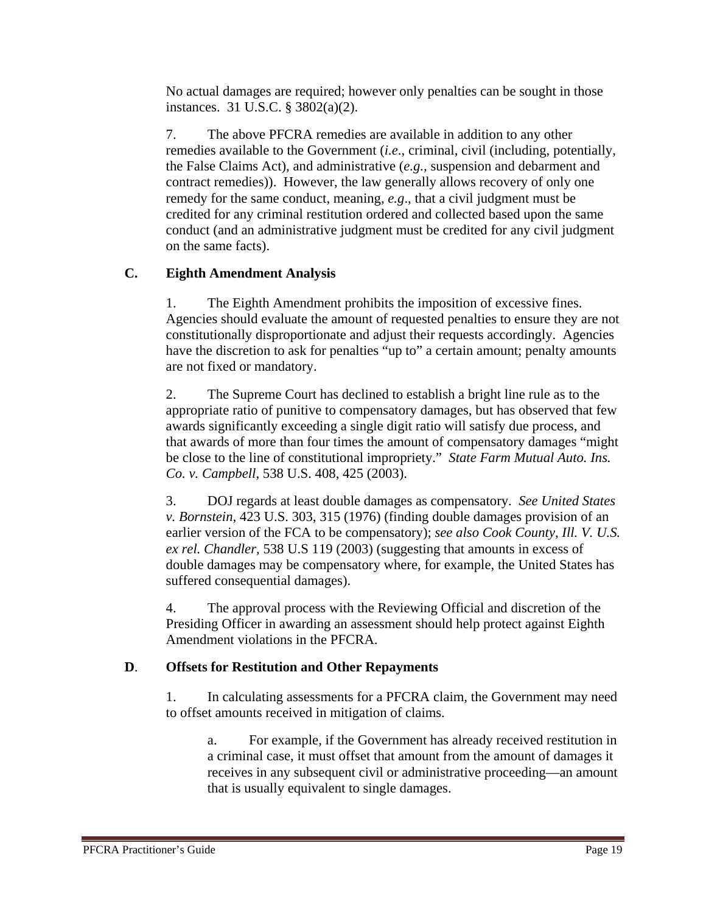No actual damages are required; however only penalties can be sought in those instances. 31 U.S.C. § 3802(a)(2).

7. The above PFCRA remedies are available in addition to any other remedies available to the Government (*i.e*., criminal, civil (including, potentially, the False Claims Act), and administrative (*e.g.*, suspension and debarment and contract remedies)). However, the law generally allows recovery of only one remedy for the same conduct, meaning, *e.g*., that a civil judgment must be credited for any criminal restitution ordered and collected based upon the same conduct (and an administrative judgment must be credited for any civil judgment on the same facts).

### C. Eighth Amendment Analysis

1. The Eighth Amendment prohibits the imposition of excessive fines. Agencies should evaluate the amount of requested penalties to ensure they are not constitutionally disproportionate and adjust their requests accordingly. Agencies have the discretion to ask for penalties "up to" a certain amount; penalty amounts are not fixed or mandatory.

2. The Supreme Court has declined to establish a bright line rule as to the appropriate ratio of punitive to compensatory damages, but has observed that few awards significantly exceeding a single digit ratio will satisfy due process, and that awards of more than four times the amount of compensatory damages "might be close to the line of constitutional impropriety." *State Farm Mutual Auto. Ins. Co. v. Campbell*, 538 U.S. 408, 425 (2003).

3. DOJ regards at least double damages as compensatory. *See United States v. Bornstein*, 423 U.S. 303, 315 (1976) (finding double damages provision of an earlier version of the FCA to be compensatory); *see also Cook County, Ill. V. U.S. ex rel. Chandler,* 538 U.S 119 (2003) (suggesting that amounts in excess of double damages may be compensatory where, for example, the United States has suffered consequential damages).

4. The approval process with the Reviewing Official and discretion of the Presiding Officer in awarding an assessment should help protect against Eighth Amendment violations in the PFCRA.

### D. Offsets for Restitution and Other Repayments

1. In calculating assessments for a PFCRA claim, the Government may need to offset amounts received in mitigation of claims.

   a. For example, if the Government has already received restitution in a criminal case, it must offset that amount from the amount of damages it receives in any subsequent civil or administrative proceeding—an amount that is usually equivalent to single damages.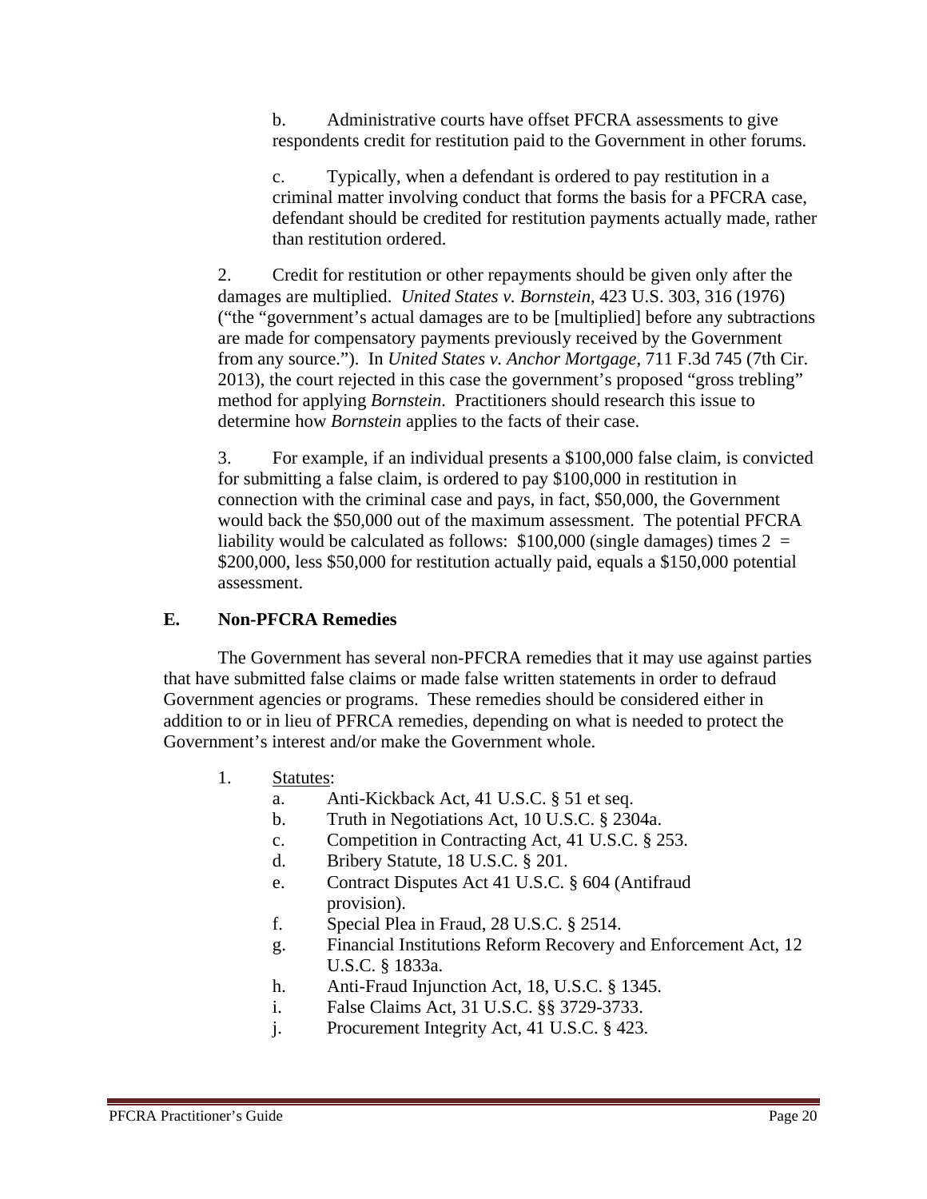b. Administrative courts have offset PFCRA assessments to give respondents credit for restitution paid to the Government in other forums.

c. Typically, when a defendant is ordered to pay restitution in a criminal matter involving conduct that forms the basis for a PFCRA case, defendant should be credited for restitution payments actually made, rather than restitution ordered.

2. Credit for restitution or other repayments should be given only after the damages are multiplied. *United States v. Bornstein*, 423 U.S. 303, 316 (1976) ("the "government's actual damages are to be [multiplied] before any subtractions are made for compensatory payments previously received by the Government from any source."). In *United States v. Anchor Mortgage*, 711 F.3d 745 (7th Cir. 2013), the court rejected in this case the government's proposed "gross trebling" method for applying *Bornstein*. Practitioners should research this issue to determine how *Bornstein* applies to the facts of their case.

3. For example, if an individual presents a $100,000 false claim, is convicted for submitting a false claim, is ordered to pay $100,000 in restitution in connection with the criminal case and pays, in fact, $50,000, the Government would back the $50,000 out of the maximum assessment. The potential PFCRA liability would be calculated as follows: $100,000 (single damages) times 2 = $200,000, less $50,000 for restitution actually paid, equals a $150,000 potential assessment.

## E. Non-PFCRA Remedies

The Government has several non-PFCRA remedies that it may use against parties that have submitted false claims or made false written statements in order to defraud Government agencies or programs. These remedies should be considered either in addition to or in lieu of PFRCA remedies, depending on what is needed to protect the Government's interest and/or make the Government whole.

1. Statutes:
   a. Anti-Kickback Act, 41 U.S.C. § 51 et seq.
   b. Truth in Negotiations Act, 10 U.S.C. § 2304a.
   c. Competition in Contracting Act, 41 U.S.C. § 253.
   d. Bribery Statute, 18 U.S.C. § 201.
   e. Contract Disputes Act 41 U.S.C. § 604 (Antifraud provision).
   f. Special Plea in Fraud, 28 U.S.C. § 2514.
   g. Financial Institutions Reform Recovery and Enforcement Act, 12 U.S.C. § 1833a.
   h. Anti-Fraud Injunction Act, 18, U.S.C. § 1345.
   i. False Claims Act, 31 U.S.C. §§ 3729-3733.
   j. Procurement Integrity Act, 41 U.S.C. § 423.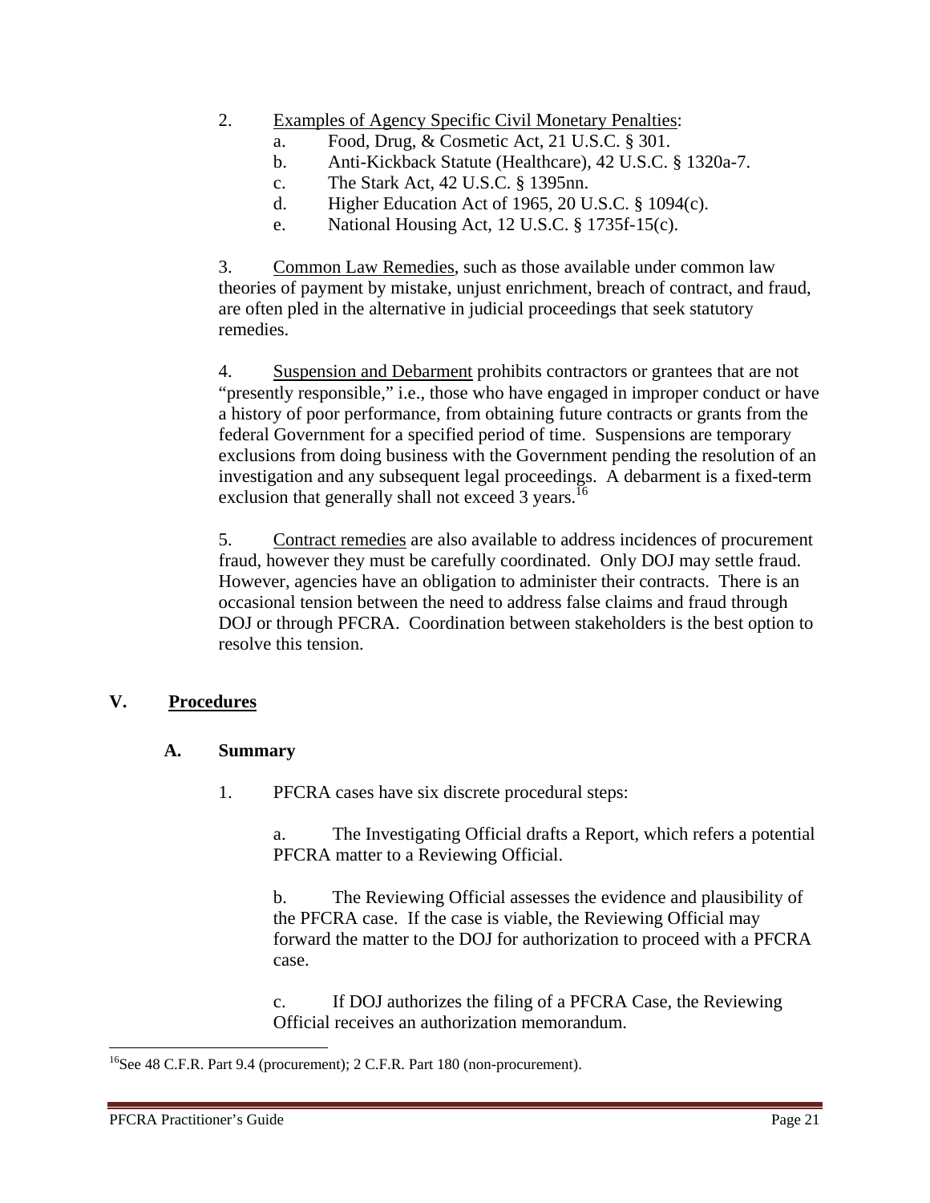2. Examples of Agency Specific Civil Monetary Penalties:

   a. Food, Drug, & Cosmetic Act, 21 U.S.C. § 301.

   b. Anti-Kickback Statute (Healthcare), 42 U.S.C. § 1320a-7.

   c. The Stark Act, 42 U.S.C. § 1395nn.

   d. Higher Education Act of 1965, 20 U.S.C. § 1094(c).

   e. National Housing Act, 12 U.S.C. § 1735f-15(c).

3. Common Law Remedies, such as those available under common law theories of payment by mistake, unjust enrichment, breach of contract, and fraud, are often pled in the alternative in judicial proceedings that seek statutory remedies.

4. Suspension and Debarment prohibits contractors or grantees that are not "presently responsible," i.e., those who have engaged in improper conduct or have a history of poor performance, from obtaining future contracts or grants from the federal Government for a specified period of time. Suspensions are temporary exclusions from doing business with the Government pending the resolution of an investigation and any subsequent legal proceedings. A debarment is a fixed-term exclusion that generally shall not exceed 3 years.[16]

5. Contract remedies are also available to address incidences of procurement fraud, however they must be carefully coordinated. Only DOJ may settle fraud. However, agencies have an obligation to administer their contracts. There is an occasional tension between the need to address false claims and fraud through DOJ or through PFCRA. Coordination between stakeholders is the best option to resolve this tension.

## V. Procedures

### A. Summary

1. PFCRA cases have six discrete procedural steps:

   a. The Investigating Official drafts a Report, which refers a potential PFCRA matter to a Reviewing Official.

   b. The Reviewing Official assesses the evidence and plausibility of the PFCRA case. If the case is viable, the Reviewing Official may forward the matter to the DOJ for authorization to proceed with a PFCRA case.

   c. If DOJ authorizes the filing of a PFCRA Case, the Reviewing Official receives an authorization memorandum.

---

[16] See 48 C.F.R. Part 9.4 (procurement); 2 C.F.R. Part 180 (non-procurement).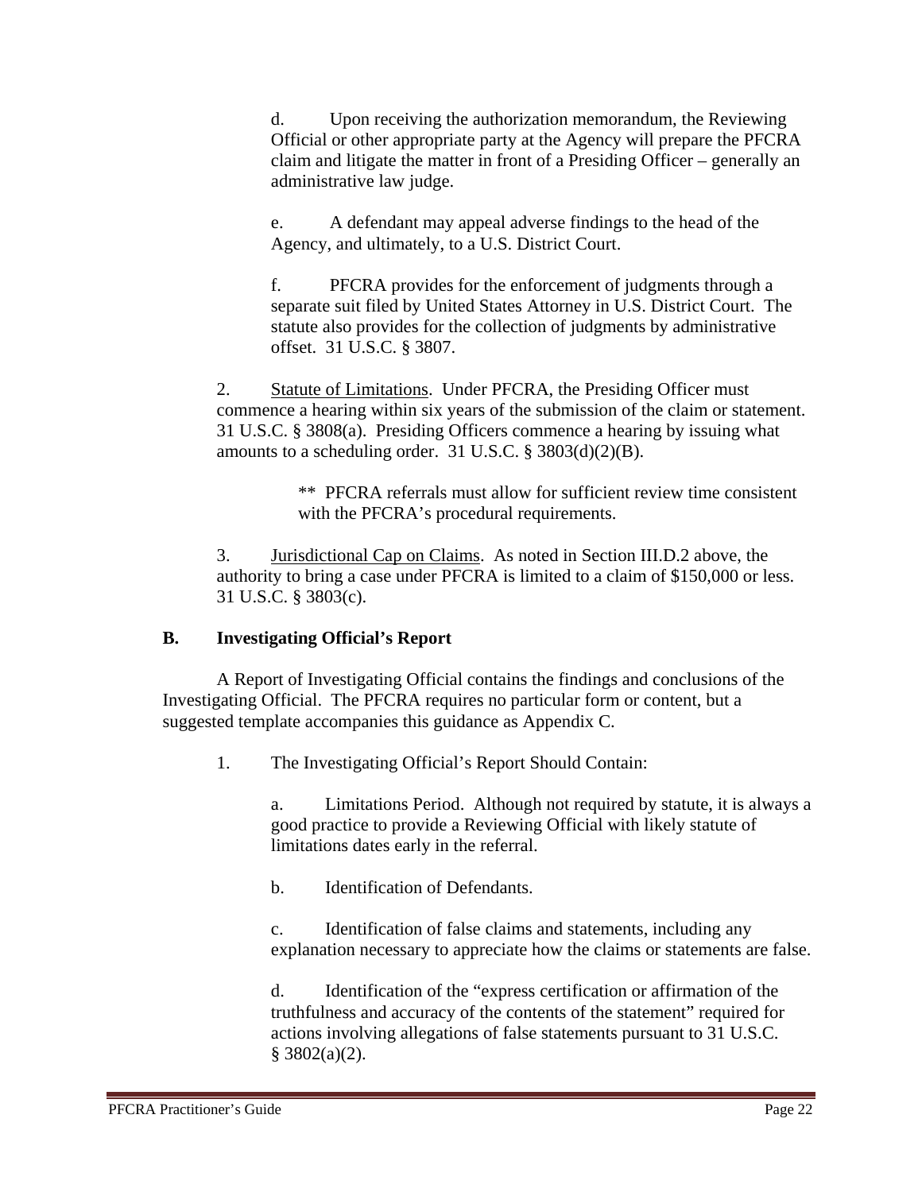d. Upon receiving the authorization memorandum, the Reviewing Official or other appropriate party at the Agency will prepare the PFCRA claim and litigate the matter in front of a Presiding Officer – generally an administrative law judge.

e. A defendant may appeal adverse findings to the head of the Agency, and ultimately, to a U.S. District Court.

f. PFCRA provides for the enforcement of judgments through a separate suit filed by United States Attorney in U.S. District Court. The statute also provides for the collection of judgments by administrative offset. 31 U.S.C. § 3807.

2. Statute of Limitations. Under PFCRA, the Presiding Officer must commence a hearing within six years of the submission of the claim or statement. 31 U.S.C. § 3808(a). Presiding Officers commence a hearing by issuing what amounts to a scheduling order. 31 U.S.C. § 3803(d)(2)(B).

> ** PFCRA referrals must allow for sufficient review time consistent with the PFCRA's procedural requirements.

3. Jurisdictional Cap on Claims. As noted in Section III.D.2 above, the authority to bring a case under PFCRA is limited to a claim of $150,000 or less. 31 U.S.C. § 3803(c).

## B. Investigating Official's Report

A Report of Investigating Official contains the findings and conclusions of the Investigating Official. The PFCRA requires no particular form or content, but a suggested template accompanies this guidance as Appendix C.

1. The Investigating Official's Report Should Contain:

a. Limitations Period. Although not required by statute, it is always a good practice to provide a Reviewing Official with likely statute of limitations dates early in the referral.

b. Identification of Defendants.

c. Identification of false claims and statements, including any explanation necessary to appreciate how the claims or statements are false.

d. Identification of the "express certification or affirmation of the truthfulness and accuracy of the contents of the statement" required for actions involving allegations of false statements pursuant to 31 U.S.C. § 3802(a)(2).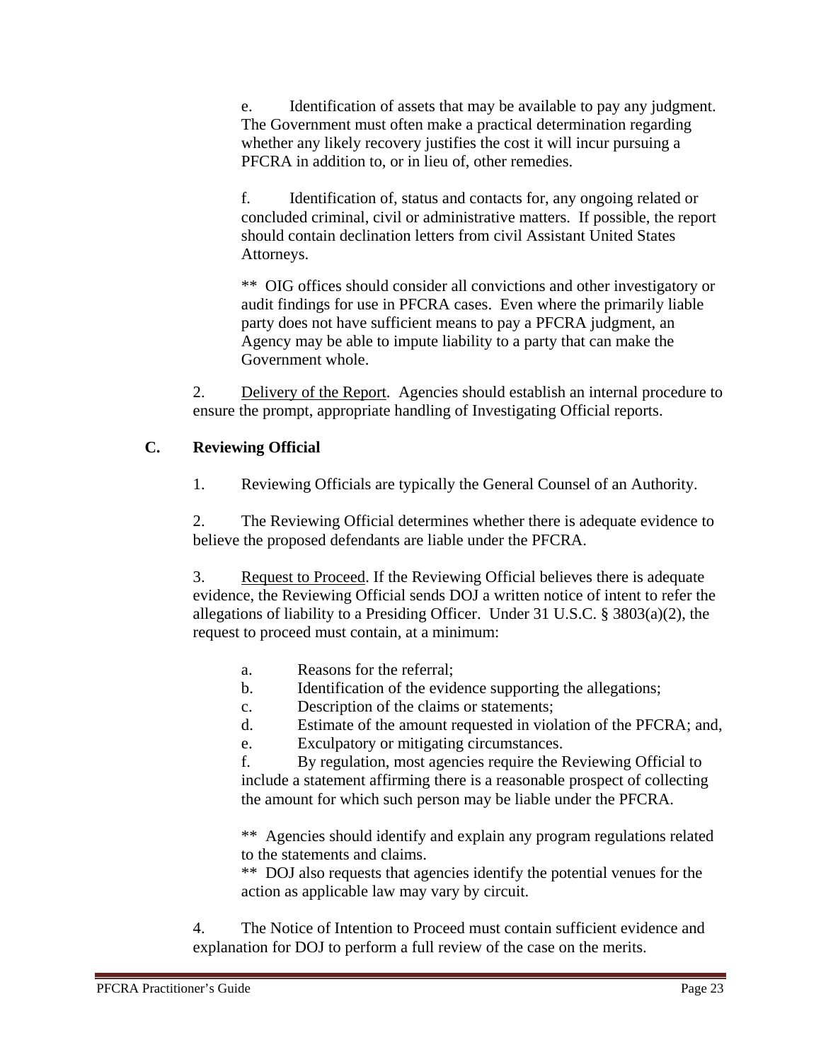e. Identification of assets that may be available to pay any judgment. The Government must often make a practical determination regarding whether any likely recovery justifies the cost it will incur pursuing a PFCRA in addition to, or in lieu of, other remedies.

f. Identification of, status and contacts for, any ongoing related or concluded criminal, civil or administrative matters. If possible, the report should contain declination letters from civil Assistant United States Attorneys.

** OIG offices should consider all convictions and other investigatory or audit findings for use in PFCRA cases. Even where the primarily liable party does not have sufficient means to pay a PFCRA judgment, an Agency may be able to impute liability to a party that can make the Government whole.

2. Delivery of the Report. Agencies should establish an internal procedure to ensure the prompt, appropriate handling of Investigating Official reports.

### C. Reviewing Official

1. Reviewing Officials are typically the General Counsel of an Authority.

2. The Reviewing Official determines whether there is adequate evidence to believe the proposed defendants are liable under the PFCRA.

3. Request to Proceed. If the Reviewing Official believes there is adequate evidence, the Reviewing Official sends DOJ a written notice of intent to refer the allegations of liability to a Presiding Officer. Under 31 U.S.C. § 3803(a)(2), the request to proceed must contain, at a minimum:

a. Reasons for the referral;
b. Identification of the evidence supporting the allegations;
c. Description of the claims or statements;
d. Estimate of the amount requested in violation of the PFCRA; and,
e. Exculpatory or mitigating circumstances.
f. By regulation, most agencies require the Reviewing Official to include a statement affirming there is a reasonable prospect of collecting the amount for which such person may be liable under the PFCRA.

** Agencies should identify and explain any program regulations related to the statements and claims.
** DOJ also requests that agencies identify the potential venues for the action as applicable law may vary by circuit.

4. The Notice of Intention to Proceed must contain sufficient evidence and explanation for DOJ to perform a full review of the case on the merits.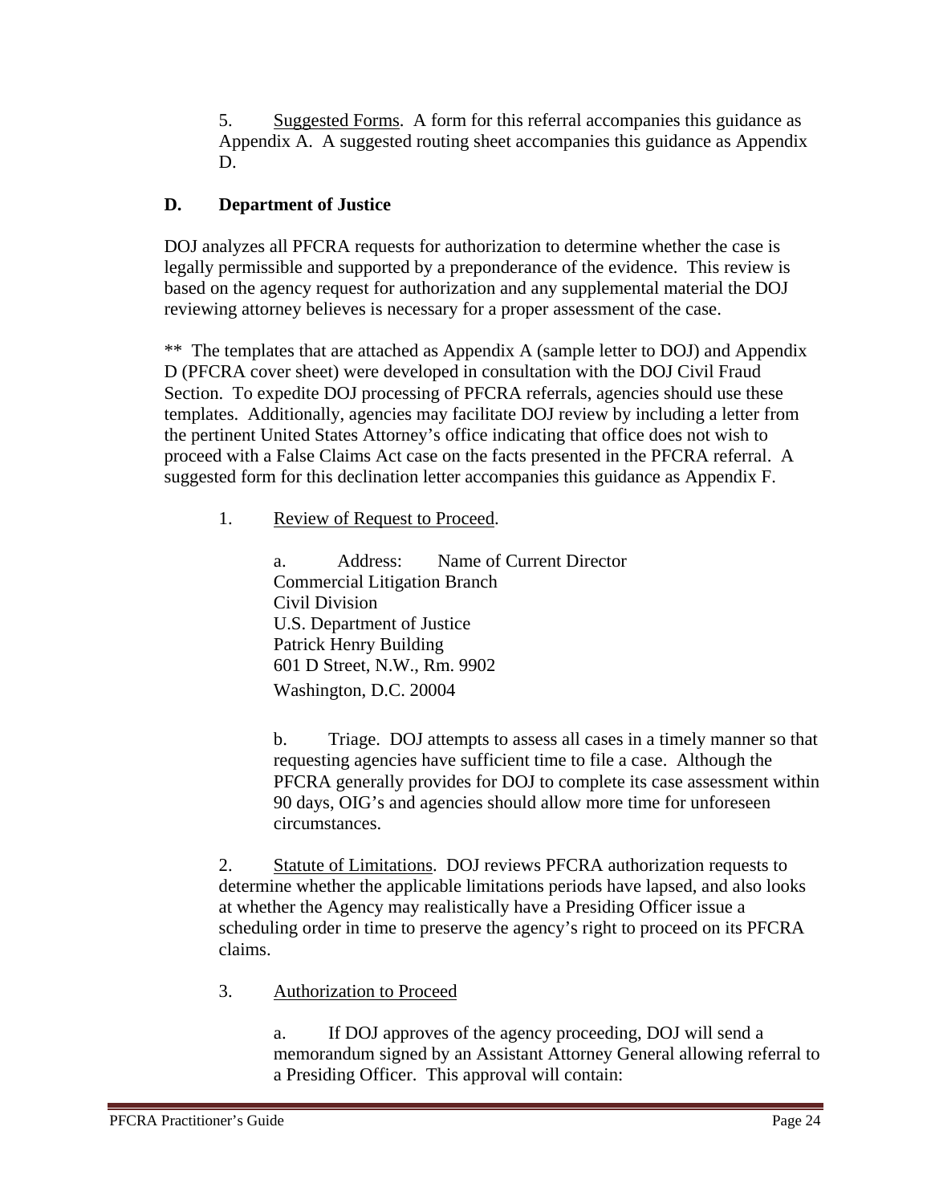5. Suggested Forms. A form for this referral accompanies this guidance as Appendix A. A suggested routing sheet accompanies this guidance as Appendix D.

## D. Department of Justice

DOJ analyzes all PFCRA requests for authorization to determine whether the case is legally permissible and supported by a preponderance of the evidence. This review is based on the agency request for authorization and any supplemental material the DOJ reviewing attorney believes is necessary for a proper assessment of the case.

** The templates that are attached as Appendix A (sample letter to DOJ) and Appendix D (PFCRA cover sheet) were developed in consultation with the DOJ Civil Fraud Section. To expedite DOJ processing of PFCRA referrals, agencies should use these templates. Additionally, agencies may facilitate DOJ review by including a letter from the pertinent United States Attorney's office indicating that office does not wish to proceed with a False Claims Act case on the facts presented in the PFCRA referral. A suggested form for this declination letter accompanies this guidance as Appendix F.

1. Review of Request to Proceed.

   a. Address: Name of Current Director
   Commercial Litigation Branch
   Civil Division
   U.S. Department of Justice
   Patrick Henry Building
   601 D Street, N.W., Rm. 9902
   Washington, D.C. 20004

   b. Triage. DOJ attempts to assess all cases in a timely manner so that requesting agencies have sufficient time to file a case. Although the PFCRA generally provides for DOJ to complete its case assessment within 90 days, OIG's and agencies should allow more time for unforeseen circumstances.

2. Statute of Limitations. DOJ reviews PFCRA authorization requests to determine whether the applicable limitations periods have lapsed, and also looks at whether the Agency may realistically have a Presiding Officer issue a scheduling order in time to preserve the agency's right to proceed on its PFCRA claims.

3. Authorization to Proceed

   a. If DOJ approves of the agency proceeding, DOJ will send a memorandum signed by an Assistant Attorney General allowing referral to a Presiding Officer. This approval will contain: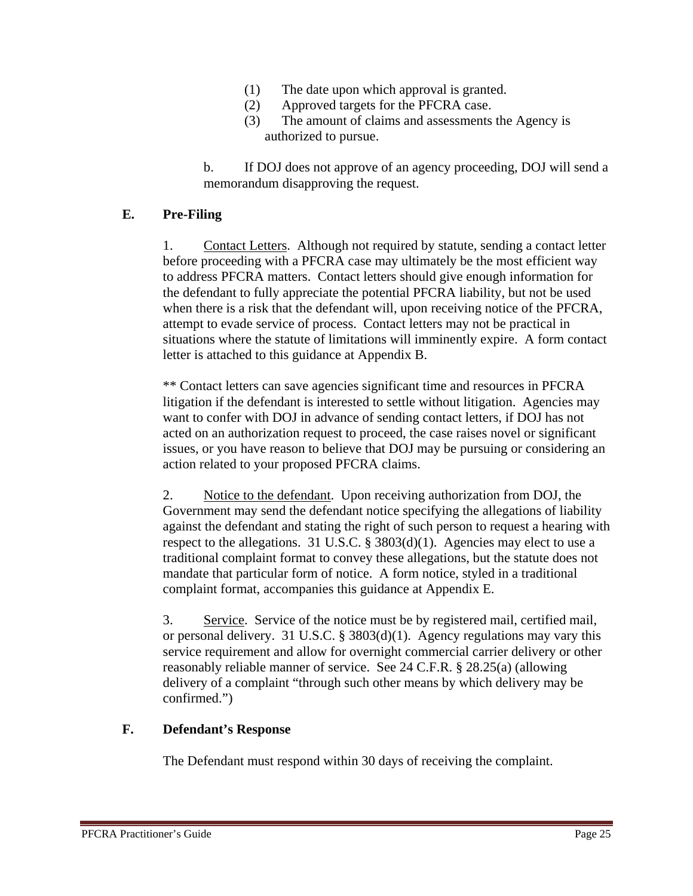(1) The date upon which approval is granted.
(2) Approved targets for the PFCRA case.
(3) The amount of claims and assessments the Agency is authorized to pursue.

b. If DOJ does not approve of an agency proceeding, DOJ will send a memorandum disapproving the request.

### E. Pre-Filing

1. Contact Letters. Although not required by statute, sending a contact letter before proceeding with a PFCRA case may ultimately be the most efficient way to address PFCRA matters. Contact letters should give enough information for the defendant to fully appreciate the potential PFCRA liability, but not be used when there is a risk that the defendant will, upon receiving notice of the PFCRA, attempt to evade service of process. Contact letters may not be practical in situations where the statute of limitations will imminently expire. A form contact letter is attached to this guidance at Appendix B.

** Contact letters can save agencies significant time and resources in PFCRA litigation if the defendant is interested to settle without litigation. Agencies may want to confer with DOJ in advance of sending contact letters, if DOJ has not acted on an authorization request to proceed, the case raises novel or significant issues, or you have reason to believe that DOJ may be pursuing or considering an action related to your proposed PFCRA claims.

2. Notice to the defendant. Upon receiving authorization from DOJ, the Government may send the defendant notice specifying the allegations of liability against the defendant and stating the right of such person to request a hearing with respect to the allegations. 31 U.S.C. § 3803(d)(1). Agencies may elect to use a traditional complaint format to convey these allegations, but the statute does not mandate that particular form of notice. A form notice, styled in a traditional complaint format, accompanies this guidance at Appendix E.

3. Service. Service of the notice must be by registered mail, certified mail, or personal delivery. 31 U.S.C. § 3803(d)(1). Agency regulations may vary this service requirement and allow for overnight commercial carrier delivery or other reasonably reliable manner of service. See 24 C.F.R. § 28.25(a) (allowing delivery of a complaint "through such other means by which delivery may be confirmed.")

### F. Defendant's Response

The Defendant must respond within 30 days of receiving the complaint.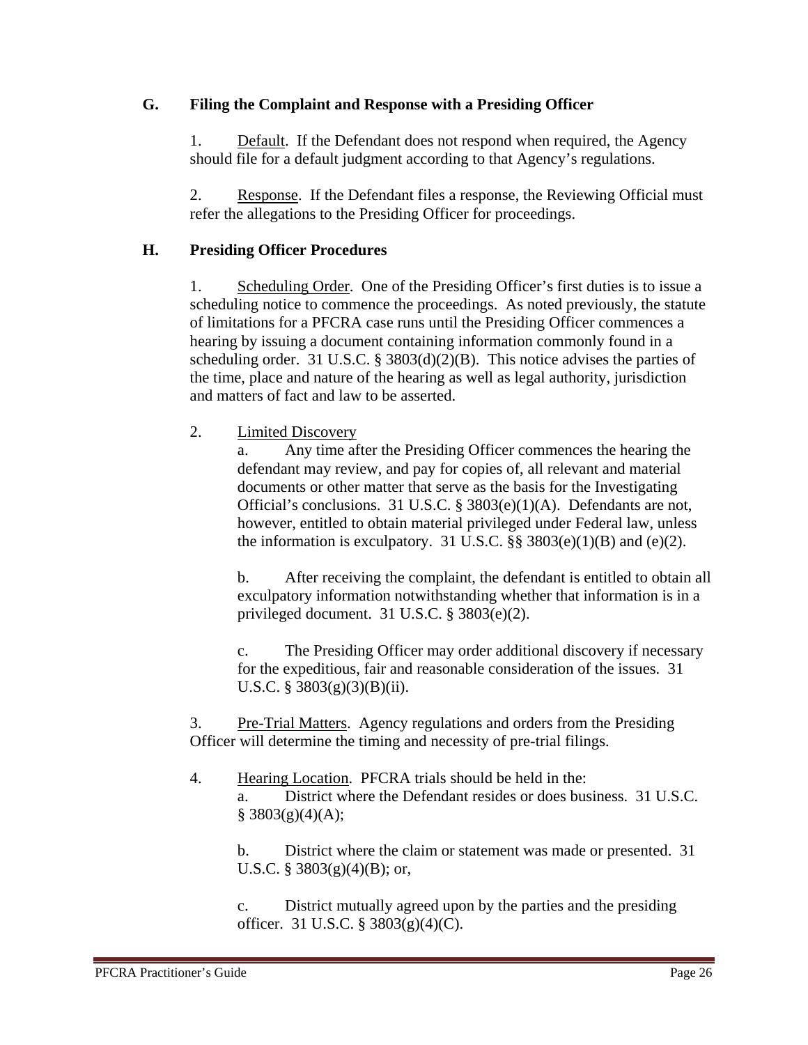## G. Filing the Complaint and Response with a Presiding Officer

1. Default. If the Defendant does not respond when required, the Agency should file for a default judgment according to that Agency's regulations.

2. Response. If the Defendant files a response, the Reviewing Official must refer the allegations to the Presiding Officer for proceedings.

## H. Presiding Officer Procedures

1. Scheduling Order. One of the Presiding Officer's first duties is to issue a scheduling notice to commence the proceedings. As noted previously, the statute of limitations for a PFCRA case runs until the Presiding Officer commences a hearing by issuing a document containing information commonly found in a scheduling order. 31 U.S.C. § 3803(d)(2)(B). This notice advises the parties of the time, place and nature of the hearing as well as legal authority, jurisdiction and matters of fact and law to be asserted.

2. Limited Discovery

   a. Any time after the Presiding Officer commences the hearing the defendant may review, and pay for copies of, all relevant and material documents or other matter that serve as the basis for the Investigating Official's conclusions. 31 U.S.C. § 3803(e)(1)(A). Defendants are not, however, entitled to obtain material privileged under Federal law, unless the information is exculpatory. 31 U.S.C. §§ 3803(e)(1)(B) and (e)(2).

   b. After receiving the complaint, the defendant is entitled to obtain all exculpatory information notwithstanding whether that information is in a privileged document. 31 U.S.C. § 3803(e)(2).

   c. The Presiding Officer may order additional discovery if necessary for the expeditious, fair and reasonable consideration of the issues. 31 U.S.C. § 3803(g)(3)(B)(ii).

3. Pre-Trial Matters. Agency regulations and orders from the Presiding Officer will determine the timing and necessity of pre-trial filings.

4. Hearing Location. PFCRA trials should be held in the:

   a. District where the Defendant resides or does business. 31 U.S.C. § 3803(g)(4)(A);

   b. District where the claim or statement was made or presented. 31 U.S.C. § 3803(g)(4)(B); or,

   c. District mutually agreed upon by the parties and the presiding officer. 31 U.S.C. § 3803(g)(4)(C).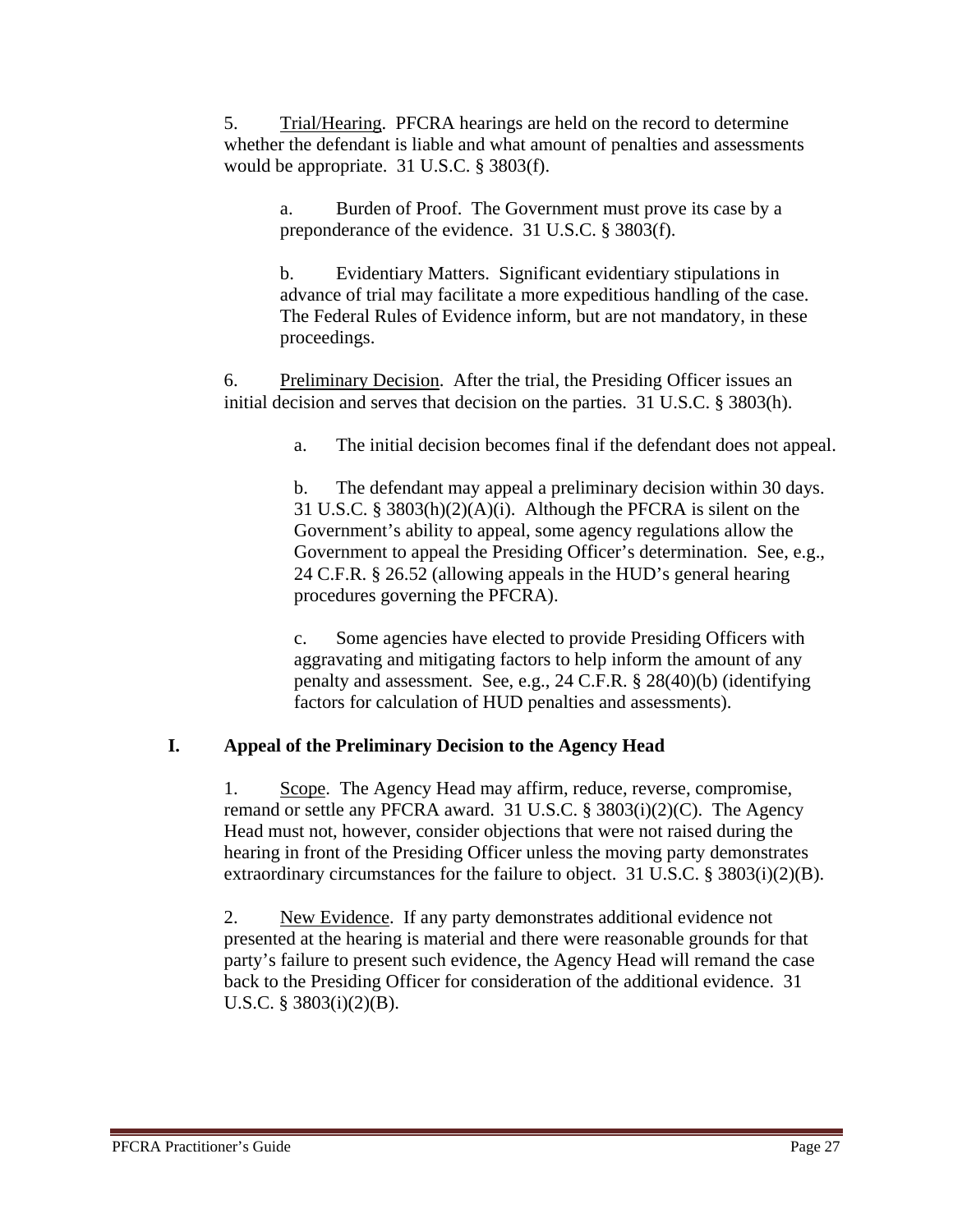5. Trial/Hearing. PFCRA hearings are held on the record to determine whether the defendant is liable and what amount of penalties and assessments would be appropriate. 31 U.S.C. § 3803(f).

a. Burden of Proof. The Government must prove its case by a preponderance of the evidence. 31 U.S.C. § 3803(f).

b. Evidentiary Matters. Significant evidentiary stipulations in advance of trial may facilitate a more expeditious handling of the case. The Federal Rules of Evidence inform, but are not mandatory, in these proceedings.

6. Preliminary Decision. After the trial, the Presiding Officer issues an initial decision and serves that decision on the parties. 31 U.S.C. § 3803(h).

a. The initial decision becomes final if the defendant does not appeal.

b. The defendant may appeal a preliminary decision within 30 days. 31 U.S.C. § 3803(h)(2)(A)(i). Although the PFCRA is silent on the Government's ability to appeal, some agency regulations allow the Government to appeal the Presiding Officer's determination. See, e.g., 24 C.F.R. § 26.52 (allowing appeals in the HUD's general hearing procedures governing the PFCRA).

c. Some agencies have elected to provide Presiding Officers with aggravating and mitigating factors to help inform the amount of any penalty and assessment. See, e.g., 24 C.F.R. § 28(40)(b) (identifying factors for calculation of HUD penalties and assessments).

## I. Appeal of the Preliminary Decision to the Agency Head

1. Scope. The Agency Head may affirm, reduce, reverse, compromise, remand or settle any PFCRA award. 31 U.S.C. § 3803(i)(2)(C). The Agency Head must not, however, consider objections that were not raised during the hearing in front of the Presiding Officer unless the moving party demonstrates extraordinary circumstances for the failure to object. 31 U.S.C. § 3803(i)(2)(B).

2. New Evidence. If any party demonstrates additional evidence not presented at the hearing is material and there were reasonable grounds for that party's failure to present such evidence, the Agency Head will remand the case back to the Presiding Officer for consideration of the additional evidence. 31 U.S.C. § 3803(i)(2)(B).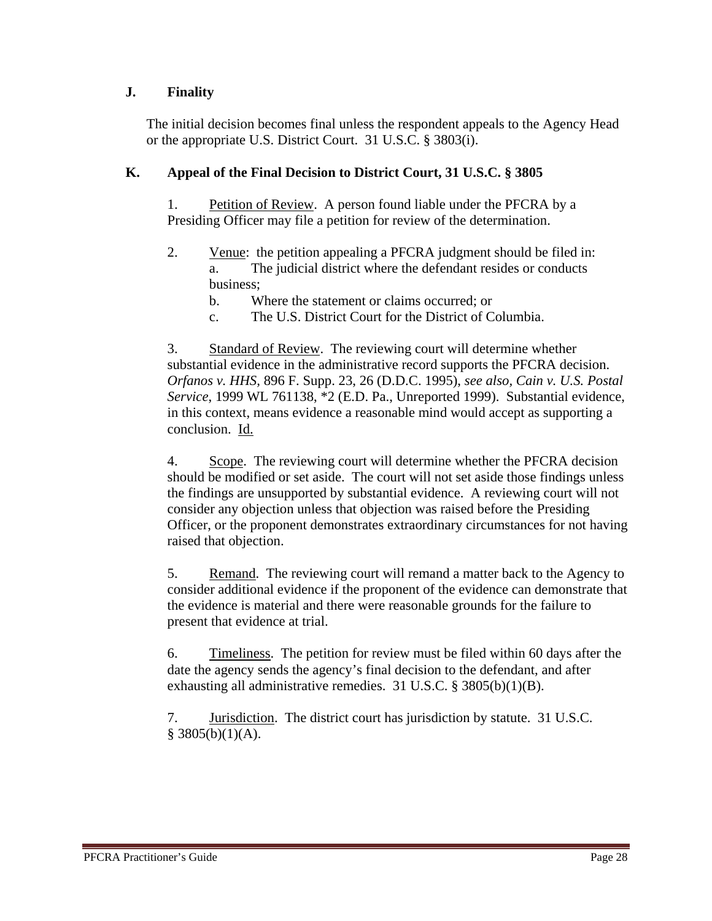## J. Finality

The initial decision becomes final unless the respondent appeals to the Agency Head or the appropriate U.S. District Court. 31 U.S.C. § 3803(i).

## K. Appeal of the Final Decision to District Court, 31 U.S.C. § 3805

1. Petition of Review. A person found liable under the PFCRA by a Presiding Officer may file a petition for review of the determination.

2. Venue: the petition appealing a PFCRA judgment should be filed in:
   a. The judicial district where the defendant resides or conducts business;
   b. Where the statement or claims occurred; or
   c. The U.S. District Court for the District of Columbia.

3. Standard of Review. The reviewing court will determine whether substantial evidence in the administrative record supports the PFCRA decision. *Orfanos v. HHS*, 896 F. Supp. 23, 26 (D.D.C. 1995), *see also, Cain v. U.S. Postal Service*, 1999 WL 761138, *2 (E.D. Pa., Unreported 1999). Substantial evidence, in this context, means evidence a reasonable mind would accept as supporting a conclusion. Id.

4. Scope. The reviewing court will determine whether the PFCRA decision should be modified or set aside. The court will not set aside those findings unless the findings are unsupported by substantial evidence. A reviewing court will not consider any objection unless that objection was raised before the Presiding Officer, or the proponent demonstrates extraordinary circumstances for not having raised that objection.

5. Remand. The reviewing court will remand a matter back to the Agency to consider additional evidence if the proponent of the evidence can demonstrate that the evidence is material and there were reasonable grounds for the failure to present that evidence at trial.

6. Timeliness. The petition for review must be filed within 60 days after the date the agency sends the agency's final decision to the defendant, and after exhausting all administrative remedies. 31 U.S.C. § 3805(b)(1)(B).

7. Jurisdiction. The district court has jurisdiction by statute. 31 U.S.C. § 3805(b)(1)(A).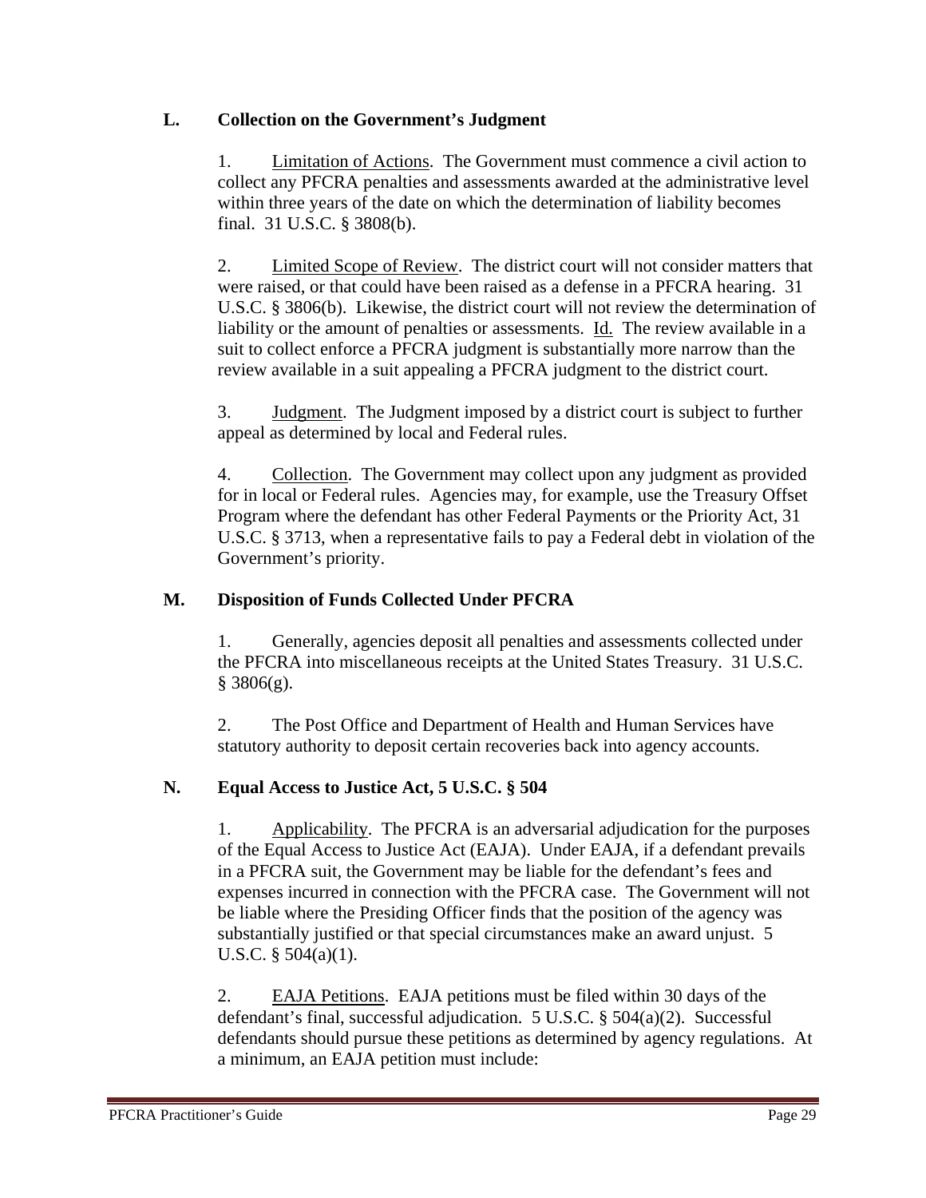### L. Collection on the Government's Judgment

1. Limitation of Actions. The Government must commence a civil action to collect any PFCRA penalties and assessments awarded at the administrative level within three years of the date on which the determination of liability becomes final. 31 U.S.C. § 3808(b).

2. Limited Scope of Review. The district court will not consider matters that were raised, or that could have been raised as a defense in a PFCRA hearing. 31 U.S.C. § 3806(b). Likewise, the district court will not review the determination of liability or the amount of penalties or assessments. Id. The review available in a suit to collect enforce a PFCRA judgment is substantially more narrow than the review available in a suit appealing a PFCRA judgment to the district court.

3. Judgment. The Judgment imposed by a district court is subject to further appeal as determined by local and Federal rules.

4. Collection. The Government may collect upon any judgment as provided for in local or Federal rules. Agencies may, for example, use the Treasury Offset Program where the defendant has other Federal Payments or the Priority Act, 31 U.S.C. § 3713, when a representative fails to pay a Federal debt in violation of the Government's priority.

### M. Disposition of Funds Collected Under PFCRA

1. Generally, agencies deposit all penalties and assessments collected under the PFCRA into miscellaneous receipts at the United States Treasury. 31 U.S.C. § 3806(g).

2. The Post Office and Department of Health and Human Services have statutory authority to deposit certain recoveries back into agency accounts.

### N. Equal Access to Justice Act, 5 U.S.C. § 504

1. Applicability. The PFCRA is an adversarial adjudication for the purposes of the Equal Access to Justice Act (EAJA). Under EAJA, if a defendant prevails in a PFCRA suit, the Government may be liable for the defendant's fees and expenses incurred in connection with the PFCRA case. The Government will not be liable where the Presiding Officer finds that the position of the agency was substantially justified or that special circumstances make an award unjust. 5 U.S.C. § 504(a)(1).

2. EAJA Petitions. EAJA petitions must be filed within 30 days of the defendant's final, successful adjudication. 5 U.S.C. § 504(a)(2). Successful defendants should pursue these petitions as determined by agency regulations. At a minimum, an EAJA petition must include: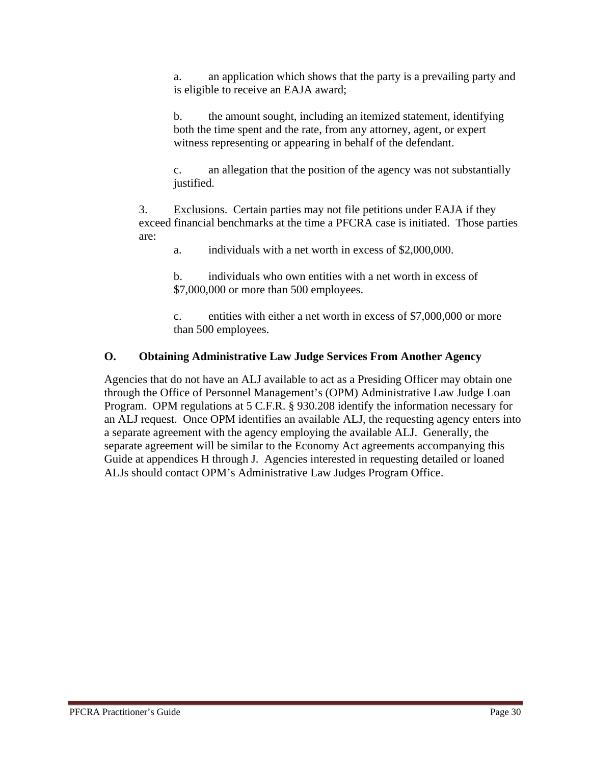a. an application which shows that the party is a prevailing party and is eligible to receive an EAJA award;

b. the amount sought, including an itemized statement, identifying both the time spent and the rate, from any attorney, agent, or expert witness representing or appearing in behalf of the defendant.

c. an allegation that the position of the agency was not substantially justified.

3. Exclusions. Certain parties may not file petitions under EAJA if they exceed financial benchmarks at the time a PFCRA case is initiated. Those parties are:

a. individuals with a net worth in excess of $2,000,000.

b. individuals who own entities with a net worth in excess of $7,000,000 or more than 500 employees.

c. entities with either a net worth in excess of $7,000,000 or more than 500 employees.

### O. Obtaining Administrative Law Judge Services From Another Agency

Agencies that do not have an ALJ available to act as a Presiding Officer may obtain one through the Office of Personnel Management's (OPM) Administrative Law Judge Loan Program. OPM regulations at 5 C.F.R. § 930.208 identify the information necessary for an ALJ request. Once OPM identifies an available ALJ, the requesting agency enters into a separate agreement with the agency employing the available ALJ. Generally, the separate agreement will be similar to the Economy Act agreements accompanying this Guide at appendices H through J. Agencies interested in requesting detailed or loaned ALJs should contact OPM's Administrative Law Judges Program Office.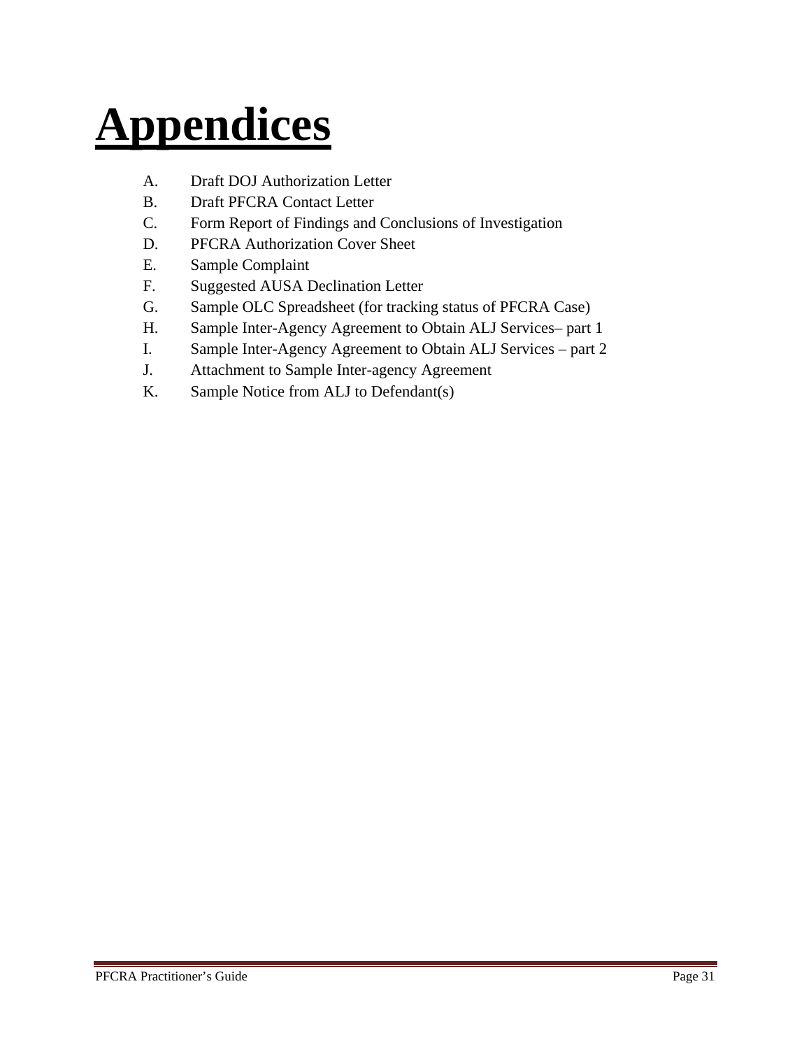# Appendices

A. Draft DOJ Authorization Letter
B. Draft PFCRA Contact Letter
C. Form Report of Findings and Conclusions of Investigation
D. PFCRA Authorization Cover Sheet
E. Sample Complaint
F. Suggested AUSA Declination Letter
G. Sample OLC Spreadsheet (for tracking status of PFCRA Case)
H. Sample Inter-Agency Agreement to Obtain ALJ Services– part 1
I. Sample Inter-Agency Agreement to Obtain ALJ Services – part 2
J. Attachment to Sample Inter-agency Agreement
K. Sample Notice from ALJ to Defendant(s)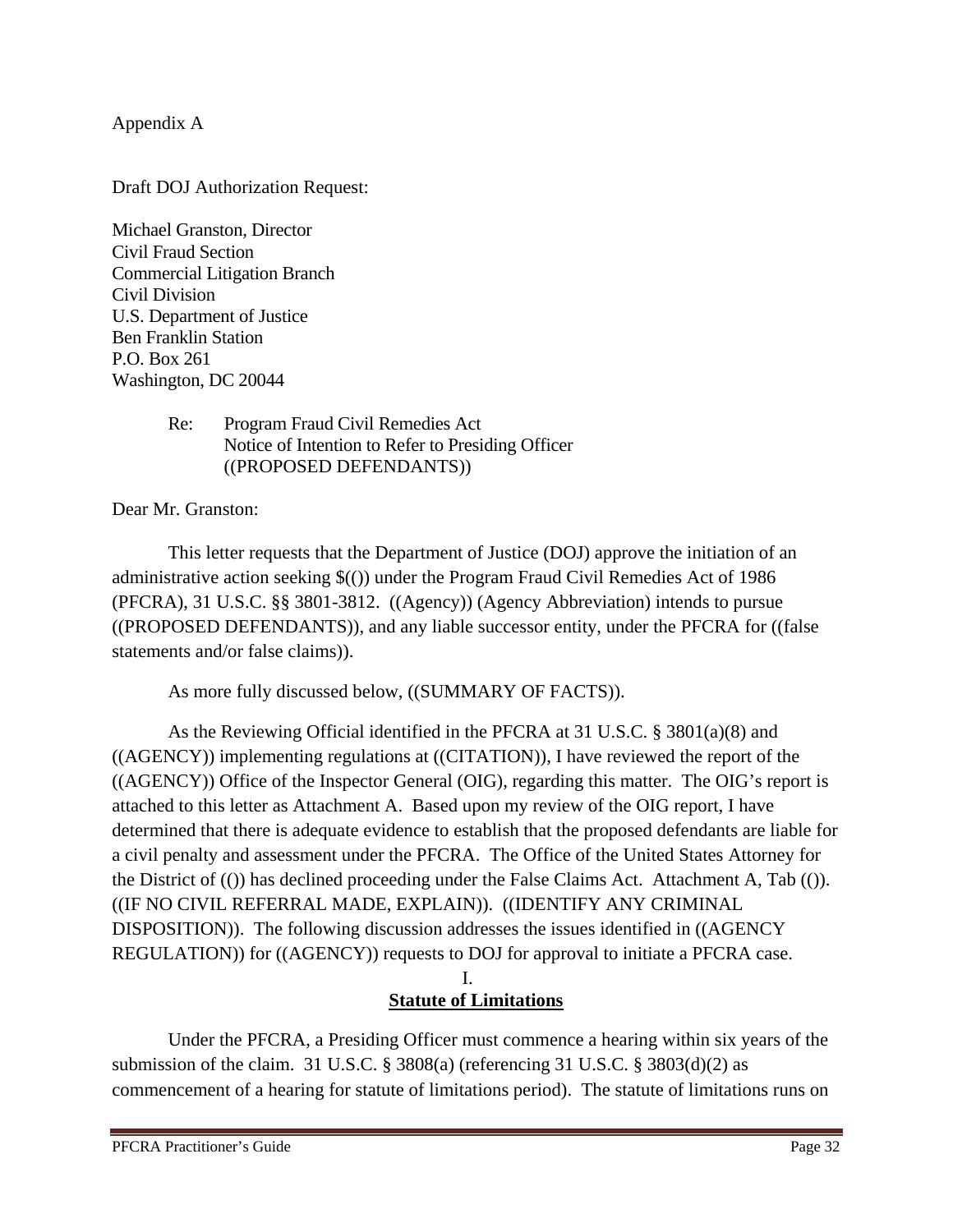Appendix A

Draft DOJ Authorization Request:

Michael Granston, Director  
Civil Fraud Section  
Commercial Litigation Branch  
Civil Division  
U.S. Department of Justice  
Ben Franklin Station  
P.O. Box 261  
Washington, DC 20044

Re: Program Fraud Civil Remedies Act  
Notice of Intention to Refer to Presiding Officer  
((PROPOSED DEFENDANTS))

Dear Mr. Granston:

This letter requests that the Department of Justice (DOJ) approve the initiation of an administrative action seeking $(()) under the Program Fraud Civil Remedies Act of 1986 (PFCRA), 31 U.S.C. §§ 3801-3812. ((Agency)) (Agency Abbreviation) intends to pursue ((PROPOSED DEFENDANTS)), and any liable successor entity, under the PFCRA for ((false statements and/or false claims)).

As more fully discussed below, ((SUMMARY OF FACTS)).

As the Reviewing Official identified in the PFCRA at 31 U.S.C. § 3801(a)(8) and ((AGENCY)) implementing regulations at ((CITATION)), I have reviewed the report of the ((AGENCY)) Office of the Inspector General (OIG), regarding this matter. The OIG's report is attached to this letter as Attachment A. Based upon my review of the OIG report, I have determined that there is adequate evidence to establish that the proposed defendants are liable for a civil penalty and assessment under the PFCRA. The Office of the United States Attorney for the District of (()) has declined proceeding under the False Claims Act. Attachment A, Tab (()). ((IF NO CIVIL REFERRAL MADE, EXPLAIN)). ((IDENTIFY ANY CRIMINAL DISPOSITION)). The following discussion addresses the issues identified in ((AGENCY REGULATION)) for ((AGENCY)) requests to DOJ for approval to initiate a PFCRA case.

## I. Statute of Limitations

Under the PFCRA, a Presiding Officer must commence a hearing within six years of the submission of the claim. 31 U.S.C. § 3808(a) (referencing 31 U.S.C. § 3803(d)(2) as commencement of a hearing for statute of limitations period). The statute of limitations runs on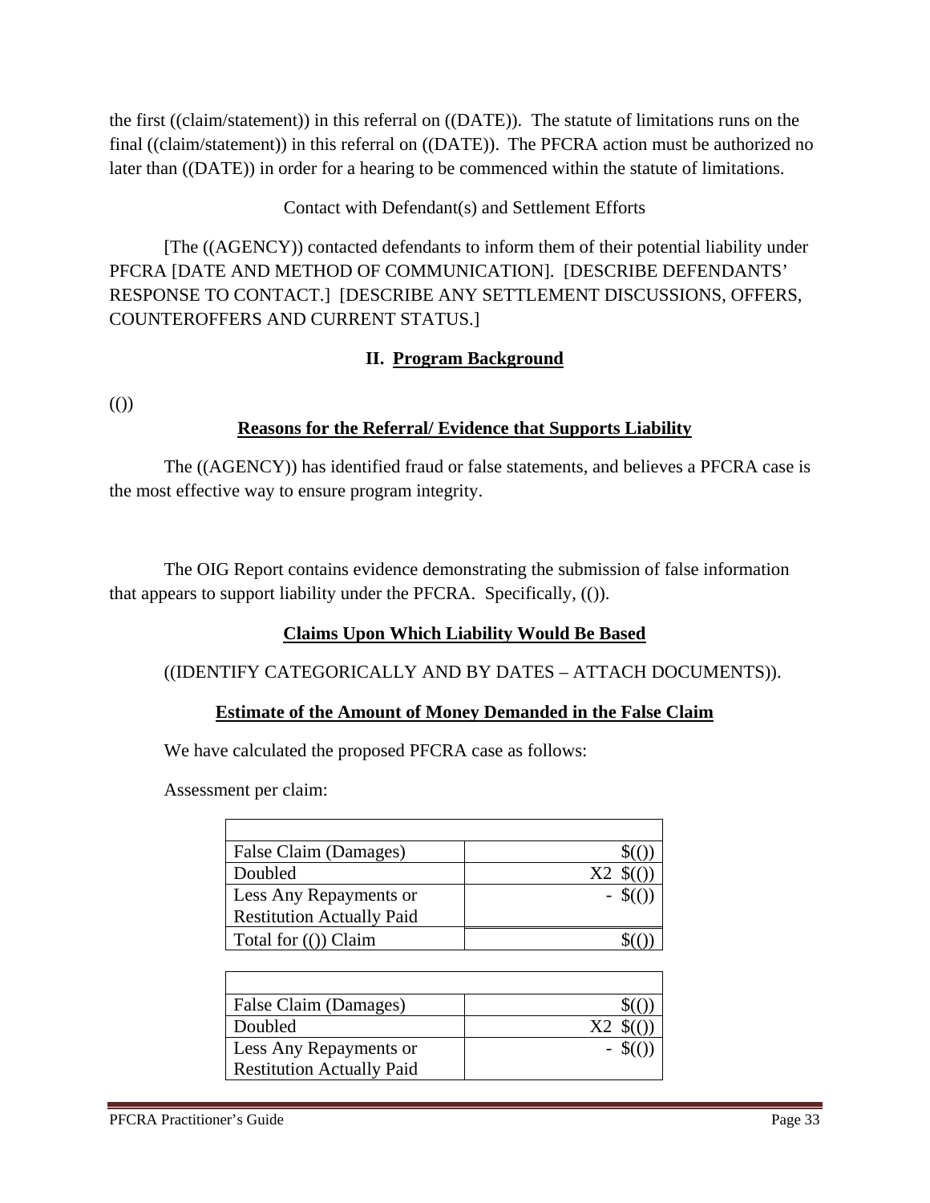the first ((claim/statement)) in this referral on ((DATE)). The statute of limitations runs on the final ((claim/statement)) in this referral on ((DATE)). The PFCRA action must be authorized no later than ((DATE)) in order for a hearing to be commenced within the statute of limitations.

Contact with Defendant(s) and Settlement Efforts

[The ((AGENCY)) contacted defendants to inform them of their potential liability under PFCRA [DATE AND METHOD OF COMMUNICATION]. [DESCRIBE DEFENDANTS' RESPONSE TO CONTACT.] [DESCRIBE ANY SETTLEMENT DISCUSSIONS, OFFERS, COUNTEROFFERS AND CURRENT STATUS.]

## II. Program Background

(())

**Reasons for the Referral/ Evidence that Supports Liability**

The ((AGENCY)) has identified fraud or false statements, and believes a PFCRA case is the most effective way to ensure program integrity.

The OIG Report contains evidence demonstrating the submission of false information that appears to support liability under the PFCRA. Specifically, (()).

**Claims Upon Which Liability Would Be Based**

((IDENTIFY CATEGORICALLY AND BY DATES – ATTACH DOCUMENTS)).

**Estimate of the Amount of Money Demanded in the False Claim**

We have calculated the proposed PFCRA case as follows:

Assessment per claim:

| | |
|---|---|
| False Claim (Damages) | $(()) |
| Doubled | X2 $(()) |
| Less Any Repayments or Restitution Actually Paid | - $(()) |
| Total for (()) Claim | $(()) |

| | |
|---|---|
| False Claim (Damages) | $(()) |
| Doubled | X2 $(()) |
| Less Any Repayments or Restitution Actually Paid | - $(()) |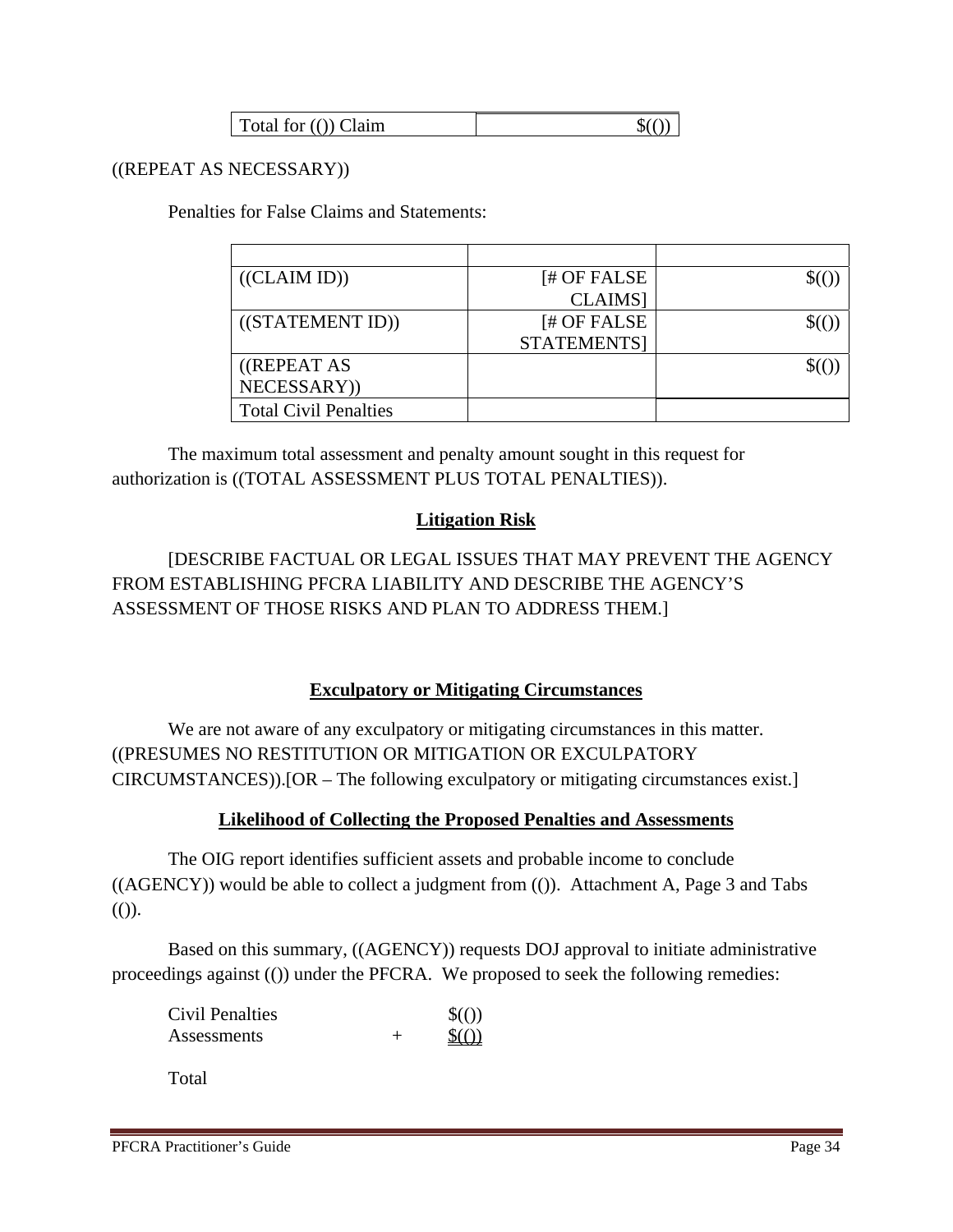| Total for (()) Claim | $(()) |
|---|---|

((REPEAT AS NECESSARY))

Penalties for False Claims and Statements:

| | | |
|---|---|---|
| ((CLAIM ID)) | [# OF FALSE CLAIMS] | $(()) |
| ((STATEMENT ID)) | [# OF FALSE STATEMENTS] | $(()) |
| ((REPEAT AS NECESSARY)) | | $(()) |
| Total Civil Penalties | | |

The maximum total assessment and penalty amount sought in this request for authorization is ((TOTAL ASSESSMENT PLUS TOTAL PENALTIES)).

**Litigation Risk**

[DESCRIBE FACTUAL OR LEGAL ISSUES THAT MAY PREVENT THE AGENCY FROM ESTABLISHING PFCRA LIABILITY AND DESCRIBE THE AGENCY'S ASSESSMENT OF THOSE RISKS AND PLAN TO ADDRESS THEM.]

**Exculpatory or Mitigating Circumstances**

We are not aware of any exculpatory or mitigating circumstances in this matter. ((PRESUMES NO RESTITUTION OR MITIGATION OR EXCULPATORY CIRCUMSTANCES)).[OR – The following exculpatory or mitigating circumstances exist.]

**Likelihood of Collecting the Proposed Penalties and Assessments**

The OIG report identifies sufficient assets and probable income to conclude ((AGENCY)) would be able to collect a judgment from (()). Attachment A, Page 3 and Tabs (()).

Based on this summary, ((AGENCY)) requests DOJ approval to initiate administrative proceedings against (()) under the PFCRA. We proposed to seek the following remedies:

| | | |
|---|---|---|
| Civil Penalties | | $(()) |
| Assessments | + | $(()) |

Total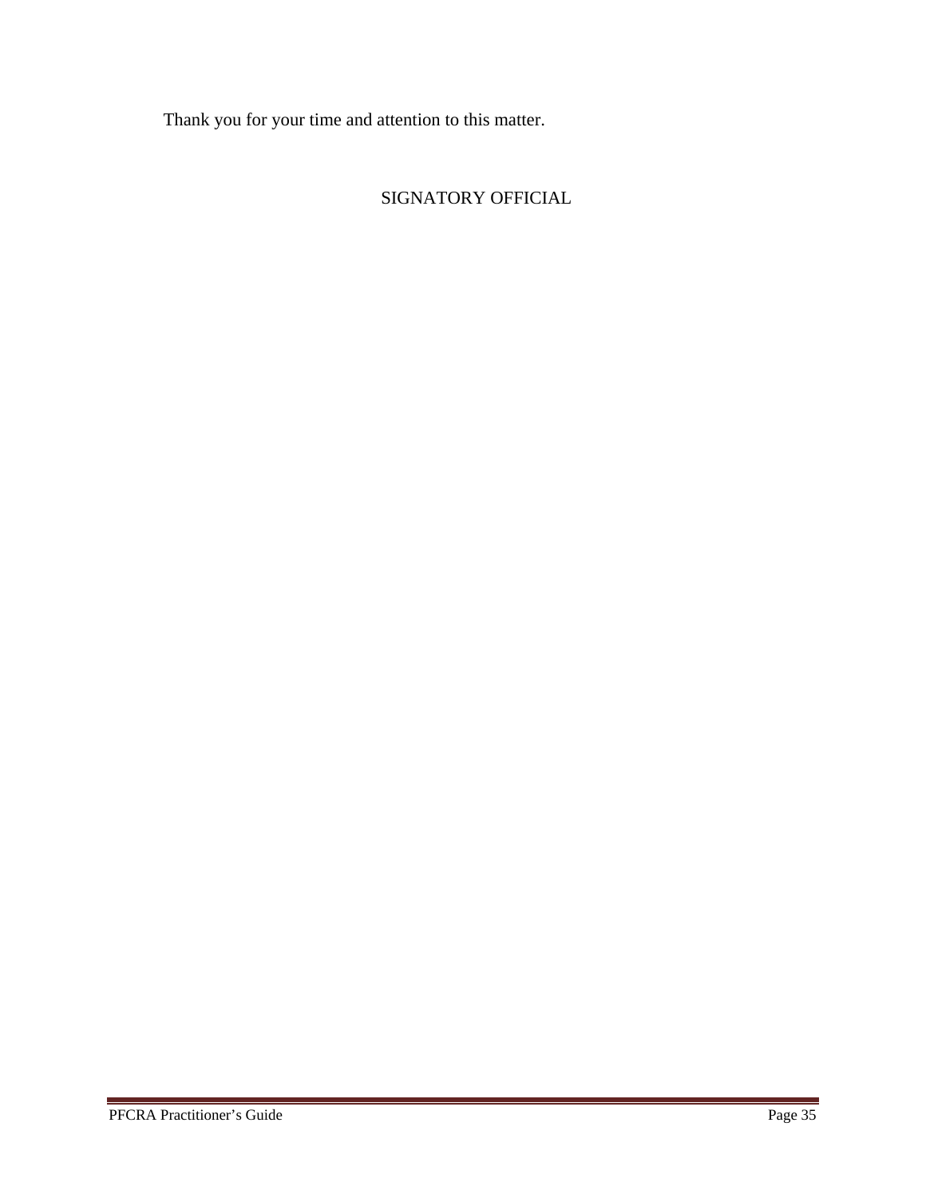Thank you for your time and attention to this matter.

SIGNATORY OFFICIAL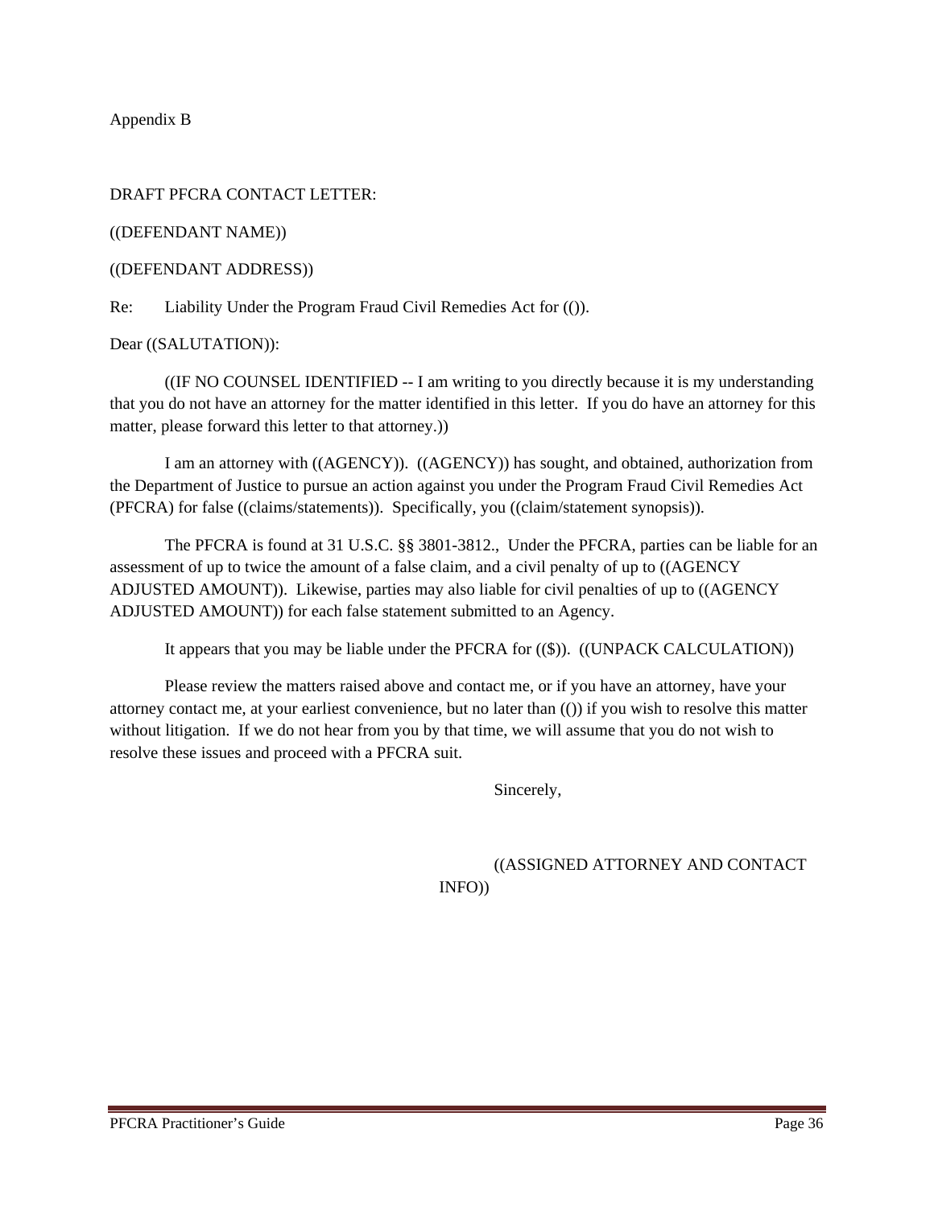Appendix B

DRAFT PFCRA CONTACT LETTER:

((DEFENDANT NAME))

((DEFENDANT ADDRESS))

Re: Liability Under the Program Fraud Civil Remedies Act for (()).

Dear ((SALUTATION)):

((IF NO COUNSEL IDENTIFIED -- I am writing to you directly because it is my understanding that you do not have an attorney for the matter identified in this letter. If you do have an attorney for this matter, please forward this letter to that attorney.))

I am an attorney with ((AGENCY)). ((AGENCY)) has sought, and obtained, authorization from the Department of Justice to pursue an action against you under the Program Fraud Civil Remedies Act (PFCRA) for false ((claims/statements)). Specifically, you ((claim/statement synopsis)).

The PFCRA is found at 31 U.S.C. §§ 3801-3812., Under the PFCRA, parties can be liable for an assessment of up to twice the amount of a false claim, and a civil penalty of up to ((AGENCY ADJUSTED AMOUNT)). Likewise, parties may also liable for civil penalties of up to ((AGENCY ADJUSTED AMOUNT)) for each false statement submitted to an Agency.

It appears that you may be liable under the PFCRA for (($)). ((UNPACK CALCULATION))

Please review the matters raised above and contact me, or if you have an attorney, have your attorney contact me, at your earliest convenience, but no later than (()) if you wish to resolve this matter without litigation. If we do not hear from you by that time, we will assume that you do not wish to resolve these issues and proceed with a PFCRA suit.

Sincerely,

((ASSIGNED ATTORNEY AND CONTACT INFO))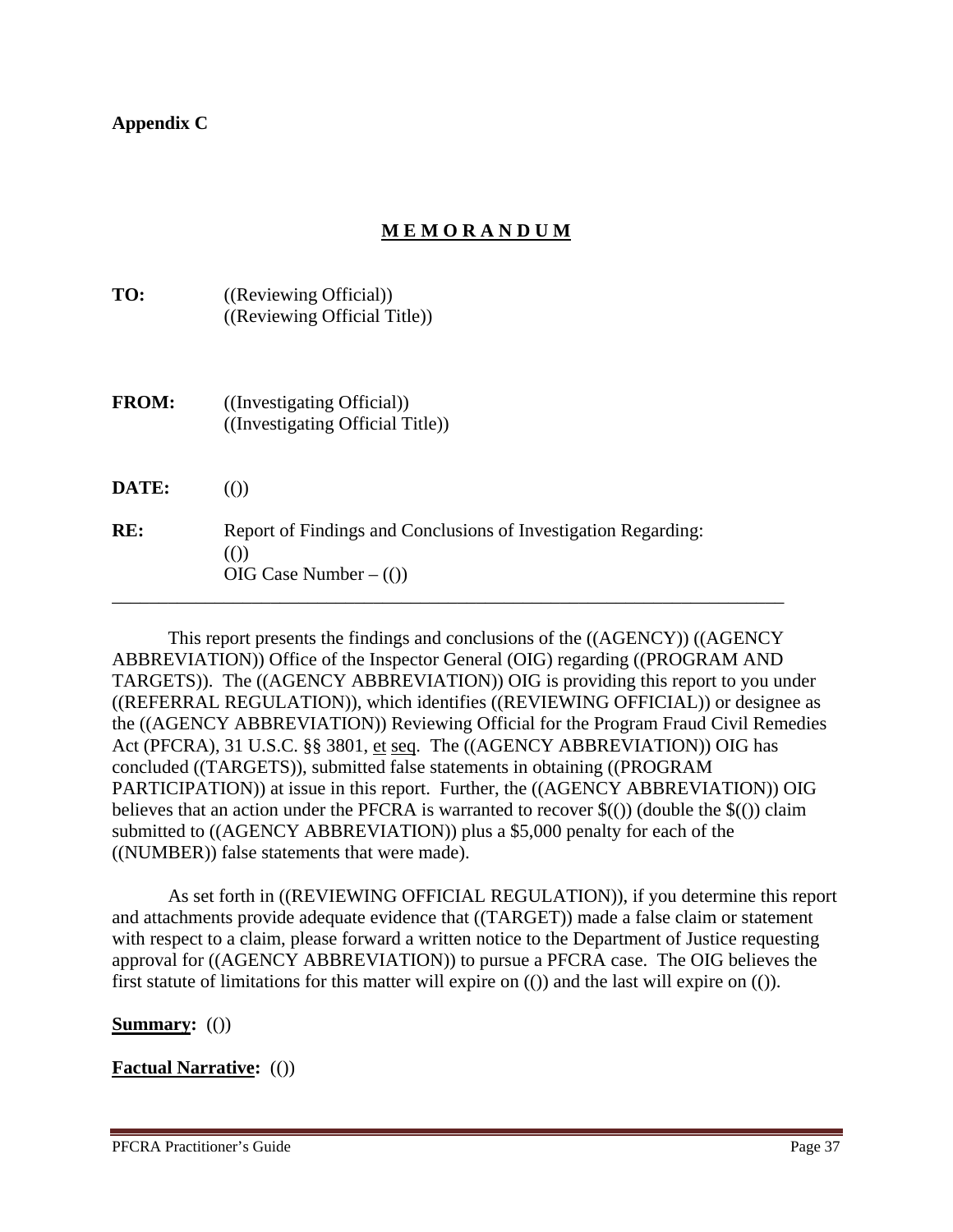**Appendix C**

**M E M O R A N D U M**

**TO:** ((Reviewing Official))
((Reviewing Official Title))

**FROM:** ((Investigating Official))
((Investigating Official Title))

**DATE:** (())

**RE:** Report of Findings and Conclusions of Investigation Regarding:
(())
OIG Case Number – (())

---

This report presents the findings and conclusions of the ((AGENCY)) ((AGENCY ABBREVIATION)) Office of the Inspector General (OIG) regarding ((PROGRAM AND TARGETS)). The ((AGENCY ABBREVIATION)) OIG is providing this report to you under ((REFERRAL REGULATION)), which identifies ((REVIEWING OFFICIAL)) or designee as the ((AGENCY ABBREVIATION)) Reviewing Official for the Program Fraud Civil Remedies Act (PFCRA), 31 U.S.C. §§ 3801, et seq. The ((AGENCY ABBREVIATION)) OIG has concluded ((TARGETS)), submitted false statements in obtaining ((PROGRAM PARTICIPATION)) at issue in this report. Further, the ((AGENCY ABBREVIATION)) OIG believes that an action under the PFCRA is warranted to recover $(()) (double the $(()) claim submitted to ((AGENCY ABBREVIATION)) plus a $5,000 penalty for each of the ((NUMBER)) false statements that were made).

As set forth in ((REVIEWING OFFICIAL REGULATION)), if you determine this report and attachments provide adequate evidence that ((TARGET)) made a false claim or statement with respect to a claim, please forward a written notice to the Department of Justice requesting approval for ((AGENCY ABBREVIATION)) to pursue a PFCRA case. The OIG believes the first statute of limitations for this matter will expire on (()) and the last will expire on (()).

**Summary:** (())

**Factual Narrative:** (())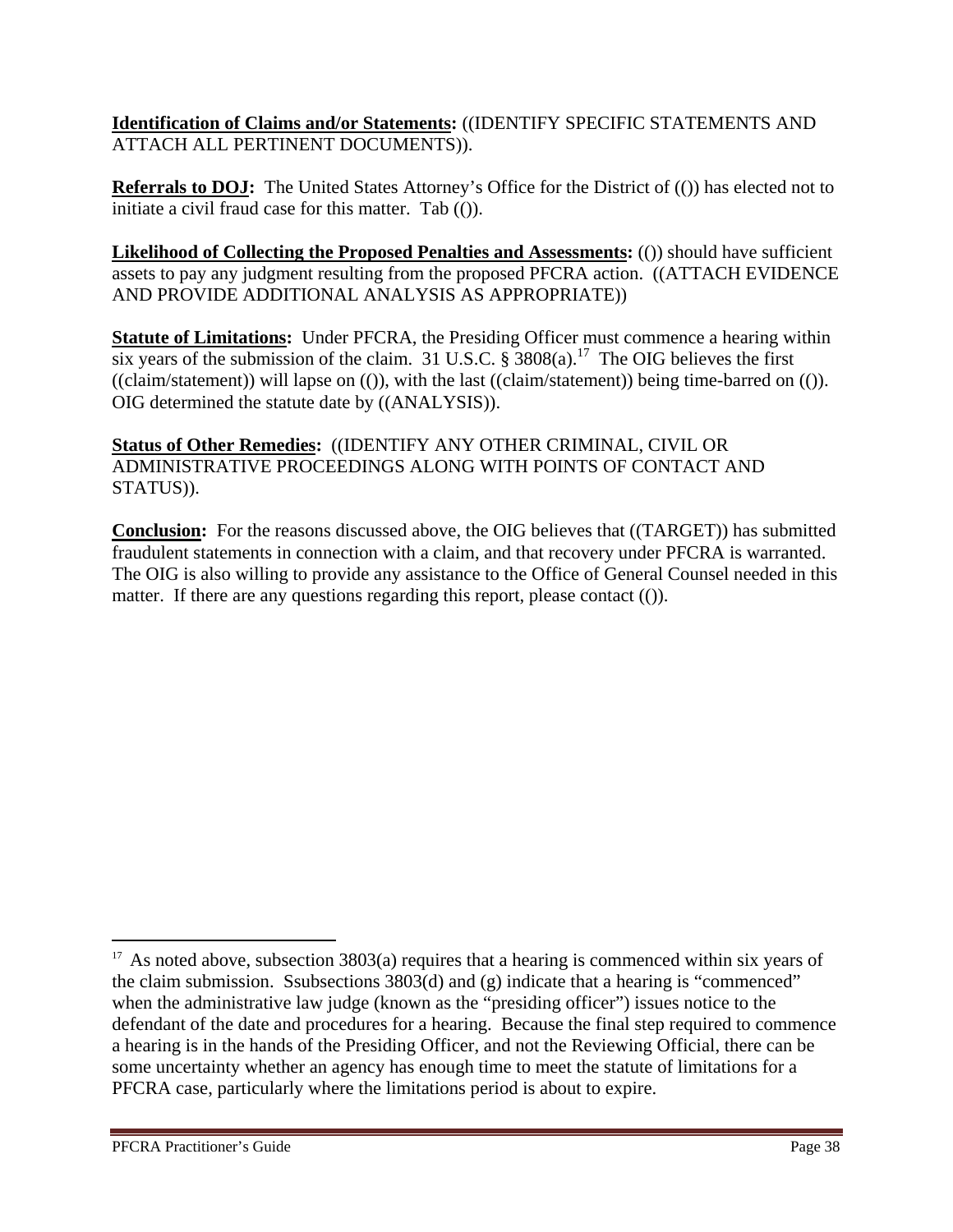**<u>Identification of Claims and/or Statements</u>:** ((IDENTIFY SPECIFIC STATEMENTS AND ATTACH ALL PERTINENT DOCUMENTS)).

**<u>Referrals to DOJ</u>:** The United States Attorney's Office for the District of (()) has elected not to initiate a civil fraud case for this matter. Tab (()).

**<u>Likelihood of Collecting the Proposed Penalties and Assessments</u>:** (()) should have sufficient assets to pay any judgment resulting from the proposed PFCRA action. ((ATTACH EVIDENCE AND PROVIDE ADDITIONAL ANALYSIS AS APPROPRIATE))

**<u>Statute of Limitations</u>:** Under PFCRA, the Presiding Officer must commence a hearing within six years of the submission of the claim. 31 U.S.C. § 3808(a).[17] The OIG believes the first ((claim/statement)) will lapse on (()), with the last ((claim/statement)) being time-barred on (()). OIG determined the statute date by ((ANALYSIS)).

**<u>Status of Other Remedies</u>:** ((IDENTIFY ANY OTHER CRIMINAL, CIVIL OR ADMINISTRATIVE PROCEEDINGS ALONG WITH POINTS OF CONTACT AND STATUS)).

**<u>Conclusion</u>:** For the reasons discussed above, the OIG believes that ((TARGET)) has submitted fraudulent statements in connection with a claim, and that recovery under PFCRA is warranted. The OIG is also willing to provide any assistance to the Office of General Counsel needed in this matter. If there are any questions regarding this report, please contact (()).

---

[17] As noted above, subsection 3803(a) requires that a hearing is commenced within six years of the claim submission. Ssubsections 3803(d) and (g) indicate that a hearing is "commenced" when the administrative law judge (known as the "presiding officer") issues notice to the defendant of the date and procedures for a hearing. Because the final step required to commence a hearing is in the hands of the Presiding Officer, and not the Reviewing Official, there can be some uncertainty whether an agency has enough time to meet the statute of limitations for a PFCRA case, particularly where the limitations period is about to expire.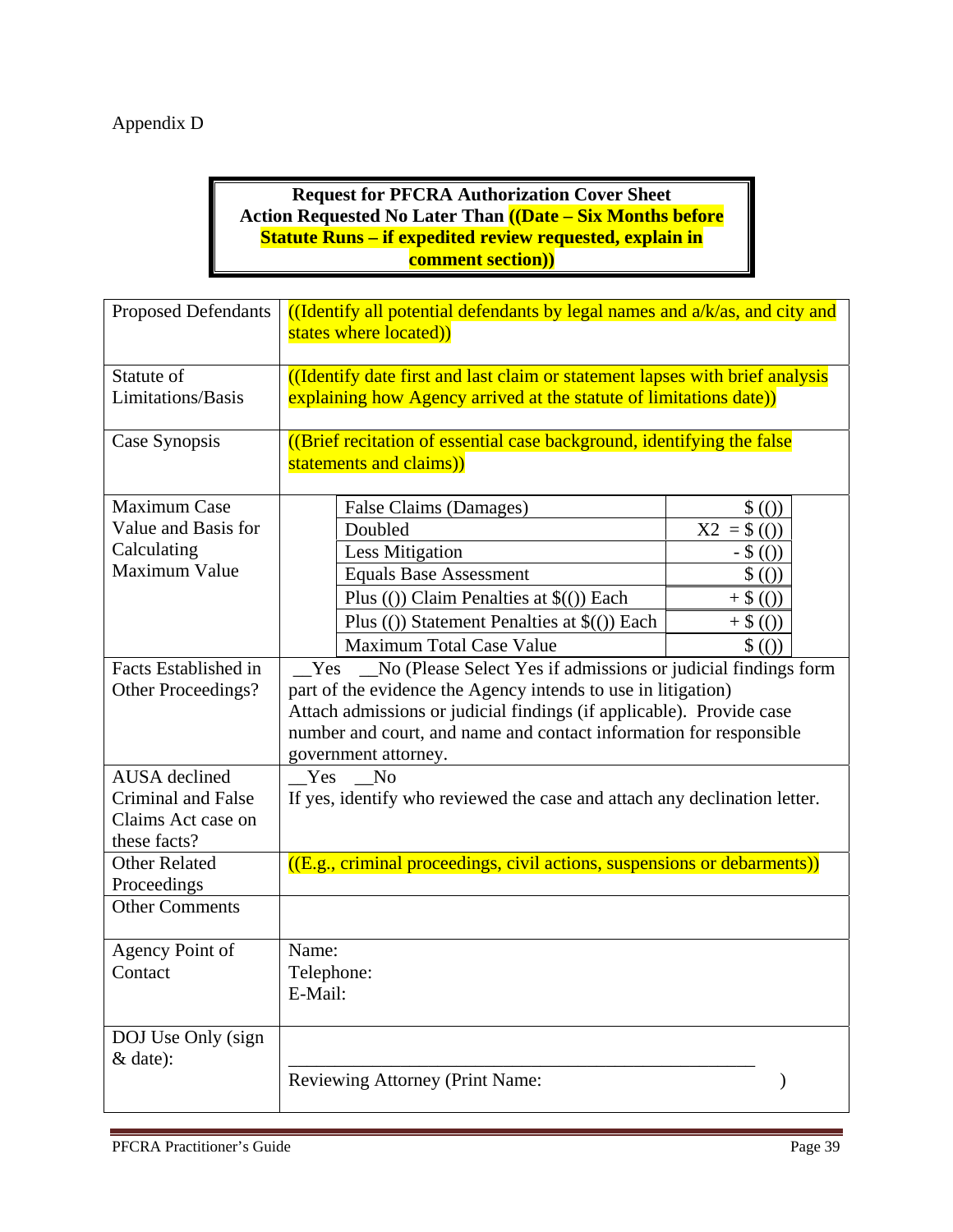Appendix D

**Request for PFCRA Authorization Cover Sheet**
**Action Requested No Later Than ((Date – Six Months before Statute Runs – if expedited review requested, explain in comment section))**

| | |
|---|---|
| Proposed Defendants | ((Identify all potential defendants by legal names and a/k/as, and city and states where located)) |
| Statute of Limitations/Basis | ((Identify date first and last claim or statement lapses with brief analysis explaining how Agency arrived at the statute of limitations date)) |
| Case Synopsis | ((Brief recitation of essential case background, identifying the false statements and claims)) |
| Maximum Case Value and Basis for Calculating Maximum Value | False Claims (Damages): $ (())<br>Doubled: X2 = $ (())<br>Less Mitigation: - $ (())<br>Equals Base Assessment: $ (())<br>Plus (()) Claim Penalties at $(()) Each: + $ (())<br>Plus (()) Statement Penalties at $(()) Each: + $ (())<br>Maximum Total Case Value: $ (()) |
| Facts Established in Other Proceedings? | \_\_Yes \_\_No (Please Select Yes if admissions or judicial findings form part of the evidence the Agency intends to use in litigation)<br>Attach admissions or judicial findings (if applicable). Provide case number and court, and name and contact information for responsible government attorney. |
| AUSA declined Criminal and False Claims Act case on these facts? | \_\_Yes \_\_No<br>If yes, identify who reviewed the case and attach any declination letter. |
| Other Related Proceedings | ((E.g., criminal proceedings, civil actions, suspensions or debarments)) |
| Other Comments | |
| Agency Point of Contact | Name:<br>Telephone:<br>E-Mail: |
| DOJ Use Only (sign & date): | \_\_\_\_\_\_\_\_\_\_\_\_\_\_\_\_\_\_\_\_\_\_\_\_\_\_\_\_\_\_\_\_\_\_\_\_\_\_\_\_<br>Reviewing Attorney (Print Name: ) |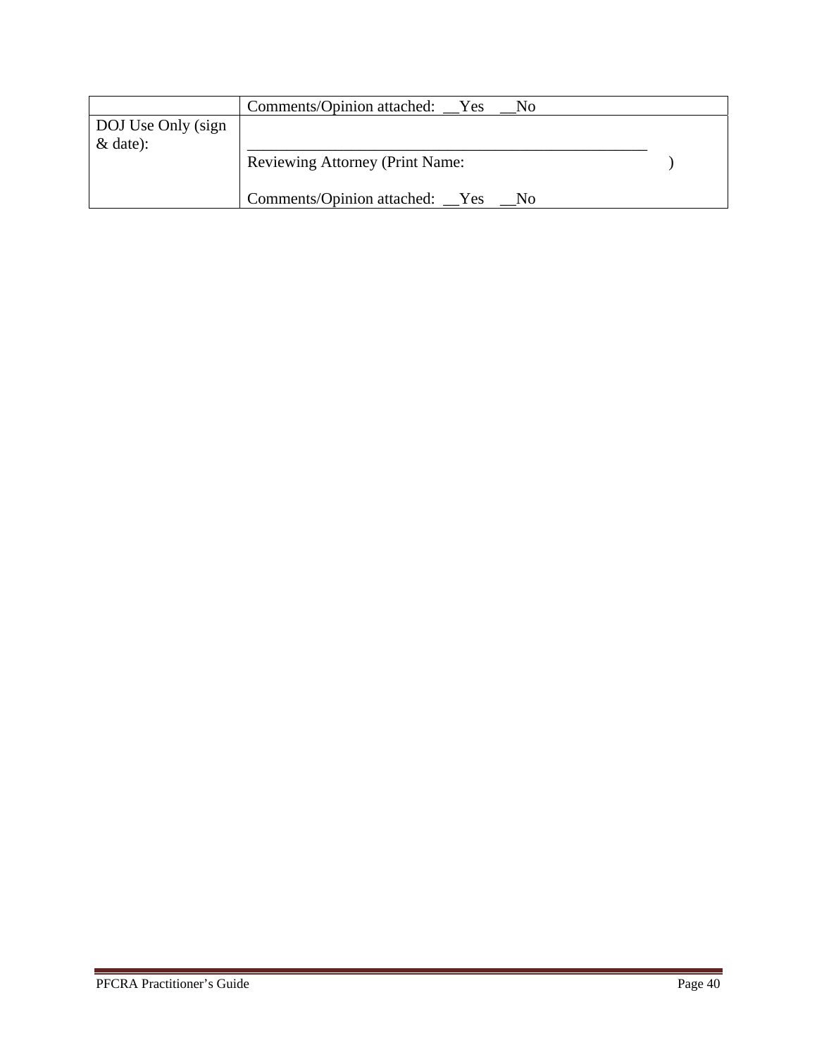| | |
|---|---|
| | Comments/Opinion attached: __Yes __No |
| DOJ Use Only (sign & date): | ____________________________________________________<br>Reviewing Attorney (Print Name: )<br><br>Comments/Opinion attached: __Yes __No |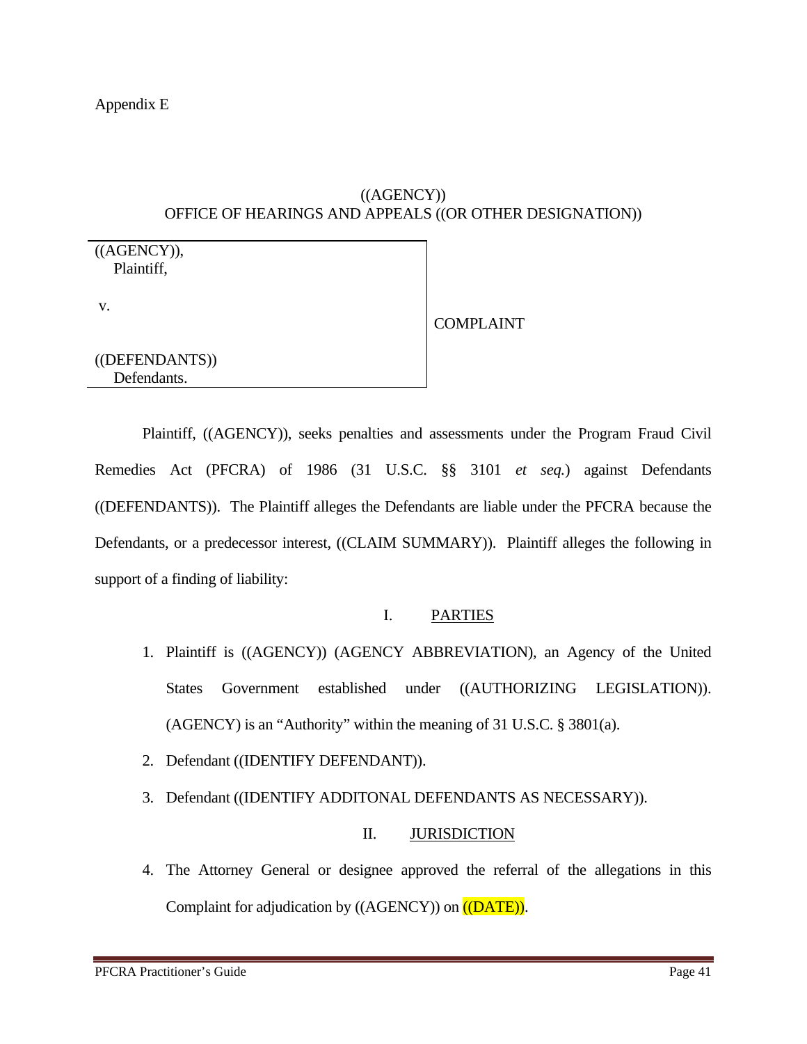Appendix E

((AGENCY))
OFFICE OF HEARINGS AND APPEALS ((OR OTHER DESIGNATION))

| ((AGENCY)), Plaintiff, v. ((DEFENDANTS)) Defendants. | COMPLAINT |
|---|---|

Plaintiff, ((AGENCY)), seeks penalties and assessments under the Program Fraud Civil Remedies Act (PFCRA) of 1986 (31 U.S.C. §§ 3101 *et seq.*) against Defendants ((DEFENDANTS)). The Plaintiff alleges the Defendants are liable under the PFCRA because the Defendants, or a predecessor interest, ((CLAIM SUMMARY)). Plaintiff alleges the following in support of a finding of liability:

## I. PARTIES

1. Plaintiff is ((AGENCY)) (AGENCY ABBREVIATION), an Agency of the United States Government established under ((AUTHORIZING LEGISLATION)). (AGENCY) is an "Authority" within the meaning of 31 U.S.C. § 3801(a).
2. Defendant ((IDENTIFY DEFENDANT)).
3. Defendant ((IDENTIFY ADDITONAL DEFENDANTS AS NECESSARY)).

## II. JURISDICTION

4. The Attorney General or designee approved the referral of the allegations in this Complaint for adjudication by ((AGENCY)) on ((DATE)).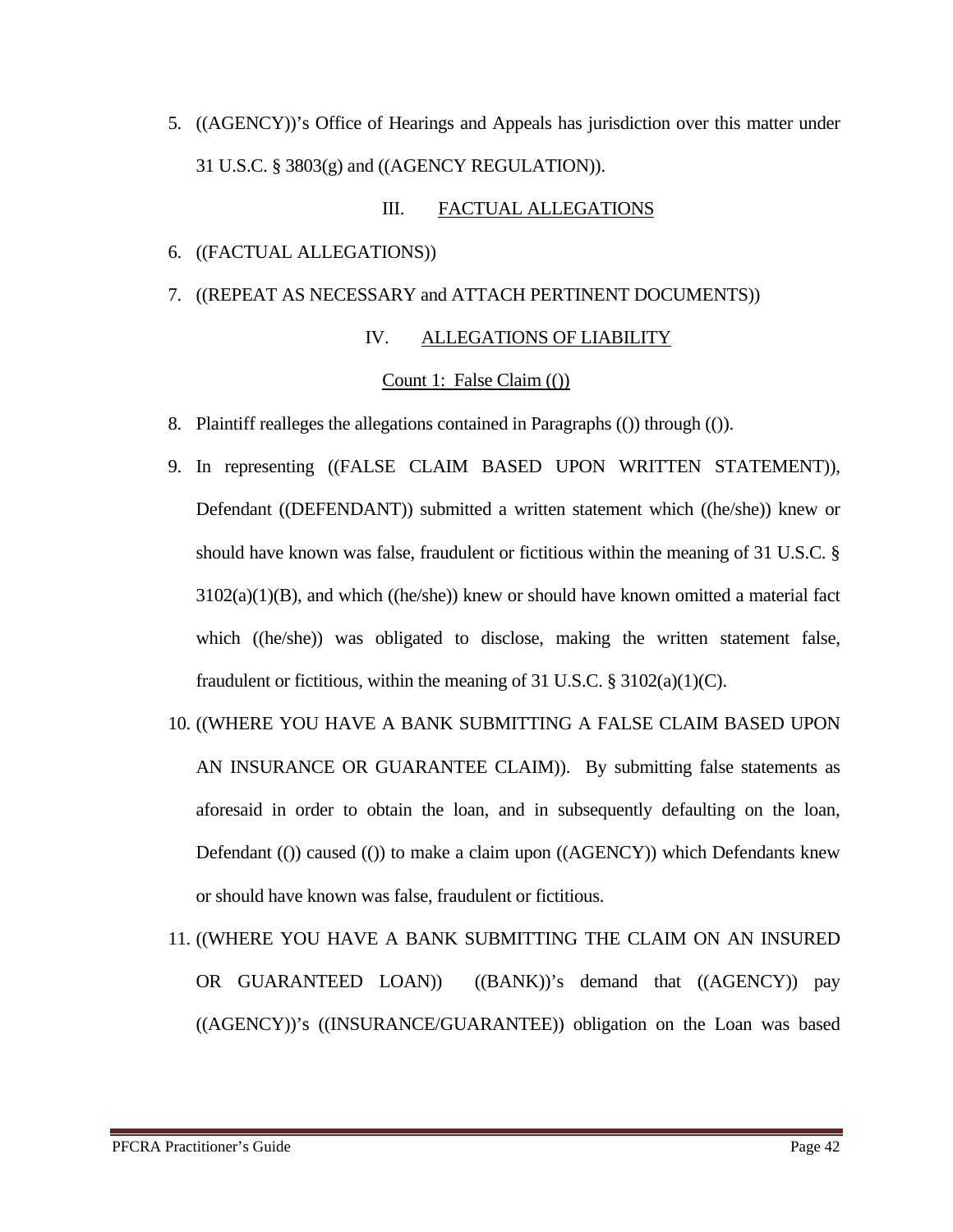5. ((AGENCY))'s Office of Hearings and Appeals has jurisdiction over this matter under 31 U.S.C. § 3803(g) and ((AGENCY REGULATION)).

## III. FACTUAL ALLEGATIONS

6. ((FACTUAL ALLEGATIONS))
7. ((REPEAT AS NECESSARY and ATTACH PERTINENT DOCUMENTS))

## IV. ALLEGATIONS OF LIABILITY

### Count 1: False Claim (())

8. Plaintiff realleges the allegations contained in Paragraphs (()) through (()).
9. In representing ((FALSE CLAIM BASED UPON WRITTEN STATEMENT)), Defendant ((DEFENDANT)) submitted a written statement which ((he/she)) knew or should have known was false, fraudulent or fictitious within the meaning of 31 U.S.C. § 3102(a)(1)(B), and which ((he/she)) knew or should have known omitted a material fact which ((he/she)) was obligated to disclose, making the written statement false, fraudulent or fictitious, within the meaning of 31 U.S.C. § 3102(a)(1)(C).
10. ((WHERE YOU HAVE A BANK SUBMITTING A FALSE CLAIM BASED UPON AN INSURANCE OR GUARANTEE CLAIM)). By submitting false statements as aforesaid in order to obtain the loan, and in subsequently defaulting on the loan, Defendant (()) caused (()) to make a claim upon ((AGENCY)) which Defendants knew or should have known was false, fraudulent or fictitious.
11. ((WHERE YOU HAVE A BANK SUBMITTING THE CLAIM ON AN INSURED OR GUARANTEED LOAN)) ((BANK))'s demand that ((AGENCY)) pay ((AGENCY))'s ((INSURANCE/GUARANTEE)) obligation on the Loan was based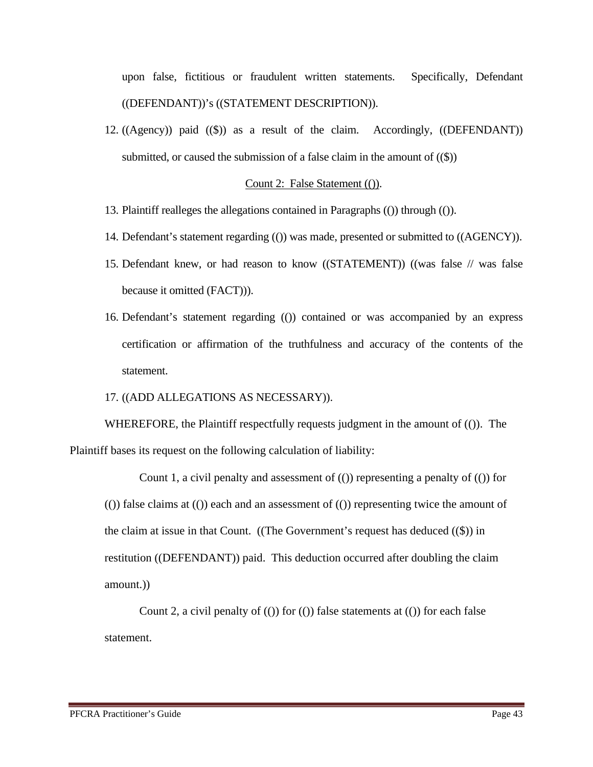upon false, fictitious or fraudulent written statements. Specifically, Defendant ((DEFENDANT))'s ((STATEMENT DESCRIPTION)).

12. ((Agency)) paid (($)) as a result of the claim. Accordingly, ((DEFENDANT)) submitted, or caused the submission of a false claim in the amount of (($))

<u>Count 2: False Statement (())</u>.

13. Plaintiff realleges the allegations contained in Paragraphs (()) through (()).
14. Defendant's statement regarding (()) was made, presented or submitted to ((AGENCY)).
15. Defendant knew, or had reason to know ((STATEMENT)) ((was false // was false because it omitted (FACT))).
16. Defendant's statement regarding (()) contained or was accompanied by an express certification or affirmation of the truthfulness and accuracy of the contents of the statement.
17. ((ADD ALLEGATIONS AS NECESSARY)).

WHEREFORE, the Plaintiff respectfully requests judgment in the amount of (()). The Plaintiff bases its request on the following calculation of liability:

> Count 1, a civil penalty and assessment of (()) representing a penalty of (()) for (()) false claims at (()) each and an assessment of (()) representing twice the amount of the claim at issue in that Count. ((The Government's request has deduced (($)) in restitution ((DEFENDANT)) paid. This deduction occurred after doubling the claim amount.))
>
> Count 2, a civil penalty of (()) for (()) false statements at (()) for each false statement.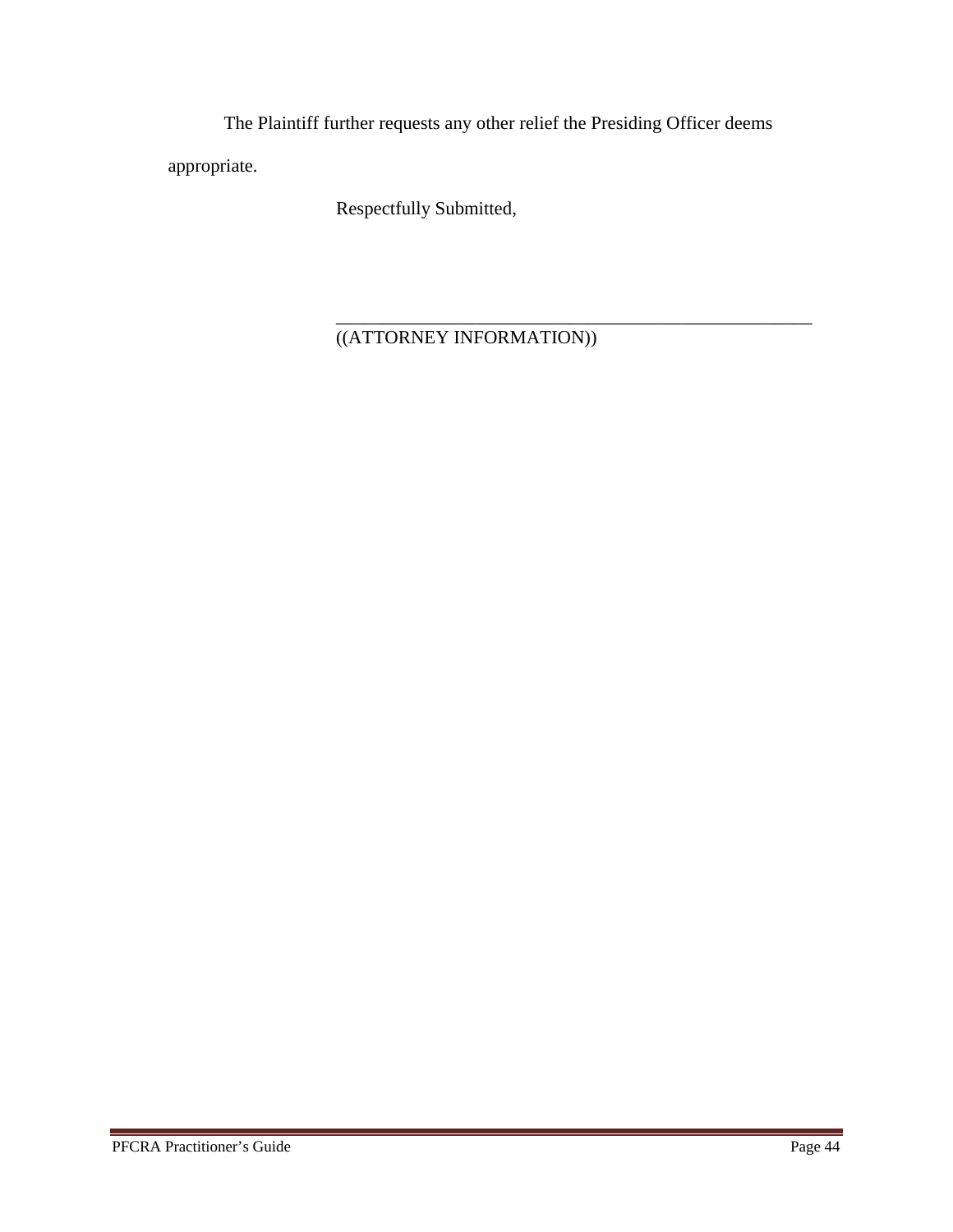The Plaintiff further requests any other relief the Presiding Officer deems appropriate.

Respectfully Submitted,

_____________________________________________________

((ATTORNEY INFORMATION))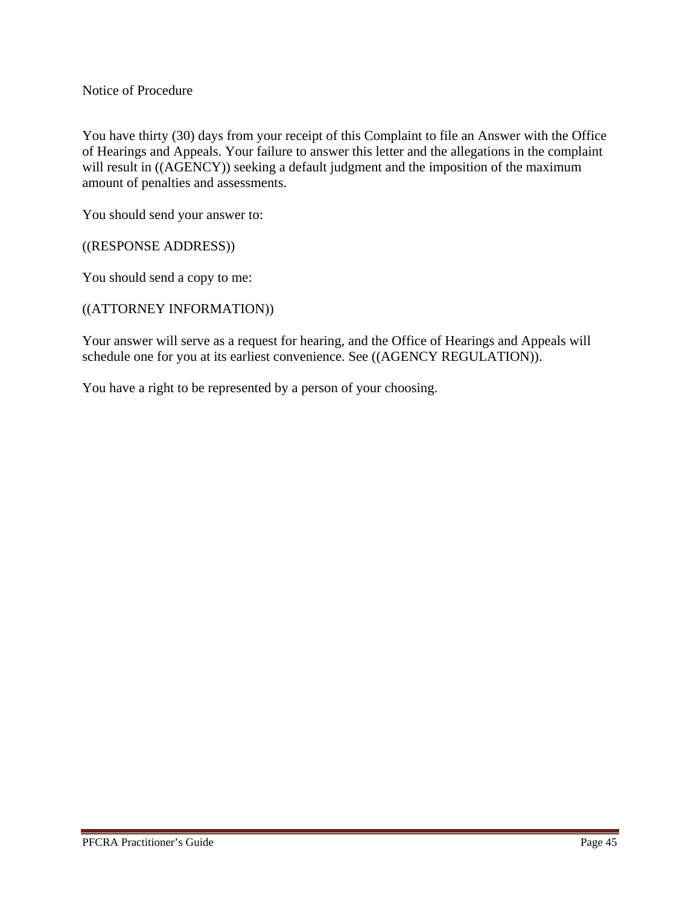Notice of Procedure

You have thirty (30) days from your receipt of this Complaint to file an Answer with the Office of Hearings and Appeals. Your failure to answer this letter and the allegations in the complaint will result in ((AGENCY)) seeking a default judgment and the imposition of the maximum amount of penalties and assessments.

You should send your answer to:

((RESPONSE ADDRESS))

You should send a copy to me:

((ATTORNEY INFORMATION))

Your answer will serve as a request for hearing, and the Office of Hearings and Appeals will schedule one for you at its earliest convenience. See ((AGENCY REGULATION)).

You have a right to be represented by a person of your choosing.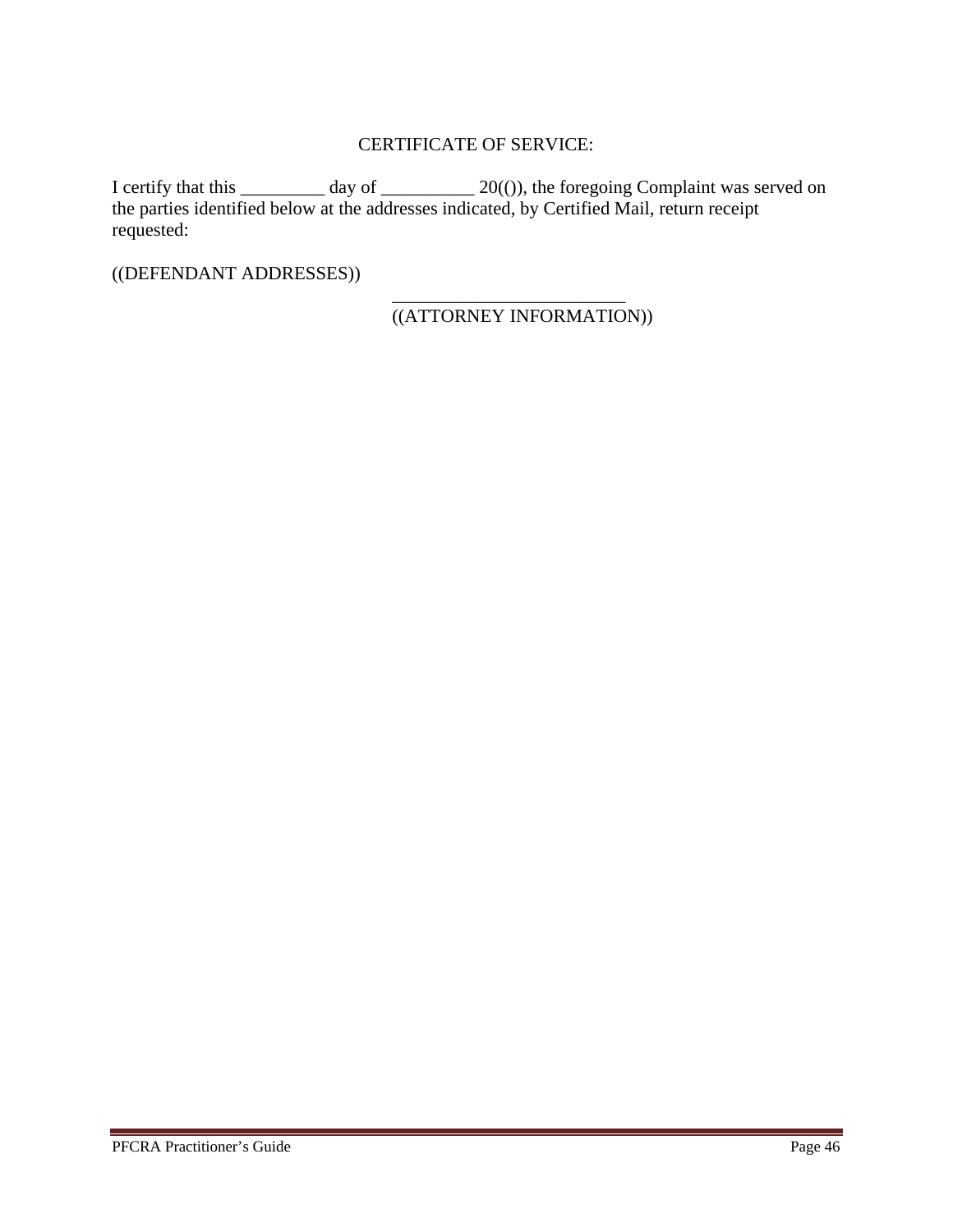CERTIFICATE OF SERVICE:

I certify that this _________ day of __________ 20(()), the foregoing Complaint was served on the parties identified below at the addresses indicated, by Certified Mail, return receipt requested:

((DEFENDANT ADDRESSES))

_________________________
((ATTORNEY INFORMATION))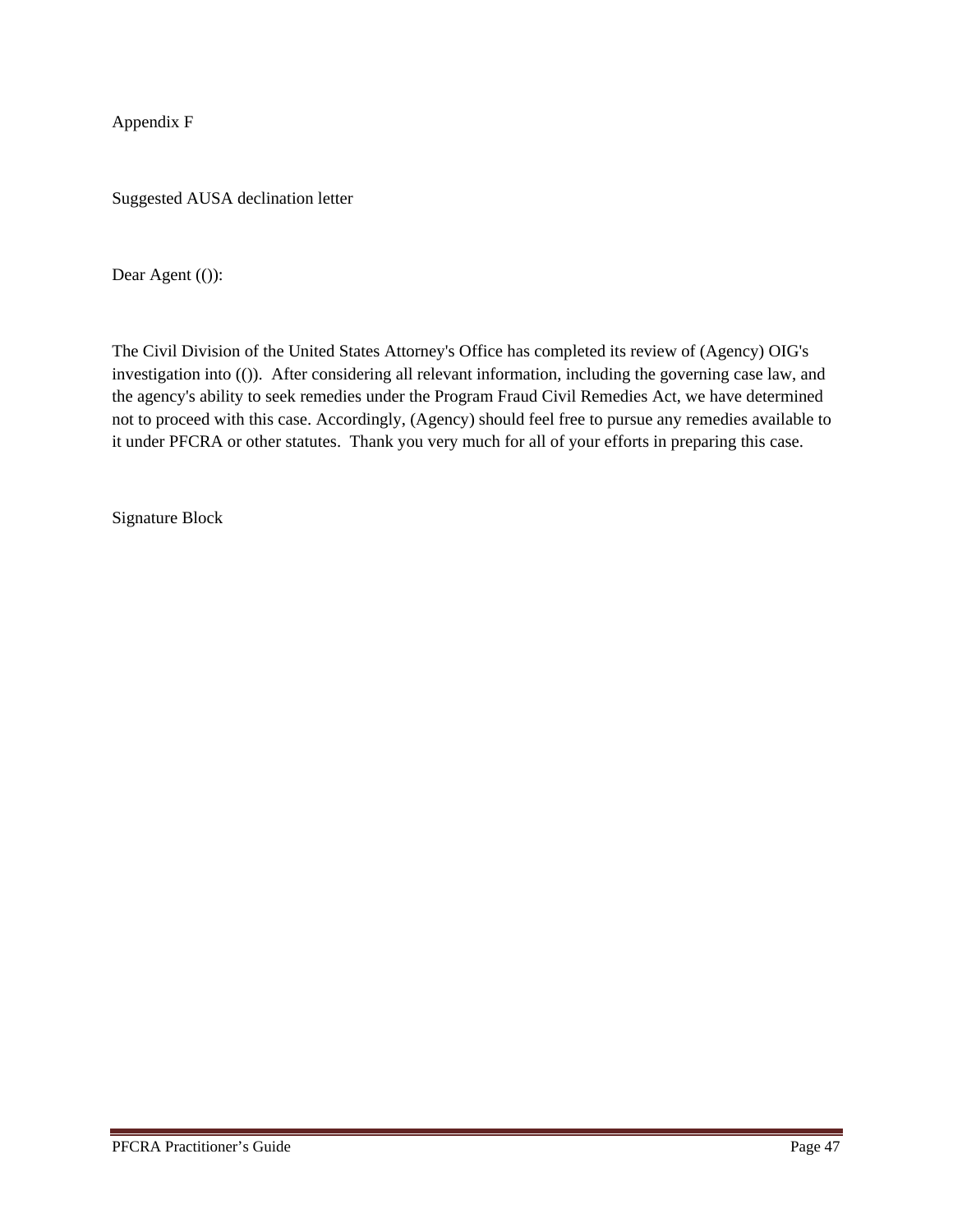# Appendix F

## Suggested AUSA declination letter

Dear Agent (()):

The Civil Division of the United States Attorney's Office has completed its review of (Agency) OIG's investigation into (()). After considering all relevant information, including the governing case law, and the agency's ability to seek remedies under the Program Fraud Civil Remedies Act, we have determined not to proceed with this case. Accordingly, (Agency) should feel free to pursue any remedies available to it under PFCRA or other statutes. Thank you very much for all of your efforts in preparing this case.

Signature Block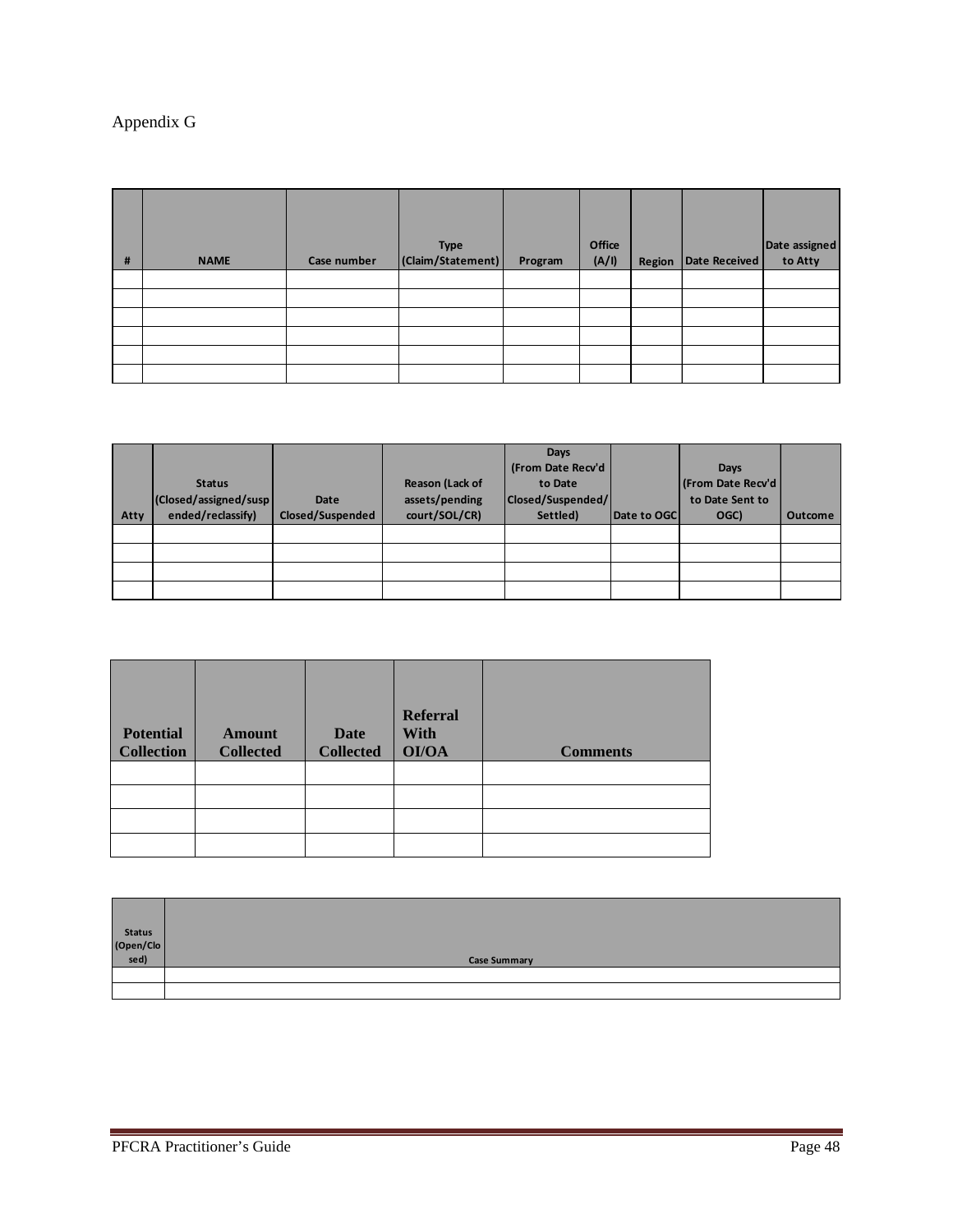Appendix G

| # | NAME | Case number | Type (Claim/Statement) | Program | Office (A/I) | Region | Date Received | Date assigned to Atty |
|---|---|---|---|---|---|---|---|---|
| | | | | | | | | |
| | | | | | | | | |
| | | | | | | | | |
| | | | | | | | | |
| | | | | | | | | |
| | | | | | | | | |

| Atty | Status (Closed/assigned/suspended/reclassify) | Date Closed/Suspended | Reason (Lack of assets/pending court/SOL/CR) | Days (From Date Recv'd to Date Closed/Suspended/Settled) | Date to OGC | Days (From Date Recv'd to Date Sent to OGC) | Outcome |
|---|---|---|---|---|---|---|---|
| | | | | | | | |
| | | | | | | | |
| | | | | | | | |
| | | | | | | | |

| Potential Collection | Amount Collected | Date Collected | Referral With OI/OA | Comments |
|---|---|---|---|---|
| | | | | |
| | | | | |
| | | | | |
| | | | | |

| Status (Open/Closed) | Case Summary |
|---|---|
| | |
| | |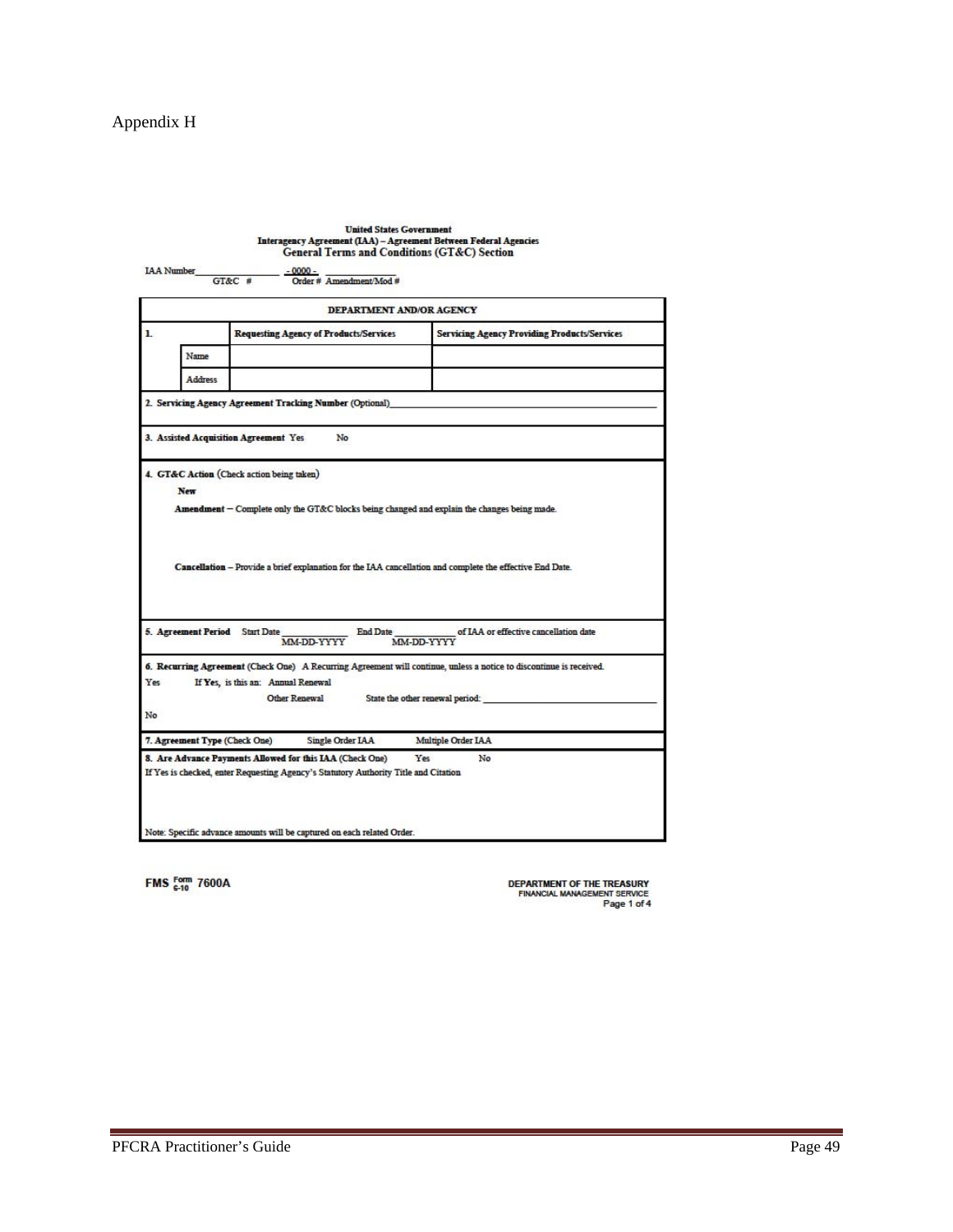Appendix H

**United States Government**
**Interagency Agreement (IAA) – Agreement Between Federal Agencies**
**General Terms and Conditions (GT&C) Section**

IAA Number\_\_\_\_\_\_\_\_\_\_\_\_\_\_ - 0000 - \_\_\_\_\_\_\_\_\_\_
GT&C # Order # Amendment/Mod #

| DEPARTMENT AND/OR AGENCY | | | |
|---|---|---|---|
| 1. | | **Requesting Agency of Products/Services** | **Servicing Agency Providing Products/Services** |
| | Name | | |
| | Address | | |

**2. Servicing Agency Agreement Tracking Number** (Optional)\_\_\_\_\_\_\_\_\_\_\_\_\_\_\_\_\_\_\_\_

**3. Assisted Acquisition Agreement** Yes No

**4. GT&C Action** (Check action being taken)

**New**

**Amendment** – Complete only the GT&C blocks being changed and explain the changes being made.

**Cancellation** – Provide a brief explanation for the IAA cancellation and complete the effective End Date.

**5. Agreement Period** Start Date \_\_\_\_\_\_\_\_\_\_ End Date \_\_\_\_\_\_\_\_\_\_ of IAA or effective cancellation date
MM-DD-YYYY MM-DD-YYYY

**6. Recurring Agreement** (Check One) A Recurring Agreement will continue, unless a notice to discontinue is received.

Yes If Yes, is this an: Annual Renewal

Other Renewal State the other renewal period: \_\_\_\_\_\_\_\_\_\_\_\_\_\_\_\_\_\_\_\_

No

**7. Agreement Type** (Check One) Single Order IAA Multiple Order IAA

**8. Are Advance Payments Allowed for this IAA** (Check One) Yes No

If Yes is checked, enter Requesting Agency's Statutory Authority Title and Citation

Note: Specific advance amounts will be captured on each related Order.

FMS Form 6-10 7600A

DEPARTMENT OF THE TREASURY
FINANCIAL MANAGEMENT SERVICE
Page 1 of 4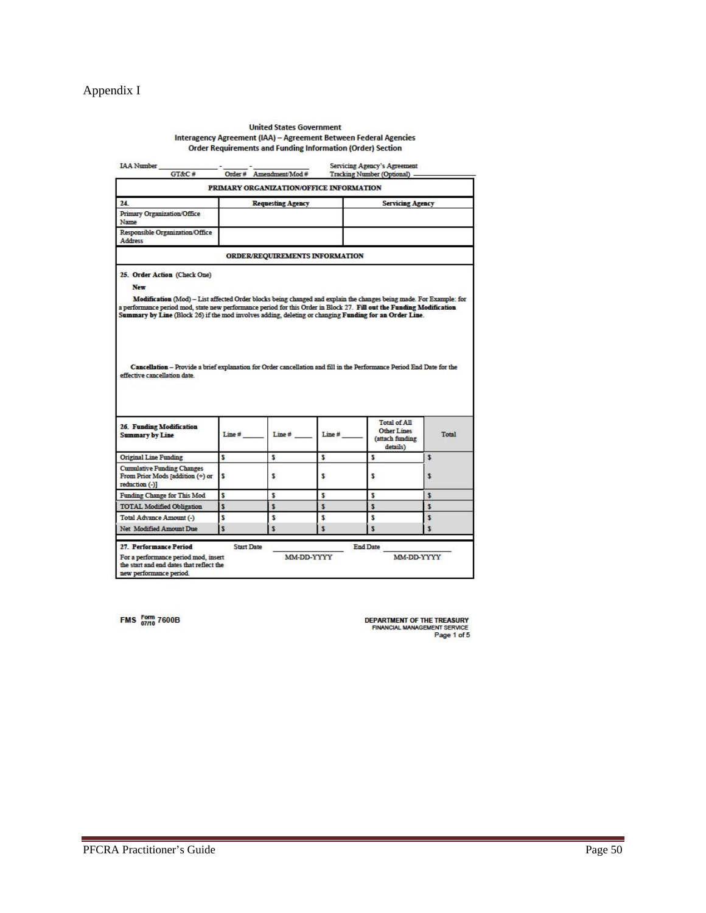Appendix I

**United States Government**
**Interagency Agreement (IAA) – Agreement Between Federal Agencies**
**Order Requirements and Funding Information (Order) Section**

IAA Number ________________ - ______ - ________________ Servicing Agency's Agreement Tracking Number (Optional) ________________
GT&C # Order # Amendment/Mod #

| PRIMARY ORGANIZATION/OFFICE INFORMATION | | |
|---|---|---|
| **24.** | **Requesting Agency** | **Servicing Agency** |
| Primary Organization/Office Name | | |
| Responsible Organization/Office Address | | |

**ORDER/REQUIREMENTS INFORMATION**

**25. Order Action** (Check One)

**New**

**Modification** (Mod) – List affected Order blocks being changed and explain the changes being made. For Example: for a performance period mod, state new performance period for this Order in Block 27. **Fill out the Funding Modification Summary by Line** (Block 26) if the mod involves adding, deleting or changing **Funding for an Order Line**.

**Cancellation** – Provide a brief explanation for Order cancellation and fill in the Performance Period End Date for the effective cancellation date.

| **26. Funding Modification Summary by Line** | Line # _____ | Line # _____ | Line # _____ | Total of All Other Lines (attach funding details) | Total |
|---|---|---|---|---|---|
| Original Line Funding | $ | $ | $ | $ | $ |
| Cumulative Funding Changes From Prior Mods [addition (+) or reduction (-)] | $ | $ | $ | $ | $ |
| Funding Change for This Mod | $ | $ | $ | $ | $ |
| TOTAL Modified Obligation | $ | $ | $ | $ | $ |
| Total Advance Amount (-) | $ | $ | $ | $ | $ |
| Net Modified Amount Due | $ | $ | $ | $ | $ |

| **27. Performance Period** | Start Date ________________ | End Date ________________ |
|---|---|---|
| For a performance period mod, insert the start and end dates that reflect the new performance period. | MM-DD-YYYY | MM-DD-YYYY |

FMS Form 07/10 7600B

DEPARTMENT OF THE TREASURY
FINANCIAL MANAGEMENT SERVICE
Page 1 of 5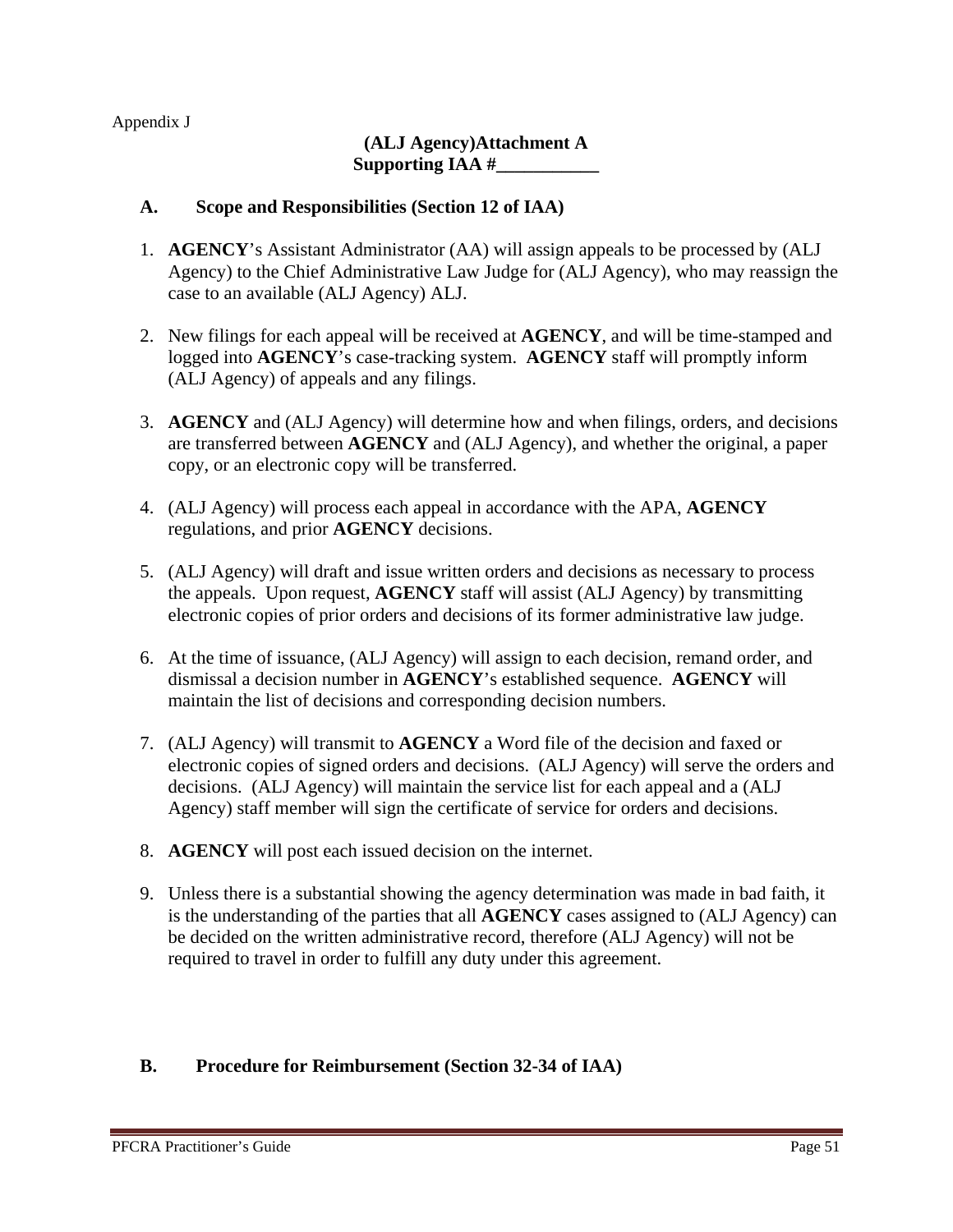Appendix J

**(ALJ Agency)Attachment A**
**Supporting IAA #___________**

## A. Scope and Responsibilities (Section 12 of IAA)

1. **AGENCY**'s Assistant Administrator (AA) will assign appeals to be processed by (ALJ Agency) to the Chief Administrative Law Judge for (ALJ Agency), who may reassign the case to an available (ALJ Agency) ALJ.

2. New filings for each appeal will be received at **AGENCY**, and will be time-stamped and logged into **AGENCY**'s case-tracking system. **AGENCY** staff will promptly inform (ALJ Agency) of appeals and any filings.

3. **AGENCY** and (ALJ Agency) will determine how and when filings, orders, and decisions are transferred between **AGENCY** and (ALJ Agency), and whether the original, a paper copy, or an electronic copy will be transferred.

4. (ALJ Agency) will process each appeal in accordance with the APA, **AGENCY** regulations, and prior **AGENCY** decisions.

5. (ALJ Agency) will draft and issue written orders and decisions as necessary to process the appeals. Upon request, **AGENCY** staff will assist (ALJ Agency) by transmitting electronic copies of prior orders and decisions of its former administrative law judge.

6. At the time of issuance, (ALJ Agency) will assign to each decision, remand order, and dismissal a decision number in **AGENCY**'s established sequence. **AGENCY** will maintain the list of decisions and corresponding decision numbers.

7. (ALJ Agency) will transmit to **AGENCY** a Word file of the decision and faxed or electronic copies of signed orders and decisions. (ALJ Agency) will serve the orders and decisions. (ALJ Agency) will maintain the service list for each appeal and a (ALJ Agency) staff member will sign the certificate of service for orders and decisions.

8. **AGENCY** will post each issued decision on the internet.

9. Unless there is a substantial showing the agency determination was made in bad faith, it is the understanding of the parties that all **AGENCY** cases assigned to (ALJ Agency) can be decided on the written administrative record, therefore (ALJ Agency) will not be required to travel in order to fulfill any duty under this agreement.

## B. Procedure for Reimbursement (Section 32-34 of IAA)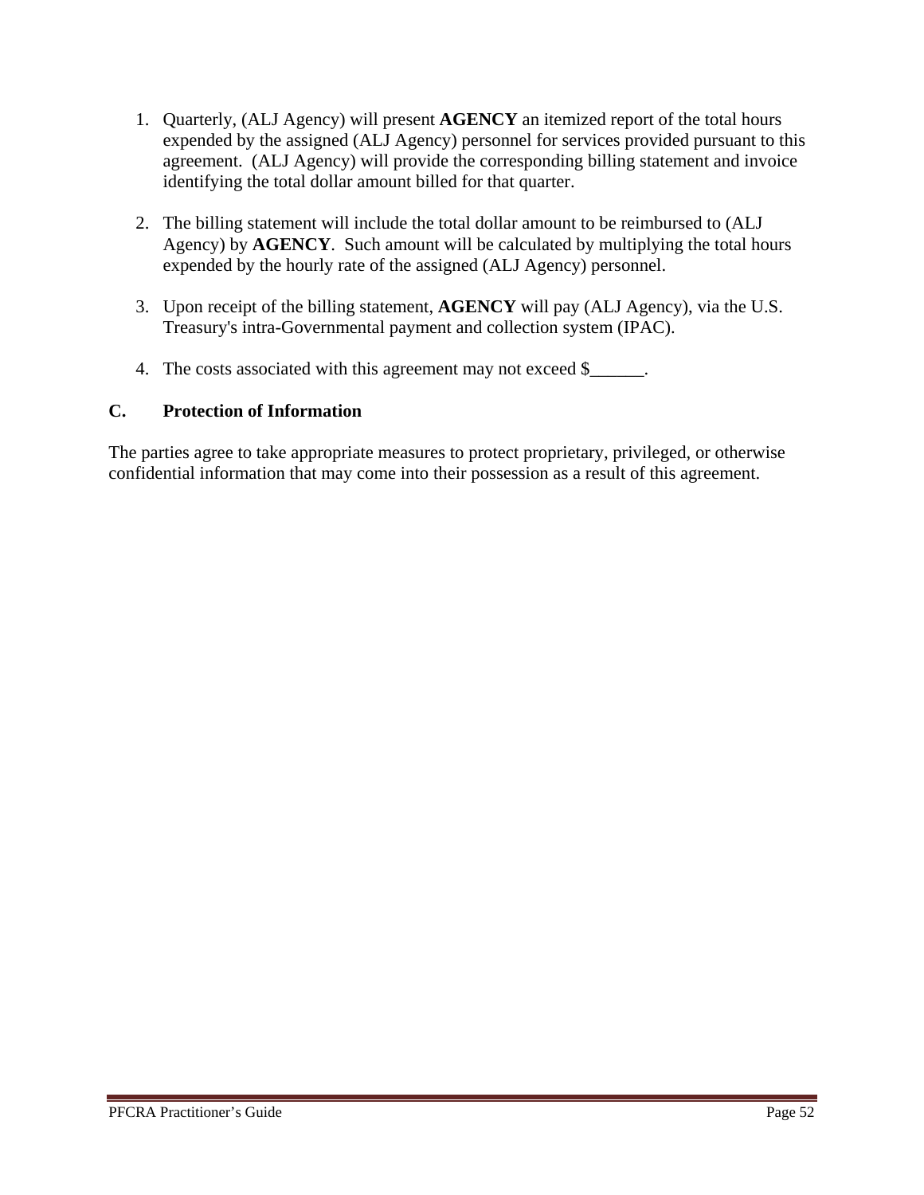1. Quarterly, (ALJ Agency) will present **AGENCY** an itemized report of the total hours expended by the assigned (ALJ Agency) personnel for services provided pursuant to this agreement. (ALJ Agency) will provide the corresponding billing statement and invoice identifying the total dollar amount billed for that quarter.

2. The billing statement will include the total dollar amount to be reimbursed to (ALJ Agency) by **AGENCY**. Such amount will be calculated by multiplying the total hours expended by the hourly rate of the assigned (ALJ Agency) personnel.

3. Upon receipt of the billing statement, **AGENCY** will pay (ALJ Agency), via the U.S. Treasury's intra-Governmental payment and collection system (IPAC).

4. The costs associated with this agreement may not exceed $______.

### C. Protection of Information

The parties agree to take appropriate measures to protect proprietary, privileged, or otherwise confidential information that may come into their possession as a result of this agreement.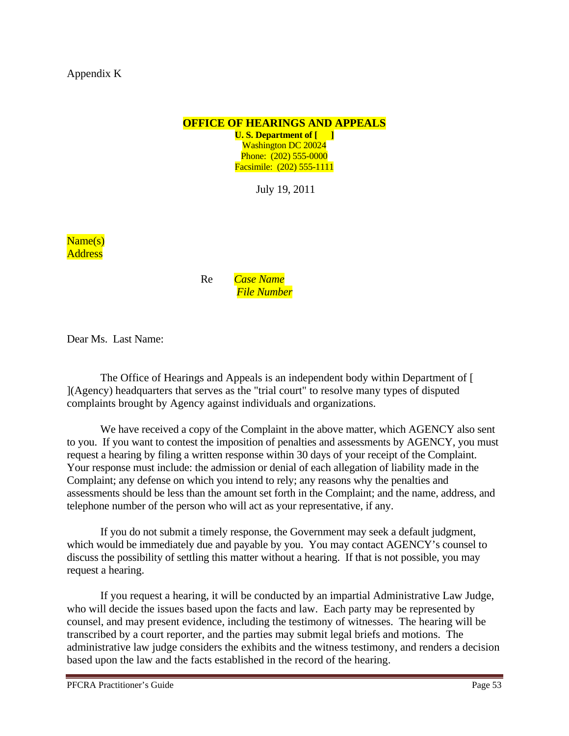Appendix K

**OFFICE OF HEARINGS AND APPEALS**
**U. S. Department of [ ]**
Washington DC 20024
Phone: (202) 555-0000
Facsimile: (202) 555-1111

July 19, 2011

Name(s)
Address

Re *Case Name*
*File Number*

Dear Ms. Last Name:

The Office of Hearings and Appeals is an independent body within Department of [ ](Agency) headquarters that serves as the "trial court" to resolve many types of disputed complaints brought by Agency against individuals and organizations.

We have received a copy of the Complaint in the above matter, which AGENCY also sent to you. If you want to contest the imposition of penalties and assessments by AGENCY, you must request a hearing by filing a written response within 30 days of your receipt of the Complaint. Your response must include: the admission or denial of each allegation of liability made in the Complaint; any defense on which you intend to rely; any reasons why the penalties and assessments should be less than the amount set forth in the Complaint; and the name, address, and telephone number of the person who will act as your representative, if any.

If you do not submit a timely response, the Government may seek a default judgment, which would be immediately due and payable by you. You may contact AGENCY's counsel to discuss the possibility of settling this matter without a hearing. If that is not possible, you may request a hearing.

If you request a hearing, it will be conducted by an impartial Administrative Law Judge, who will decide the issues based upon the facts and law. Each party may be represented by counsel, and may present evidence, including the testimony of witnesses. The hearing will be transcribed by a court reporter, and the parties may submit legal briefs and motions. The administrative law judge considers the exhibits and the witness testimony, and renders a decision based upon the law and the facts established in the record of the hearing.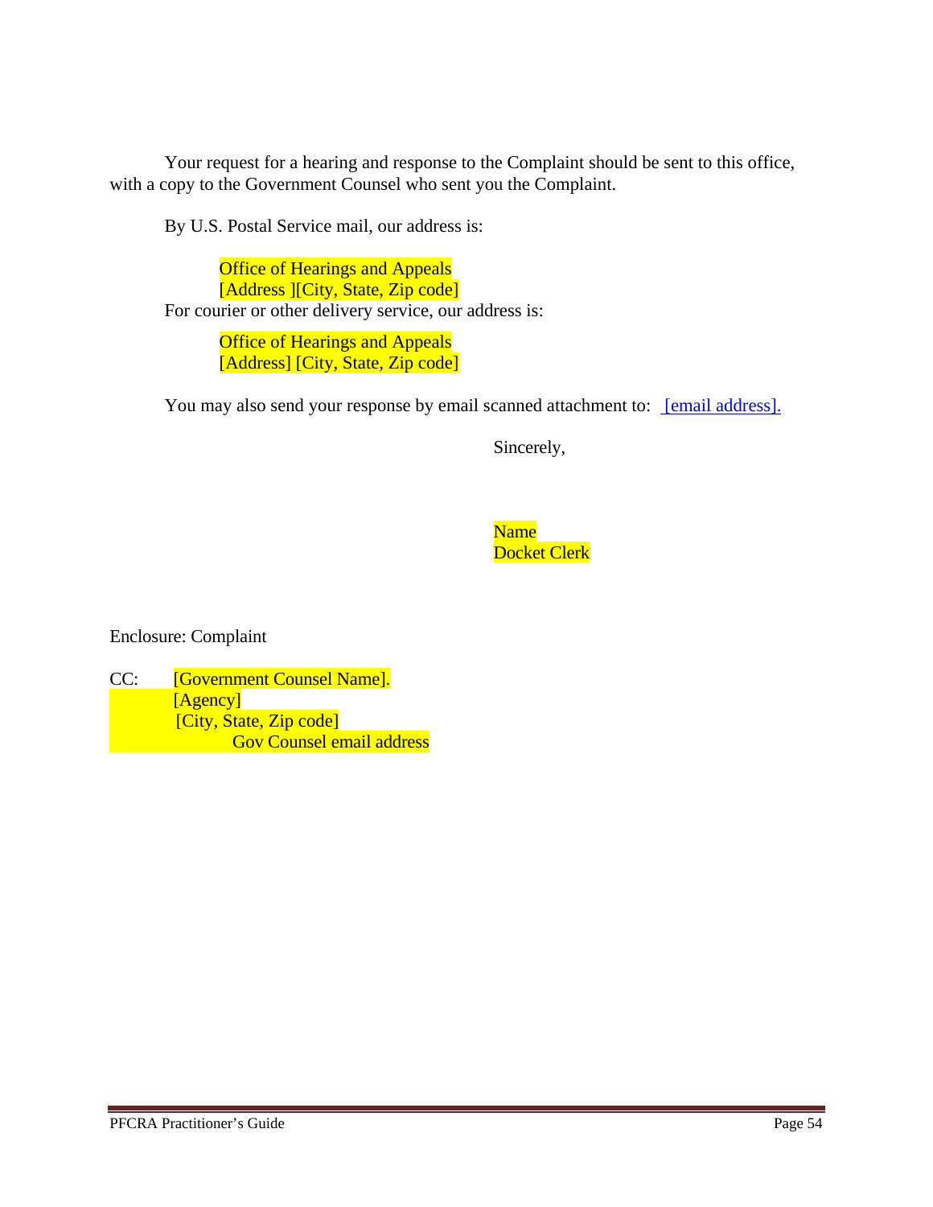Your request for a hearing and response to the Complaint should be sent to this office, with a copy to the Government Counsel who sent you the Complaint.

By U.S. Postal Service mail, our address is:

Office of Hearings and Appeals
[Address ][City, State, Zip code]

For courier or other delivery service, our address is:

Office of Hearings and Appeals
[Address] [City, State, Zip code]

You may also send your response by email scanned attachment to: [email address].

Sincerely,

Name
Docket Clerk

Enclosure: Complaint

CC: [Government Counsel Name].
[Agency]
[City, State, Zip code]
Gov Counsel email address